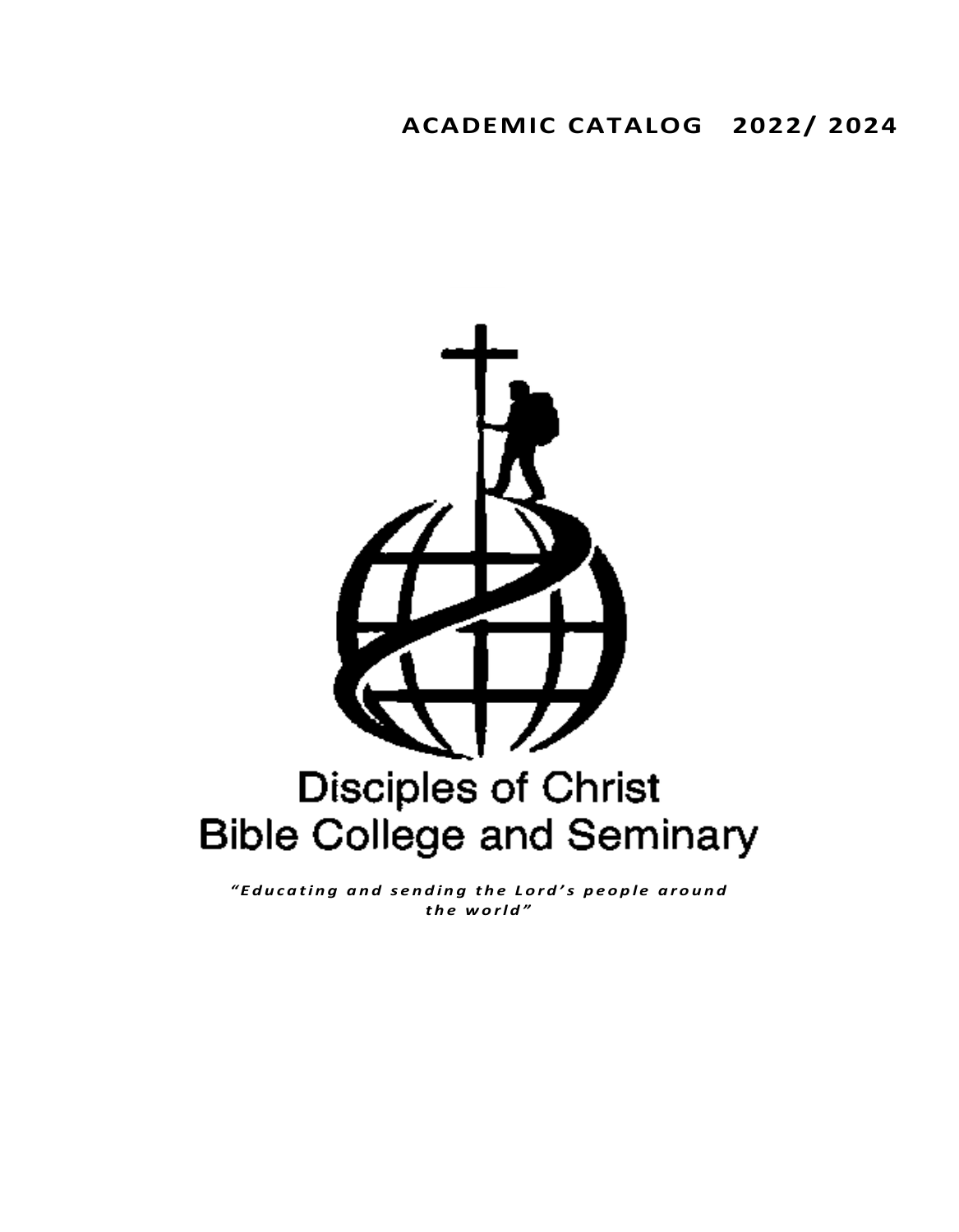# ACADEMIC CATALOG 2022/ 2024

Disciples of Christ
Bible College and Seminary

*"Educating and sending the Lord's people around the world"*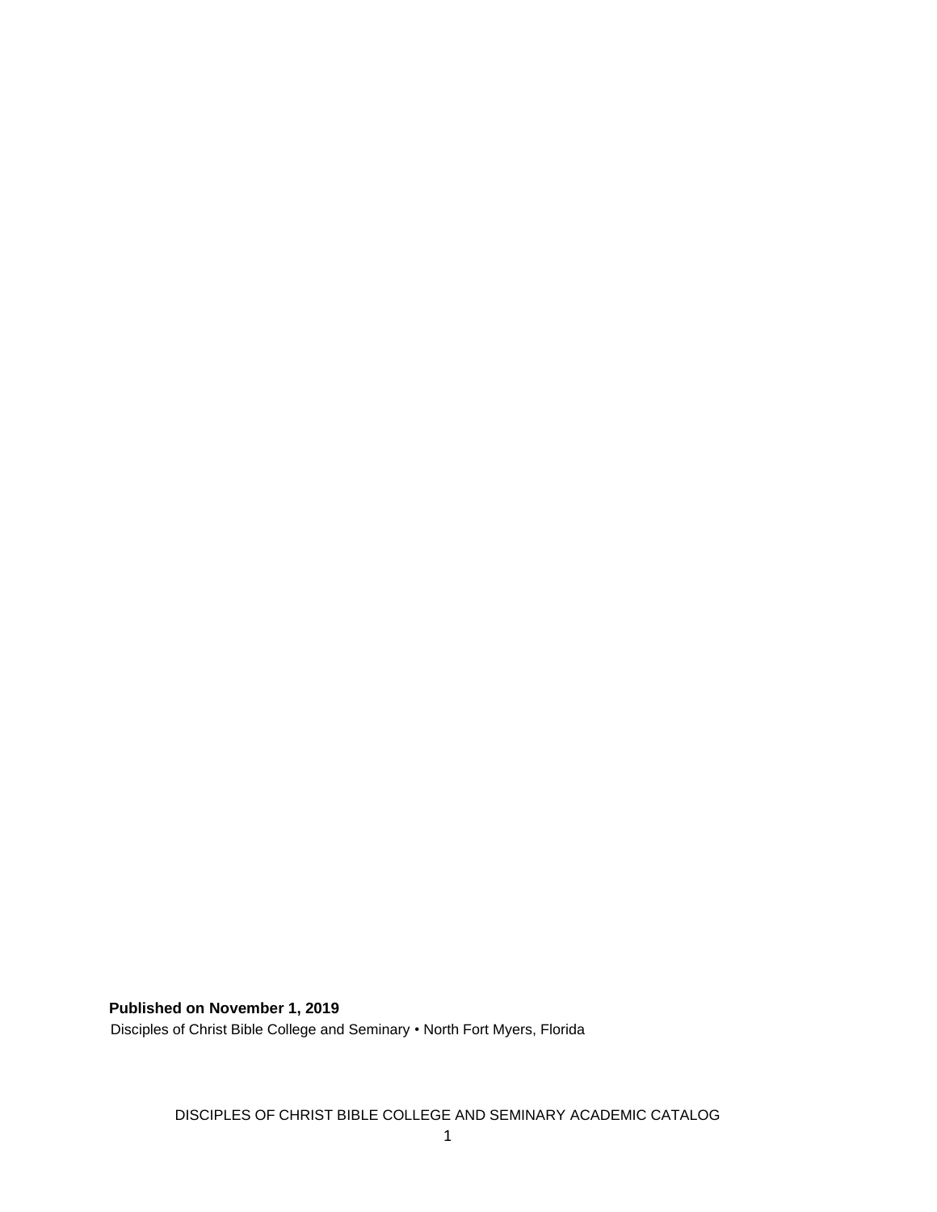**Published on November 1, 2019**

Disciples of Christ Bible College and Seminary • North Fort Myers, Florida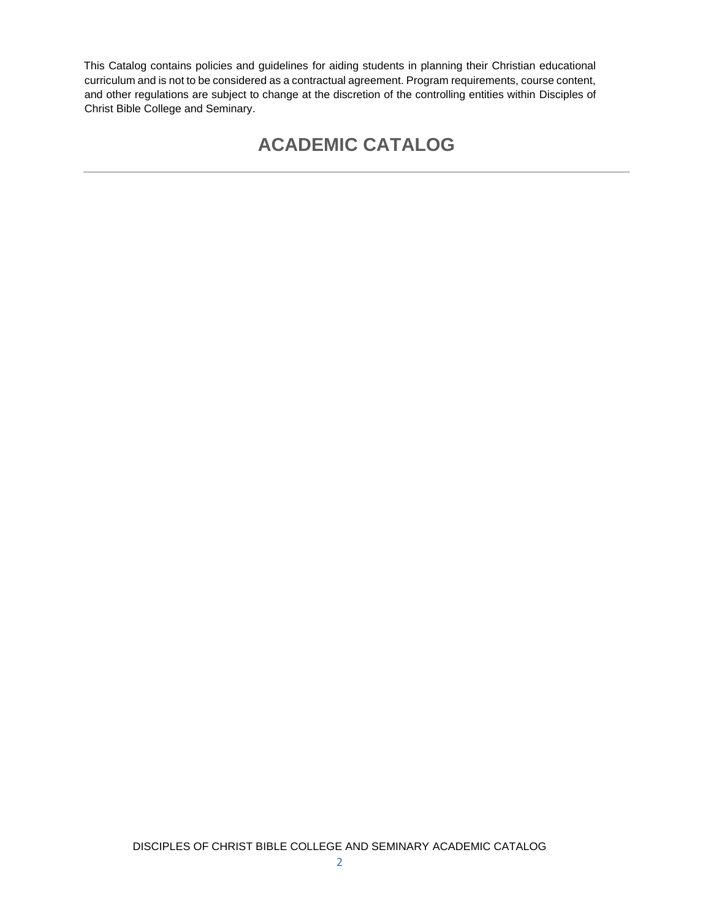This Catalog contains policies and guidelines for aiding students in planning their Christian educational curriculum and is not to be considered as a contractual agreement. Program requirements, course content, and other regulations are subject to change at the discretion of the controlling entities within Disciples of Christ Bible College and Seminary.

# ACADEMIC CATALOG

---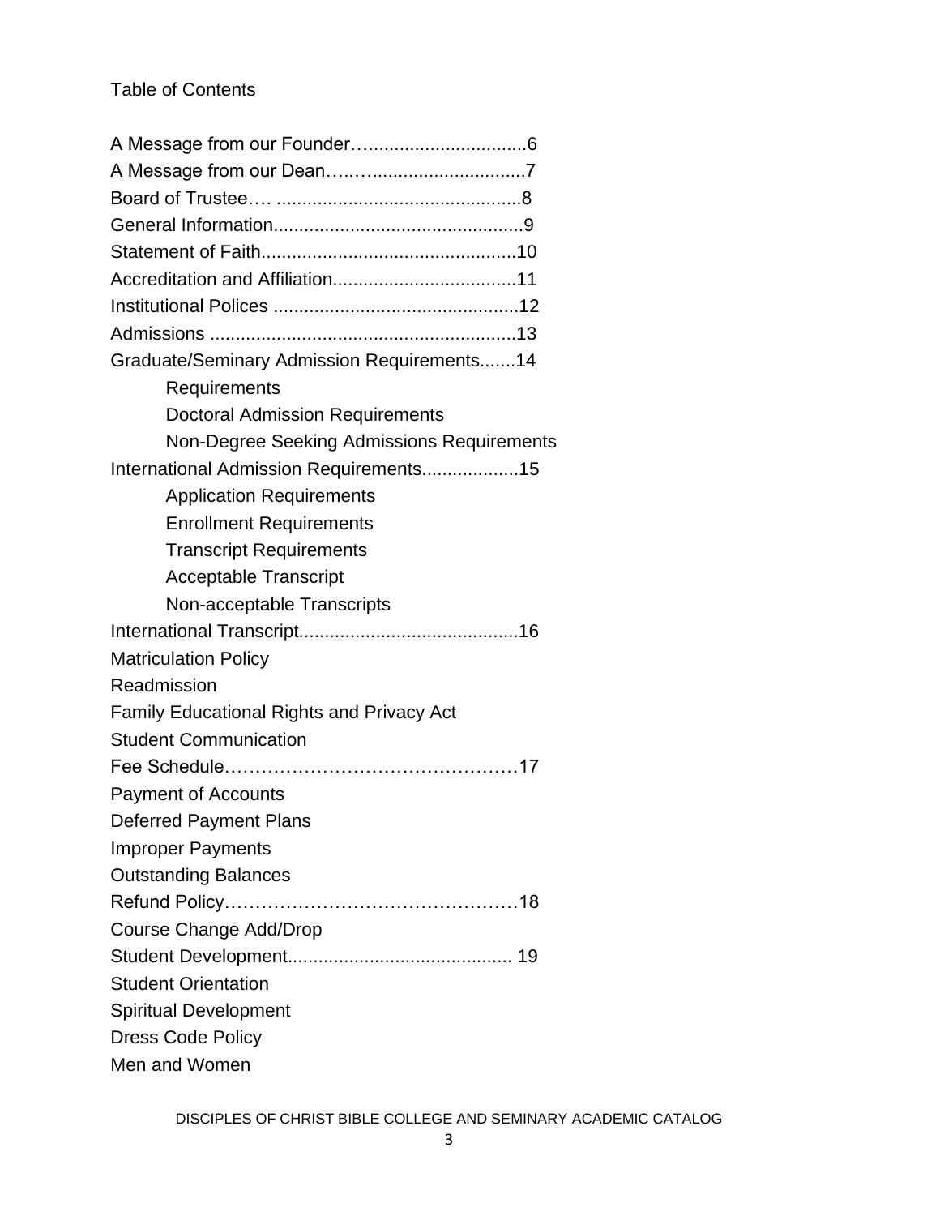Table of Contents

A Message from our Founder…...............................6
A Message from our Dean…..…..............................7
Board of Trustee…. ...............................................8
General Information.................................................9
Statement of Faith..................................................10
Accreditation and Affiliation...................................11
Institutional Polices ................................................12
Admissions ...........................................................13
Graduate/Seminary Admission Requirements.......14
- Requirements
- Doctoral Admission Requirements
- Non-Degree Seeking Admissions Requirements

International Admission Requirements...................15
- Application Requirements
- Enrollment Requirements
- Transcript Requirements
- Acceptable Transcript
- Non-acceptable Transcripts

International Transcript...........................................16
Matriculation Policy
Readmission
Family Educational Rights and Privacy Act
Student Communication
Fee Schedule…………………………………………17
Payment of Accounts
Deferred Payment Plans
Improper Payments
Outstanding Balances
Refund Policy…………………………………………18
Course Change Add/Drop
Student Development........................................... 19
Student Orientation
Spiritual Development
Dress Code Policy
Men and Women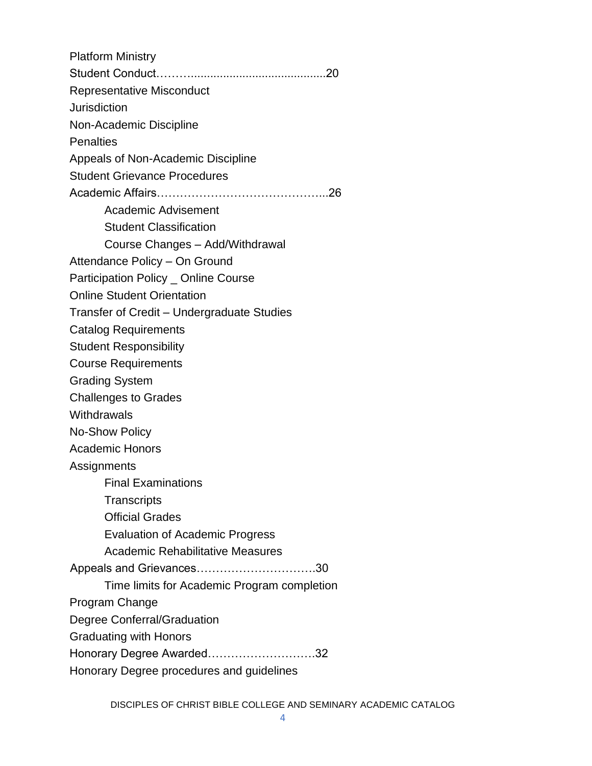Platform Ministry

Student Conduct……..........................................20

Representative Misconduct

Jurisdiction

Non-Academic Discipline

Penalties

Appeals of Non-Academic Discipline

Student Grievance Procedures

Academic Affairs……………………………………...26

- Academic Advisement
- Student Classification
- Course Changes – Add/Withdrawal

Attendance Policy – On Ground

Participation Policy _ Online Course

Online Student Orientation

Transfer of Credit – Undergraduate Studies

Catalog Requirements

Student Responsibility

Course Requirements

Grading System

Challenges to Grades

Withdrawals

No-Show Policy

Academic Honors

Assignments

- Final Examinations
- Transcripts
- Official Grades
- Evaluation of Academic Progress
- Academic Rehabilitative Measures

Appeals and Grievances………………………….30

- Time limits for Academic Program completion

Program Change

Degree Conferral/Graduation

Graduating with Honors

Honorary Degree Awarded……………………….32

Honorary Degree procedures and guidelines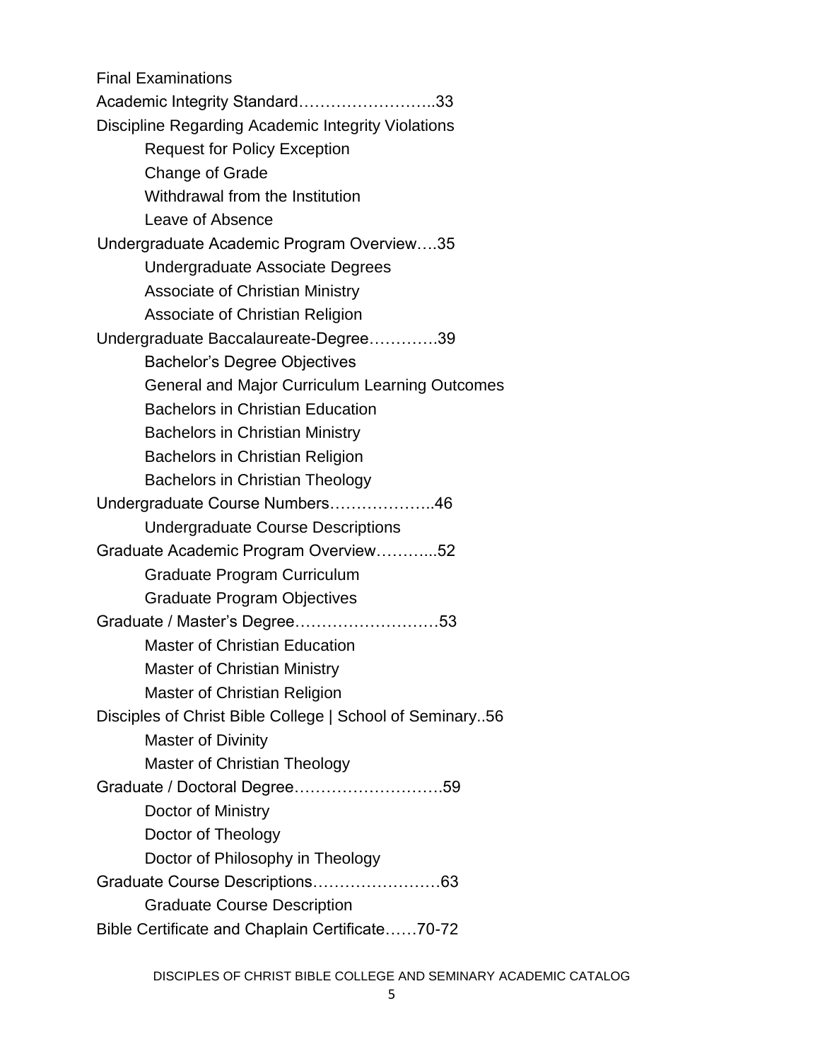Final Examinations

Academic Integrity Standard……………………..33

Discipline Regarding Academic Integrity Violations

- Request for Policy Exception
- Change of Grade
- Withdrawal from the Institution
- Leave of Absence

Undergraduate Academic Program Overview….35

- Undergraduate Associate Degrees
- Associate of Christian Ministry
- Associate of Christian Religion

Undergraduate Baccalaureate-Degree………….39

- Bachelor's Degree Objectives
- General and Major Curriculum Learning Outcomes
- Bachelors in Christian Education
- Bachelors in Christian Ministry
- Bachelors in Christian Religion
- Bachelors in Christian Theology

Undergraduate Course Numbers………………..46

- Undergraduate Course Descriptions

Graduate Academic Program Overview………...52

- Graduate Program Curriculum
- Graduate Program Objectives

Graduate / Master's Degree………………….….53

- Master of Christian Education
- Master of Christian Ministry
- Master of Christian Religion

Disciples of Christ Bible College | School of Seminary..56

- Master of Divinity
- Master of Christian Theology

Graduate / Doctoral Degree……………………….59

- Doctor of Ministry
- Doctor of Theology
- Doctor of Philosophy in Theology

Graduate Course Descriptions……………………63

- Graduate Course Description

Bible Certificate and Chaplain Certificate……70-72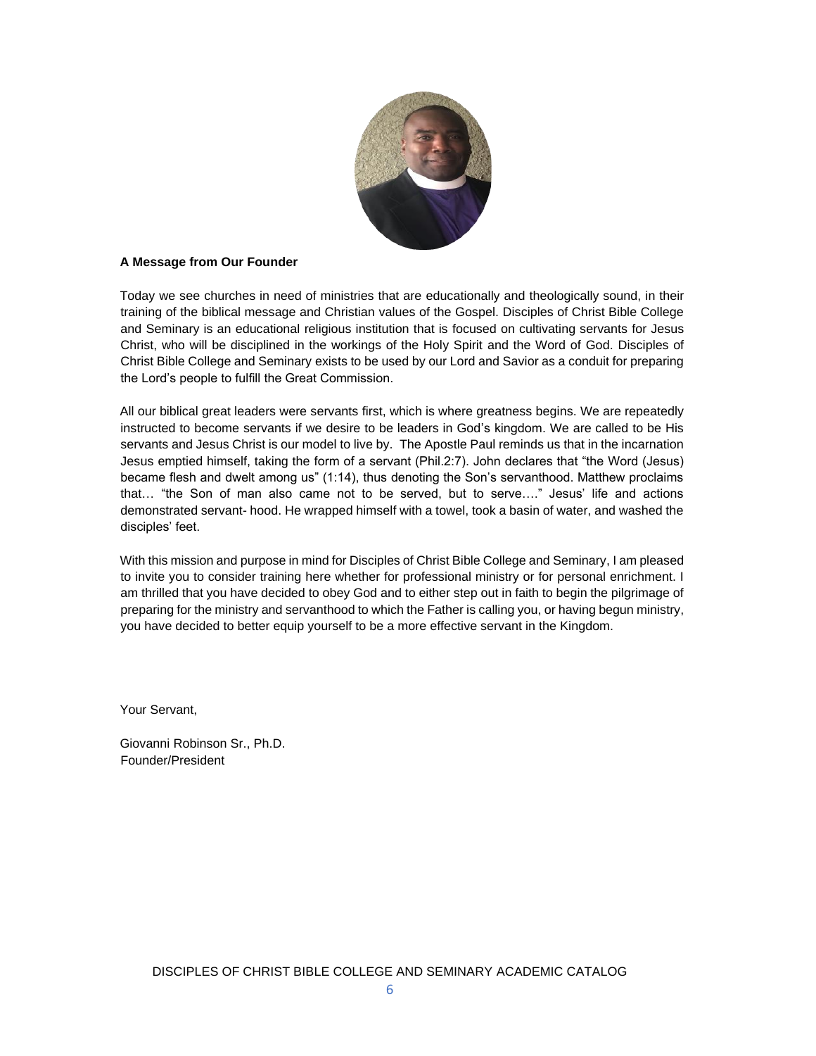**A Message from Our Founder**

Today we see churches in need of ministries that are educationally and theologically sound, in their training of the biblical message and Christian values of the Gospel. Disciples of Christ Bible College and Seminary is an educational religious institution that is focused on cultivating servants for Jesus Christ, who will be disciplined in the workings of the Holy Spirit and the Word of God. Disciples of Christ Bible College and Seminary exists to be used by our Lord and Savior as a conduit for preparing the Lord's people to fulfill the Great Commission.

All our biblical great leaders were servants first, which is where greatness begins. We are repeatedly instructed to become servants if we desire to be leaders in God's kingdom. We are called to be His servants and Jesus Christ is our model to live by. The Apostle Paul reminds us that in the incarnation Jesus emptied himself, taking the form of a servant (Phil.2:7). John declares that "the Word (Jesus) became flesh and dwelt among us" (1:14), thus denoting the Son's servanthood. Matthew proclaims that… "the Son of man also came not to be served, but to serve…." Jesus' life and actions demonstrated servant- hood. He wrapped himself with a towel, took a basin of water, and washed the disciples' feet.

With this mission and purpose in mind for Disciples of Christ Bible College and Seminary, I am pleased to invite you to consider training here whether for professional ministry or for personal enrichment. I am thrilled that you have decided to obey God and to either step out in faith to begin the pilgrimage of preparing for the ministry and servanthood to which the Father is calling you, or having begun ministry, you have decided to better equip yourself to be a more effective servant in the Kingdom.

Your Servant,

Giovanni Robinson Sr., Ph.D.
Founder/President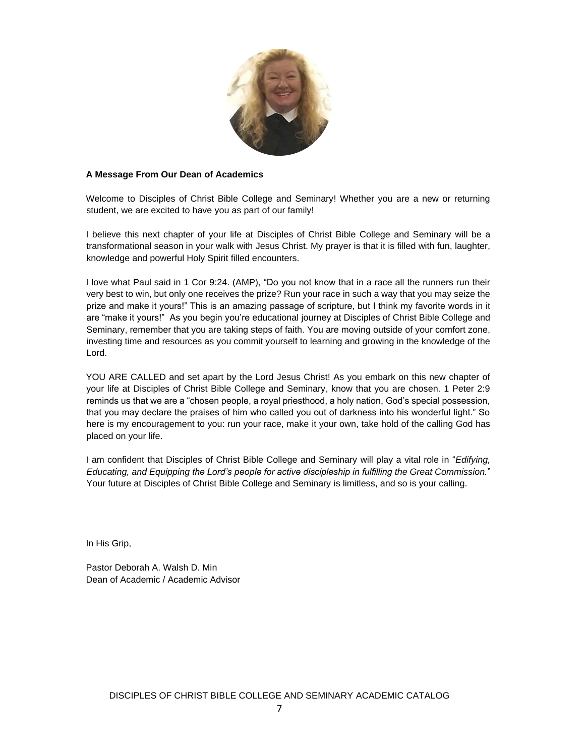**A Message From Our Dean of Academics**

Welcome to Disciples of Christ Bible College and Seminary! Whether you are a new or returning student, we are excited to have you as part of our family!

I believe this next chapter of your life at Disciples of Christ Bible College and Seminary will be a transformational season in your walk with Jesus Christ. My prayer is that it is filled with fun, laughter, knowledge and powerful Holy Spirit filled encounters.

I love what Paul said in 1 Cor 9:24. (AMP), "Do you not know that in a race all the runners run their very best to win, but only one receives the prize? Run your race in such a way that you may seize the prize and make it yours!" This is an amazing passage of scripture, but I think my favorite words in it are "make it yours!" As you begin you're educational journey at Disciples of Christ Bible College and Seminary, remember that you are taking steps of faith. You are moving outside of your comfort zone, investing time and resources as you commit yourself to learning and growing in the knowledge of the Lord.

YOU ARE CALLED and set apart by the Lord Jesus Christ! As you embark on this new chapter of your life at Disciples of Christ Bible College and Seminary, know that you are chosen. 1 Peter 2:9 reminds us that we are a "chosen people, a royal priesthood, a holy nation, God's special possession, that you may declare the praises of him who called you out of darkness into his wonderful light." So here is my encouragement to you: run your race, make it your own, take hold of the calling God has placed on your life.

I am confident that Disciples of Christ Bible College and Seminary will play a vital role in "*Edifying, Educating, and Equipping the Lord's people for active discipleship in fulfilling the Great Commission.*" Your future at Disciples of Christ Bible College and Seminary is limitless, and so is your calling.

In His Grip,

Pastor Deborah A. Walsh D. Min
Dean of Academic / Academic Advisor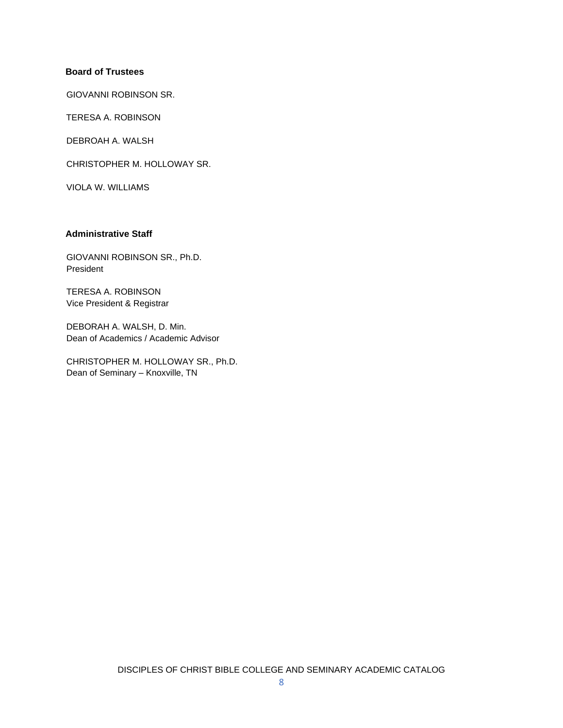## Board of Trustees

GIOVANNI ROBINSON SR.

TERESA A. ROBINSON

DEBROAH A. WALSH

CHRISTOPHER M. HOLLOWAY SR.

VIOLA W. WILLIAMS

## Administrative Staff

GIOVANNI ROBINSON SR., Ph.D.
President

TERESA A. ROBINSON
Vice President & Registrar

DEBORAH A. WALSH, D. Min.
Dean of Academics / Academic Advisor

CHRISTOPHER M. HOLLOWAY SR., Ph.D.
Dean of Seminary – Knoxville, TN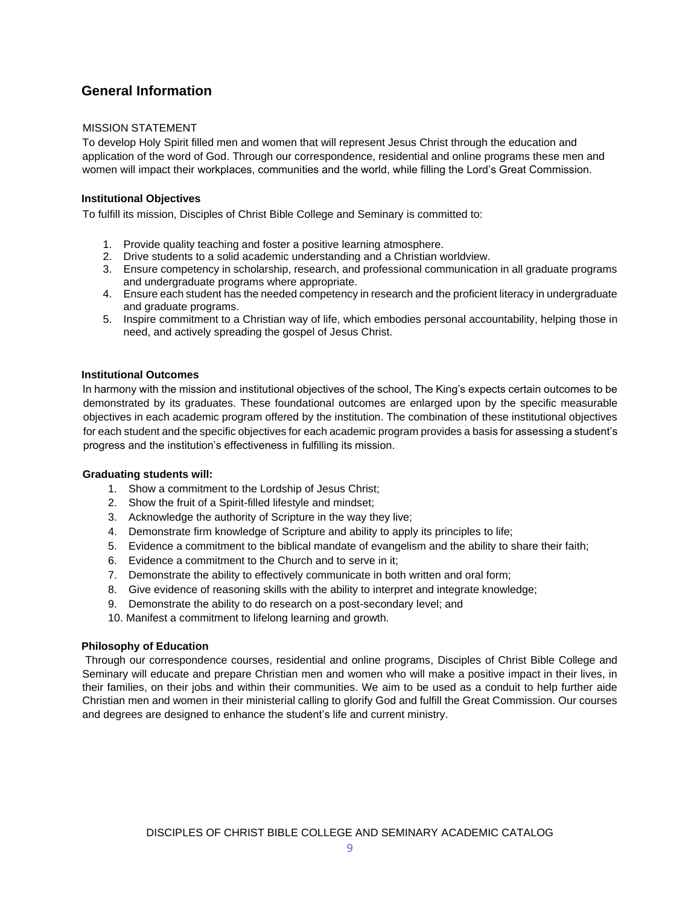## General Information

MISSION STATEMENT

To develop Holy Spirit filled men and women that will represent Jesus Christ through the education and application of the word of God. Through our correspondence, residential and online programs these men and women will impact their workplaces, communities and the world, while filling the Lord's Great Commission.

### Institutional Objectives

To fulfill its mission, Disciples of Christ Bible College and Seminary is committed to:

1. Provide quality teaching and foster a positive learning atmosphere.
2. Drive students to a solid academic understanding and a Christian worldview.
3. Ensure competency in scholarship, research, and professional communication in all graduate programs and undergraduate programs where appropriate.
4. Ensure each student has the needed competency in research and the proficient literacy in undergraduate and graduate programs.
5. Inspire commitment to a Christian way of life, which embodies personal accountability, helping those in need, and actively spreading the gospel of Jesus Christ.

### Institutional Outcomes

In harmony with the mission and institutional objectives of the school, The King's expects certain outcomes to be demonstrated by its graduates. These foundational outcomes are enlarged upon by the specific measurable objectives in each academic program offered by the institution. The combination of these institutional objectives for each student and the specific objectives for each academic program provides a basis for assessing a student's progress and the institution's effectiveness in fulfilling its mission.

**Graduating students will:**

1. Show a commitment to the Lordship of Jesus Christ;
2. Show the fruit of a Spirit-filled lifestyle and mindset;
3. Acknowledge the authority of Scripture in the way they live;
4. Demonstrate firm knowledge of Scripture and ability to apply its principles to life;
5. Evidence a commitment to the biblical mandate of evangelism and the ability to share their faith;
6. Evidence a commitment to the Church and to serve in it;
7. Demonstrate the ability to effectively communicate in both written and oral form;
8. Give evidence of reasoning skills with the ability to interpret and integrate knowledge;
9. Demonstrate the ability to do research on a post-secondary level; and
10. Manifest a commitment to lifelong learning and growth.

### Philosophy of Education

Through our correspondence courses, residential and online programs, Disciples of Christ Bible College and Seminary will educate and prepare Christian men and women who will make a positive impact in their lives, in their families, on their jobs and within their communities. We aim to be used as a conduit to help further aide Christian men and women in their ministerial calling to glorify God and fulfill the Great Commission. Our courses and degrees are designed to enhance the student's life and current ministry.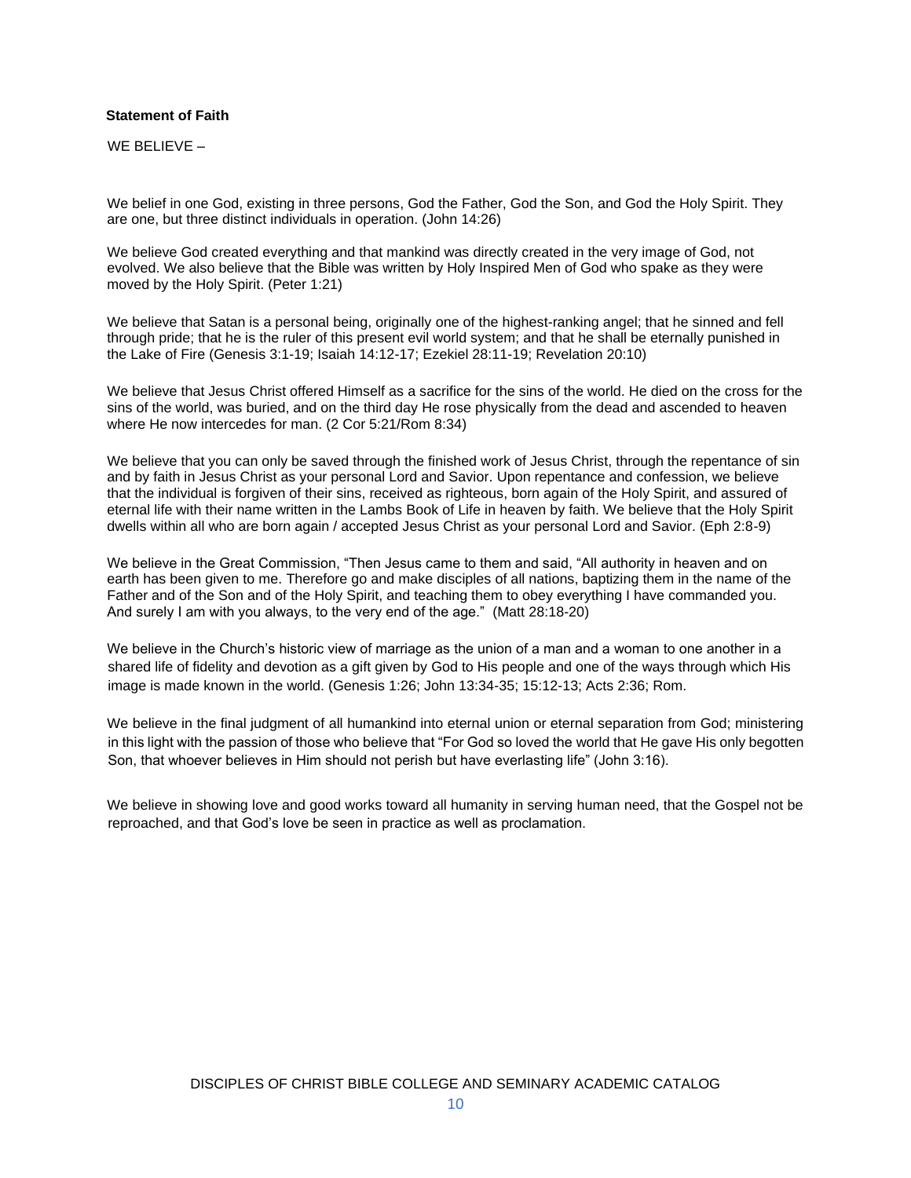**Statement of Faith**

WE BELIEVE –

We belief in one God, existing in three persons, God the Father, God the Son, and God the Holy Spirit. They are one, but three distinct individuals in operation. (John 14:26)

We believe God created everything and that mankind was directly created in the very image of God, not evolved. We also believe that the Bible was written by Holy Inspired Men of God who spake as they were moved by the Holy Spirit. (Peter 1:21)

We believe that Satan is a personal being, originally one of the highest-ranking angel; that he sinned and fell through pride; that he is the ruler of this present evil world system; and that he shall be eternally punished in the Lake of Fire (Genesis 3:1-19; Isaiah 14:12-17; Ezekiel 28:11-19; Revelation 20:10)

We believe that Jesus Christ offered Himself as a sacrifice for the sins of the world. He died on the cross for the sins of the world, was buried, and on the third day He rose physically from the dead and ascended to heaven where He now intercedes for man. (2 Cor 5:21/Rom 8:34)

We believe that you can only be saved through the finished work of Jesus Christ, through the repentance of sin and by faith in Jesus Christ as your personal Lord and Savior. Upon repentance and confession, we believe that the individual is forgiven of their sins, received as righteous, born again of the Holy Spirit, and assured of eternal life with their name written in the Lambs Book of Life in heaven by faith. We believe that the Holy Spirit dwells within all who are born again / accepted Jesus Christ as your personal Lord and Savior. (Eph 2:8-9)

We believe in the Great Commission, "Then Jesus came to them and said, "All authority in heaven and on earth has been given to me. Therefore go and make disciples of all nations, baptizing them in the name of the Father and of the Son and of the Holy Spirit, and teaching them to obey everything I have commanded you. And surely I am with you always, to the very end of the age." (Matt 28:18-20)

We believe in the Church's historic view of marriage as the union of a man and a woman to one another in a shared life of fidelity and devotion as a gift given by God to His people and one of the ways through which His image is made known in the world. (Genesis 1:26; John 13:34-35; 15:12-13; Acts 2:36; Rom.

We believe in the final judgment of all humankind into eternal union or eternal separation from God; ministering in this light with the passion of those who believe that "For God so loved the world that He gave His only begotten Son, that whoever believes in Him should not perish but have everlasting life" (John 3:16).

We believe in showing love and good works toward all humanity in serving human need, that the Gospel not be reproached, and that God's love be seen in practice as well as proclamation.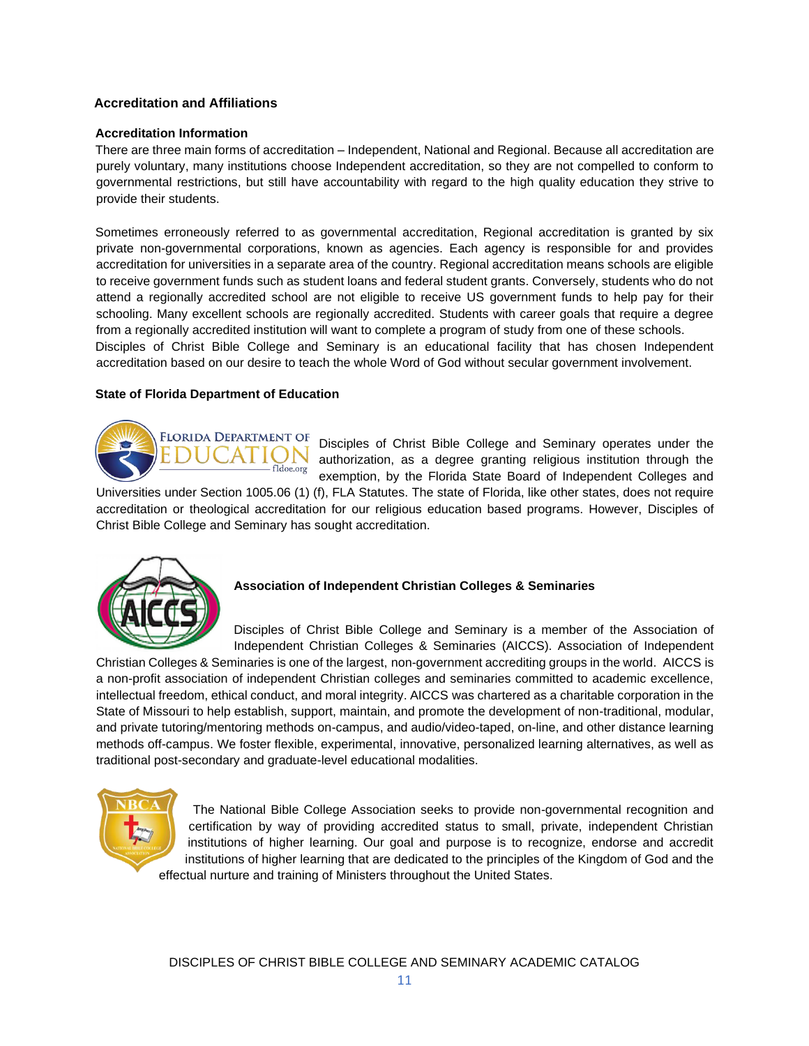## Accreditation and Affiliations

### Accreditation Information

There are three main forms of accreditation – Independent, National and Regional. Because all accreditation are purely voluntary, many institutions choose Independent accreditation, so they are not compelled to conform to governmental restrictions, but still have accountability with regard to the high quality education they strive to provide their students.

Sometimes erroneously referred to as governmental accreditation, Regional accreditation is granted by six private non-governmental corporations, known as agencies. Each agency is responsible for and provides accreditation for universities in a separate area of the country. Regional accreditation means schools are eligible to receive government funds such as student loans and federal student grants. Conversely, students who do not attend a regionally accredited school are not eligible to receive US government funds to help pay for their schooling. Many excellent schools are regionally accredited. Students with career goals that require a degree from a regionally accredited institution will want to complete a program of study from one of these schools. Disciples of Christ Bible College and Seminary is an educational facility that has chosen Independent accreditation based on our desire to teach the whole Word of God without secular government involvement.

### State of Florida Department of Education

Disciples of Christ Bible College and Seminary operates under the authorization, as a degree granting religious institution through the exemption, by the Florida State Board of Independent Colleges and Universities under Section 1005.06 (1) (f), FLA Statutes. The state of Florida, like other states, does not require accreditation or theological accreditation for our religious education based programs. However, Disciples of Christ Bible College and Seminary has sought accreditation.

### Association of Independent Christian Colleges & Seminaries

Disciples of Christ Bible College and Seminary is a member of the Association of Independent Christian Colleges & Seminaries (AICCS). Association of Independent Christian Colleges & Seminaries is one of the largest, non-government accrediting groups in the world. AICCS is a non-profit association of independent Christian colleges and seminaries committed to academic excellence, intellectual freedom, ethical conduct, and moral integrity. AICCS was chartered as a charitable corporation in the State of Missouri to help establish, support, maintain, and promote the development of non-traditional, modular, and private tutoring/mentoring methods on-campus, and audio/video-taped, on-line, and other distance learning methods off-campus. We foster flexible, experimental, innovative, personalized learning alternatives, as well as traditional post-secondary and graduate-level educational modalities.

The National Bible College Association seeks to provide non-governmental recognition and certification by way of providing accredited status to small, private, independent Christian institutions of higher learning. Our goal and purpose is to recognize, endorse and accredit institutions of higher learning that are dedicated to the principles of the Kingdom of God and the effectual nurture and training of Ministers throughout the United States.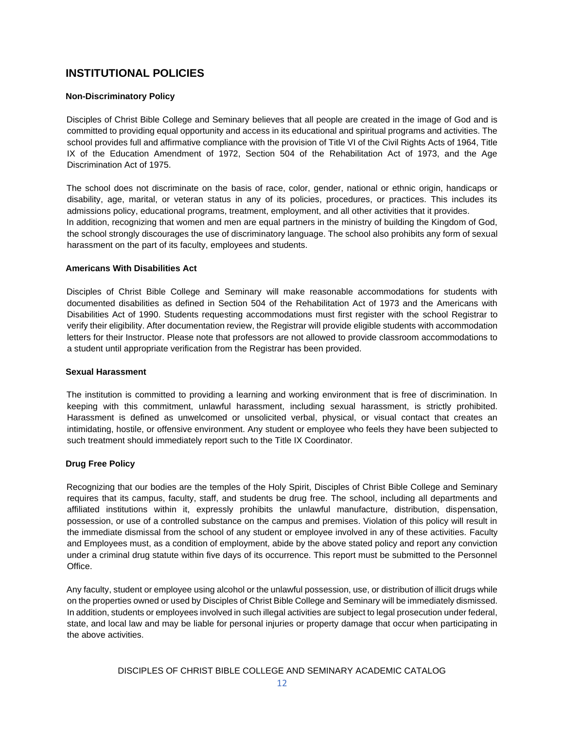## INSTITUTIONAL POLICIES

### Non-Discriminatory Policy

Disciples of Christ Bible College and Seminary believes that all people are created in the image of God and is committed to providing equal opportunity and access in its educational and spiritual programs and activities. The school provides full and affirmative compliance with the provision of Title VI of the Civil Rights Acts of 1964, Title IX of the Education Amendment of 1972, Section 504 of the Rehabilitation Act of 1973, and the Age Discrimination Act of 1975.

The school does not discriminate on the basis of race, color, gender, national or ethnic origin, handicaps or disability, age, marital, or veteran status in any of its policies, procedures, or practices. This includes its admissions policy, educational programs, treatment, employment, and all other activities that it provides. In addition, recognizing that women and men are equal partners in the ministry of building the Kingdom of God, the school strongly discourages the use of discriminatory language. The school also prohibits any form of sexual harassment on the part of its faculty, employees and students.

### Americans With Disabilities Act

Disciples of Christ Bible College and Seminary will make reasonable accommodations for students with documented disabilities as defined in Section 504 of the Rehabilitation Act of 1973 and the Americans with Disabilities Act of 1990. Students requesting accommodations must first register with the school Registrar to verify their eligibility. After documentation review, the Registrar will provide eligible students with accommodation letters for their Instructor. Please note that professors are not allowed to provide classroom accommodations to a student until appropriate verification from the Registrar has been provided.

### Sexual Harassment

The institution is committed to providing a learning and working environment that is free of discrimination. In keeping with this commitment, unlawful harassment, including sexual harassment, is strictly prohibited. Harassment is defined as unwelcomed or unsolicited verbal, physical, or visual contact that creates an intimidating, hostile, or offensive environment. Any student or employee who feels they have been subjected to such treatment should immediately report such to the Title IX Coordinator.

### Drug Free Policy

Recognizing that our bodies are the temples of the Holy Spirit, Disciples of Christ Bible College and Seminary requires that its campus, faculty, staff, and students be drug free. The school, including all departments and affiliated institutions within it, expressly prohibits the unlawful manufacture, distribution, dispensation, possession, or use of a controlled substance on the campus and premises. Violation of this policy will result in the immediate dismissal from the school of any student or employee involved in any of these activities. Faculty and Employees must, as a condition of employment, abide by the above stated policy and report any conviction under a criminal drug statute within five days of its occurrence. This report must be submitted to the Personnel Office.

Any faculty, student or employee using alcohol or the unlawful possession, use, or distribution of illicit drugs while on the properties owned or used by Disciples of Christ Bible College and Seminary will be immediately dismissed. In addition, students or employees involved in such illegal activities are subject to legal prosecution under federal, state, and local law and may be liable for personal injuries or property damage that occur when participating in the above activities.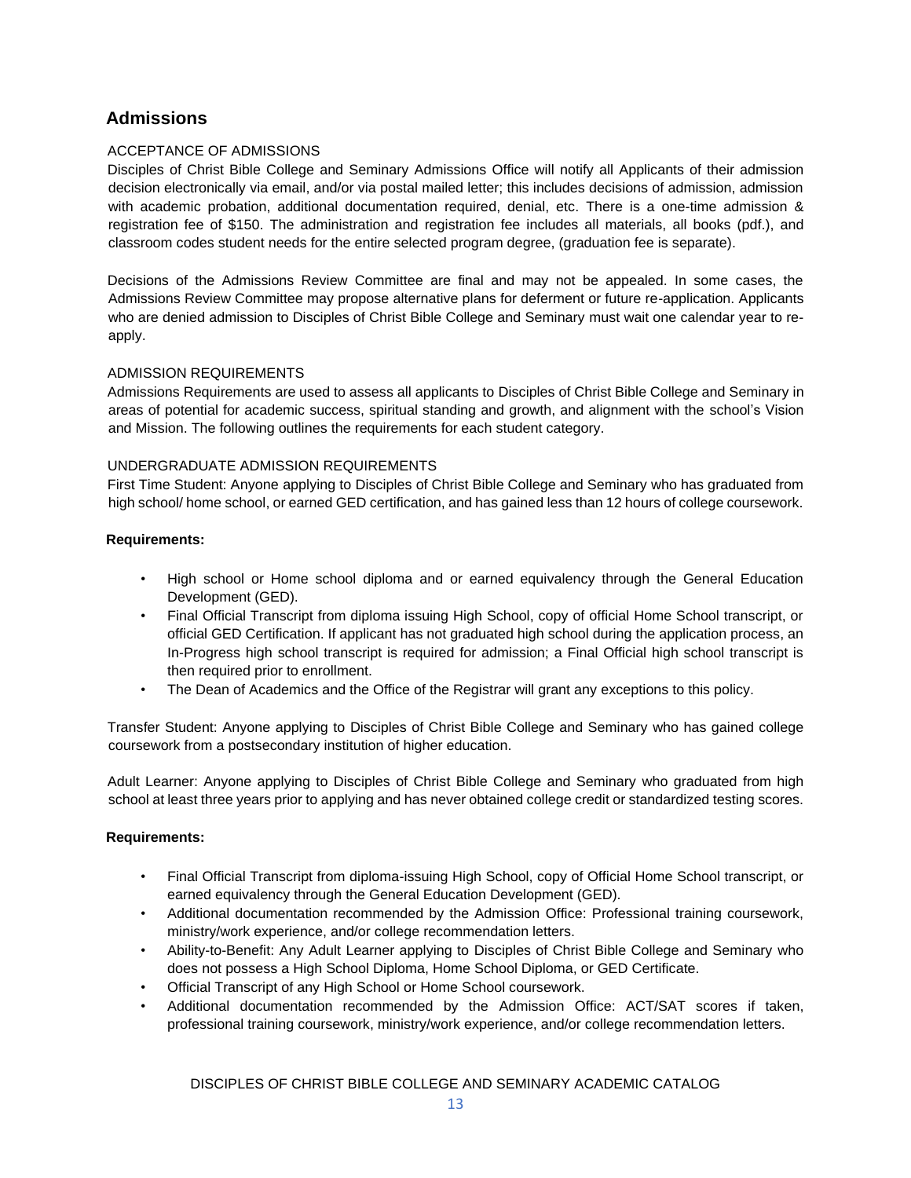## Admissions

ACCEPTANCE OF ADMISSIONS

Disciples of Christ Bible College and Seminary Admissions Office will notify all Applicants of their admission decision electronically via email, and/or via postal mailed letter; this includes decisions of admission, admission with academic probation, additional documentation required, denial, etc. There is a one-time admission & registration fee of $150. The administration and registration fee includes all materials, all books (pdf.), and classroom codes student needs for the entire selected program degree, (graduation fee is separate).

Decisions of the Admissions Review Committee are final and may not be appealed. In some cases, the Admissions Review Committee may propose alternative plans for deferment or future re-application. Applicants who are denied admission to Disciples of Christ Bible College and Seminary must wait one calendar year to re-apply.

ADMISSION REQUIREMENTS

Admissions Requirements are used to assess all applicants to Disciples of Christ Bible College and Seminary in areas of potential for academic success, spiritual standing and growth, and alignment with the school's Vision and Mission. The following outlines the requirements for each student category.

UNDERGRADUATE ADMISSION REQUIREMENTS

First Time Student: Anyone applying to Disciples of Christ Bible College and Seminary who has graduated from high school/ home school, or earned GED certification, and has gained less than 12 hours of college coursework.

**Requirements:**

- High school or Home school diploma and or earned equivalency through the General Education Development (GED).
- Final Official Transcript from diploma issuing High School, copy of official Home School transcript, or official GED Certification. If applicant has not graduated high school during the application process, an In-Progress high school transcript is required for admission; a Final Official high school transcript is then required prior to enrollment.
- The Dean of Academics and the Office of the Registrar will grant any exceptions to this policy.

Transfer Student: Anyone applying to Disciples of Christ Bible College and Seminary who has gained college coursework from a postsecondary institution of higher education.

Adult Learner: Anyone applying to Disciples of Christ Bible College and Seminary who graduated from high school at least three years prior to applying and has never obtained college credit or standardized testing scores.

**Requirements:**

- Final Official Transcript from diploma-issuing High School, copy of Official Home School transcript, or earned equivalency through the General Education Development (GED).
- Additional documentation recommended by the Admission Office: Professional training coursework, ministry/work experience, and/or college recommendation letters.
- Ability-to-Benefit: Any Adult Learner applying to Disciples of Christ Bible College and Seminary who does not possess a High School Diploma, Home School Diploma, or GED Certificate.
- Official Transcript of any High School or Home School coursework.
- Additional documentation recommended by the Admission Office: ACT/SAT scores if taken, professional training coursework, ministry/work experience, and/or college recommendation letters.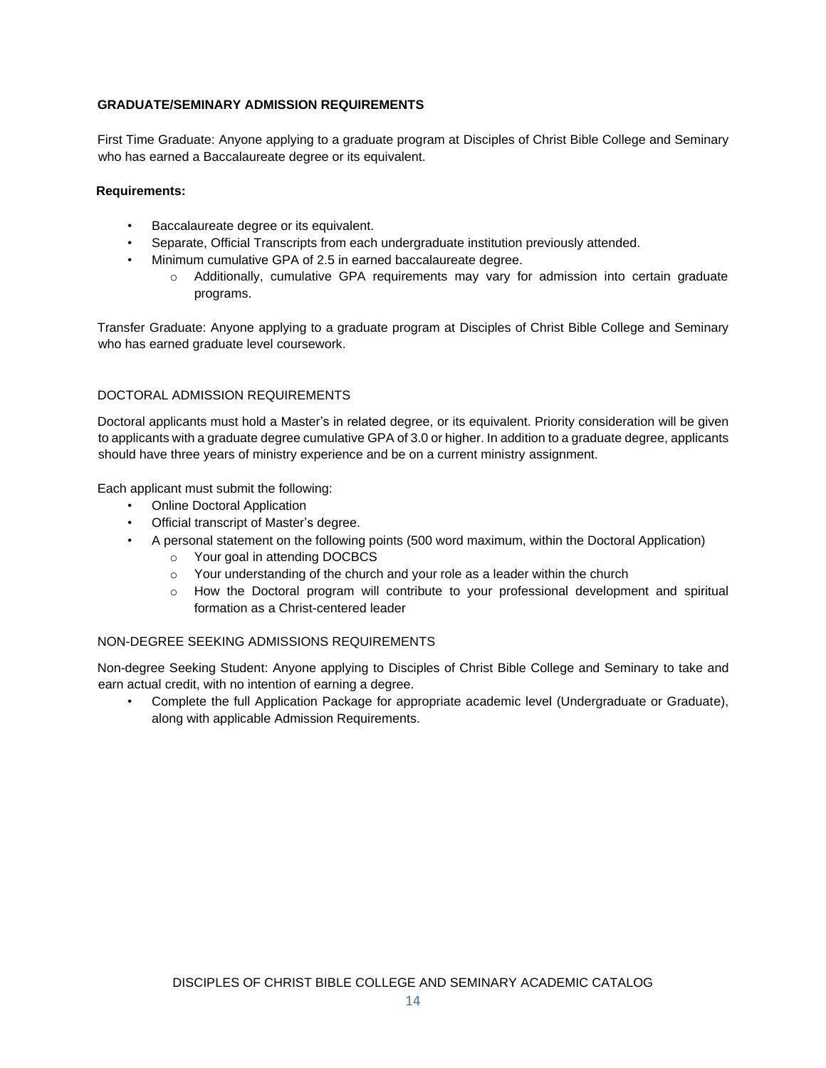## GRADUATE/SEMINARY ADMISSION REQUIREMENTS

First Time Graduate: Anyone applying to a graduate program at Disciples of Christ Bible College and Seminary who has earned a Baccalaureate degree or its equivalent.

**Requirements:**

- Baccalaureate degree or its equivalent.
- Separate, Official Transcripts from each undergraduate institution previously attended.
- Minimum cumulative GPA of 2.5 in earned baccalaureate degree.
    - Additionally, cumulative GPA requirements may vary for admission into certain graduate programs.

Transfer Graduate: Anyone applying to a graduate program at Disciples of Christ Bible College and Seminary who has earned graduate level coursework.

## DOCTORAL ADMISSION REQUIREMENTS

Doctoral applicants must hold a Master's in related degree, or its equivalent. Priority consideration will be given to applicants with a graduate degree cumulative GPA of 3.0 or higher. In addition to a graduate degree, applicants should have three years of ministry experience and be on a current ministry assignment.

Each applicant must submit the following:

- Online Doctoral Application
- Official transcript of Master's degree.
- A personal statement on the following points (500 word maximum, within the Doctoral Application)
    - Your goal in attending DOCBCS
    - Your understanding of the church and your role as a leader within the church
    - How the Doctoral program will contribute to your professional development and spiritual formation as a Christ-centered leader

## NON-DEGREE SEEKING ADMISSIONS REQUIREMENTS

Non-degree Seeking Student: Anyone applying to Disciples of Christ Bible College and Seminary to take and earn actual credit, with no intention of earning a degree.

- Complete the full Application Package for appropriate academic level (Undergraduate or Graduate), along with applicable Admission Requirements.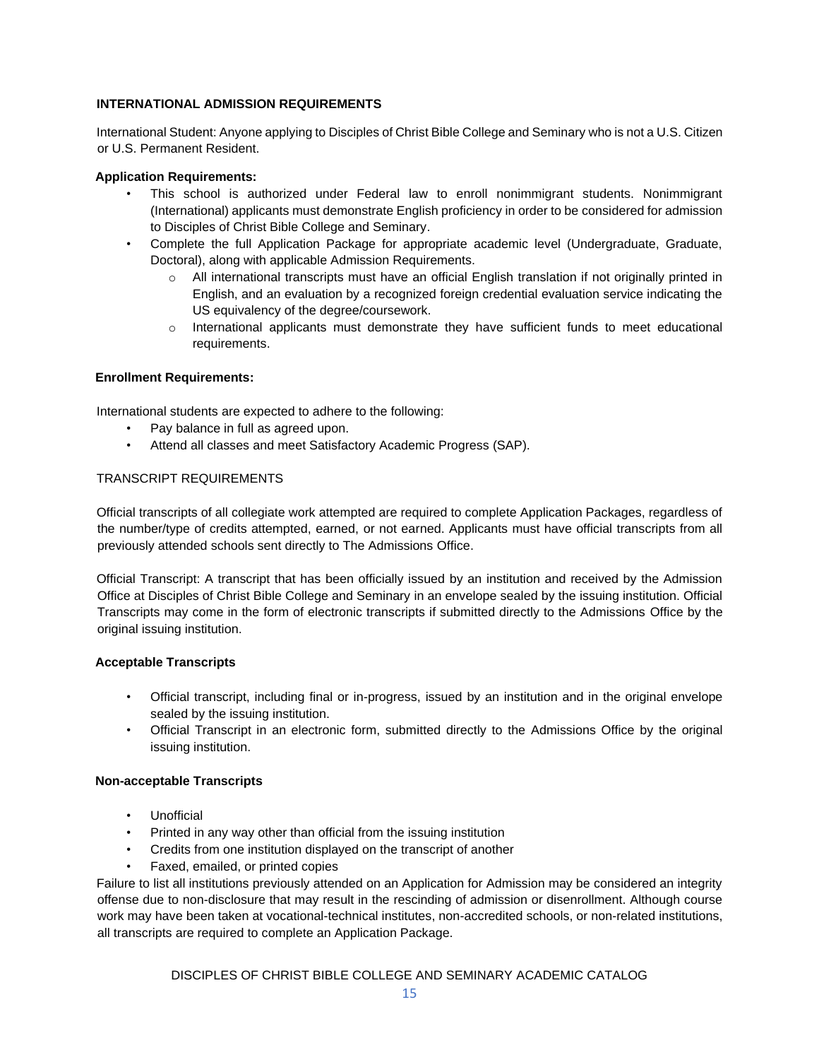## INTERNATIONAL ADMISSION REQUIREMENTS

International Student: Anyone applying to Disciples of Christ Bible College and Seminary who is not a U.S. Citizen or U.S. Permanent Resident.

**Application Requirements:**

- This school is authorized under Federal law to enroll nonimmigrant students. Nonimmigrant (International) applicants must demonstrate English proficiency in order to be considered for admission to Disciples of Christ Bible College and Seminary.
- Complete the full Application Package for appropriate academic level (Undergraduate, Graduate, Doctoral), along with applicable Admission Requirements.
  - All international transcripts must have an official English translation if not originally printed in English, and an evaluation by a recognized foreign credential evaluation service indicating the US equivalency of the degree/coursework.
  - International applicants must demonstrate they have sufficient funds to meet educational requirements.

**Enrollment Requirements:**

International students are expected to adhere to the following:

- Pay balance in full as agreed upon.
- Attend all classes and meet Satisfactory Academic Progress (SAP).

TRANSCRIPT REQUIREMENTS

Official transcripts of all collegiate work attempted are required to complete Application Packages, regardless of the number/type of credits attempted, earned, or not earned. Applicants must have official transcripts from all previously attended schools sent directly to The Admissions Office.

Official Transcript: A transcript that has been officially issued by an institution and received by the Admission Office at Disciples of Christ Bible College and Seminary in an envelope sealed by the issuing institution. Official Transcripts may come in the form of electronic transcripts if submitted directly to the Admissions Office by the original issuing institution.

**Acceptable Transcripts**

- Official transcript, including final or in-progress, issued by an institution and in the original envelope sealed by the issuing institution.
- Official Transcript in an electronic form, submitted directly to the Admissions Office by the original issuing institution.

**Non-acceptable Transcripts**

- Unofficial
- Printed in any way other than official from the issuing institution
- Credits from one institution displayed on the transcript of another
- Faxed, emailed, or printed copies

Failure to list all institutions previously attended on an Application for Admission may be considered an integrity offense due to non-disclosure that may result in the rescinding of admission or disenrollment. Although course work may have been taken at vocational-technical institutes, non-accredited schools, or non-related institutions, all transcripts are required to complete an Application Package.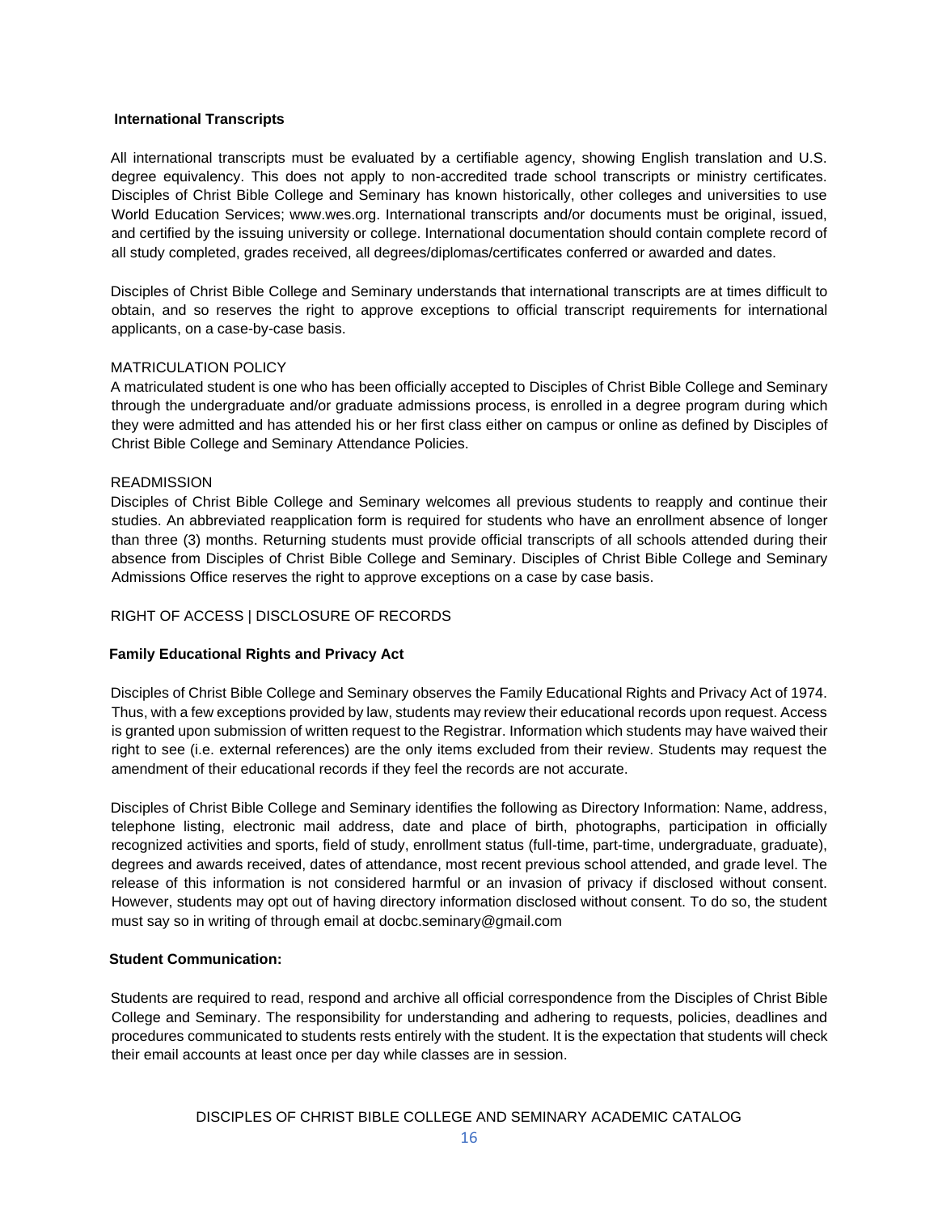### International Transcripts

All international transcripts must be evaluated by a certifiable agency, showing English translation and U.S. degree equivalency. This does not apply to non-accredited trade school transcripts or ministry certificates. Disciples of Christ Bible College and Seminary has known historically, other colleges and universities to use World Education Services; www.wes.org. International transcripts and/or documents must be original, issued, and certified by the issuing university or college. International documentation should contain complete record of all study completed, grades received, all degrees/diplomas/certificates conferred or awarded and dates.

Disciples of Christ Bible College and Seminary understands that international transcripts are at times difficult to obtain, and so reserves the right to approve exceptions to official transcript requirements for international applicants, on a case-by-case basis.

### MATRICULATION POLICY

A matriculated student is one who has been officially accepted to Disciples of Christ Bible College and Seminary through the undergraduate and/or graduate admissions process, is enrolled in a degree program during which they were admitted and has attended his or her first class either on campus or online as defined by Disciples of Christ Bible College and Seminary Attendance Policies.

### READMISSION

Disciples of Christ Bible College and Seminary welcomes all previous students to reapply and continue their studies. An abbreviated reapplication form is required for students who have an enrollment absence of longer than three (3) months. Returning students must provide official transcripts of all schools attended during their absence from Disciples of Christ Bible College and Seminary. Disciples of Christ Bible College and Seminary Admissions Office reserves the right to approve exceptions on a case by case basis.

## RIGHT OF ACCESS | DISCLOSURE OF RECORDS

### Family Educational Rights and Privacy Act

Disciples of Christ Bible College and Seminary observes the Family Educational Rights and Privacy Act of 1974. Thus, with a few exceptions provided by law, students may review their educational records upon request. Access is granted upon submission of written request to the Registrar. Information which students may have waived their right to see (i.e. external references) are the only items excluded from their review. Students may request the amendment of their educational records if they feel the records are not accurate.

Disciples of Christ Bible College and Seminary identifies the following as Directory Information: Name, address, telephone listing, electronic mail address, date and place of birth, photographs, participation in officially recognized activities and sports, field of study, enrollment status (full-time, part-time, undergraduate, graduate), degrees and awards received, dates of attendance, most recent previous school attended, and grade level. The release of this information is not considered harmful or an invasion of privacy if disclosed without consent. However, students may opt out of having directory information disclosed without consent. To do so, the student must say so in writing of through email at docbc.seminary@gmail.com

### Student Communication:

Students are required to read, respond and archive all official correspondence from the Disciples of Christ Bible College and Seminary. The responsibility for understanding and adhering to requests, policies, deadlines and procedures communicated to students rests entirely with the student. It is the expectation that students will check their email accounts at least once per day while classes are in session.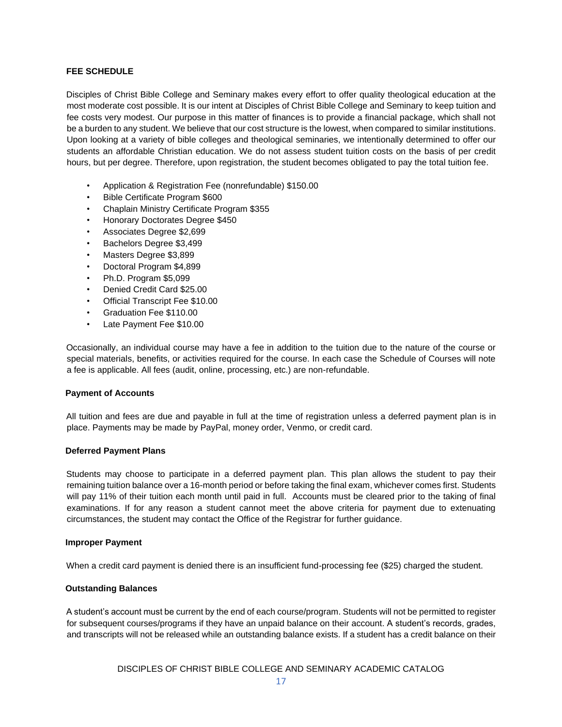## FEE SCHEDULE

Disciples of Christ Bible College and Seminary makes every effort to offer quality theological education at the most moderate cost possible. It is our intent at Disciples of Christ Bible College and Seminary to keep tuition and fee costs very modest. Our purpose in this matter of finances is to provide a financial package, which shall not be a burden to any student. We believe that our cost structure is the lowest, when compared to similar institutions. Upon looking at a variety of bible colleges and theological seminaries, we intentionally determined to offer our students an affordable Christian education. We do not assess student tuition costs on the basis of per credit hours, but per degree. Therefore, upon registration, the student becomes obligated to pay the total tuition fee.

- Application & Registration Fee (nonrefundable) $150.00
- Bible Certificate Program $600
- Chaplain Ministry Certificate Program $355
- Honorary Doctorates Degree $450
- Associates Degree $2,699
- Bachelors Degree $3,499
- Masters Degree $3,899
- Doctoral Program $4,899
- Ph.D. Program $5,099
- Denied Credit Card $25.00
- Official Transcript Fee $10.00
- Graduation Fee $110.00
- Late Payment Fee $10.00

Occasionally, an individual course may have a fee in addition to the tuition due to the nature of the course or special materials, benefits, or activities required for the course. In each case the Schedule of Courses will note a fee is applicable. All fees (audit, online, processing, etc.) are non-refundable.

### Payment of Accounts

All tuition and fees are due and payable in full at the time of registration unless a deferred payment plan is in place. Payments may be made by PayPal, money order, Venmo, or credit card.

### Deferred Payment Plans

Students may choose to participate in a deferred payment plan. This plan allows the student to pay their remaining tuition balance over a 16-month period or before taking the final exam, whichever comes first. Students will pay 11% of their tuition each month until paid in full. Accounts must be cleared prior to the taking of final examinations. If for any reason a student cannot meet the above criteria for payment due to extenuating circumstances, the student may contact the Office of the Registrar for further guidance.

### Improper Payment

When a credit card payment is denied there is an insufficient fund-processing fee ($25) charged the student.

### Outstanding Balances

A student's account must be current by the end of each course/program. Students will not be permitted to register for subsequent courses/programs if they have an unpaid balance on their account. A student's records, grades, and transcripts will not be released while an outstanding balance exists. If a student has a credit balance on their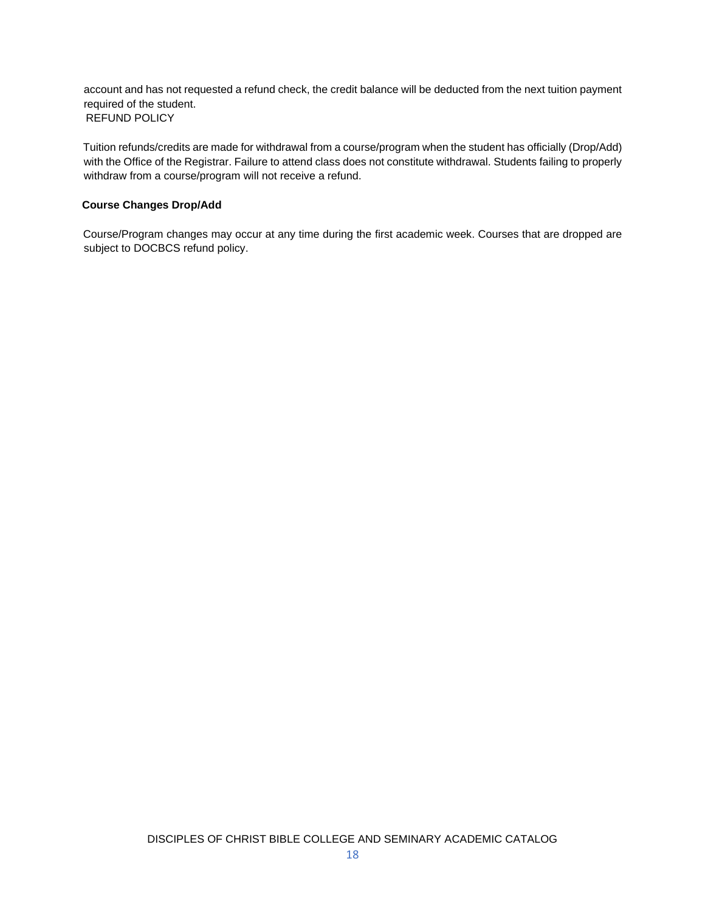account and has not requested a refund check, the credit balance will be deducted from the next tuition payment required of the student.

REFUND POLICY

Tuition refunds/credits are made for withdrawal from a course/program when the student has officially (Drop/Add) with the Office of the Registrar. Failure to attend class does not constitute withdrawal. Students failing to properly withdraw from a course/program will not receive a refund.

**Course Changes Drop/Add**

Course/Program changes may occur at any time during the first academic week. Courses that are dropped are subject to DOCBCS refund policy.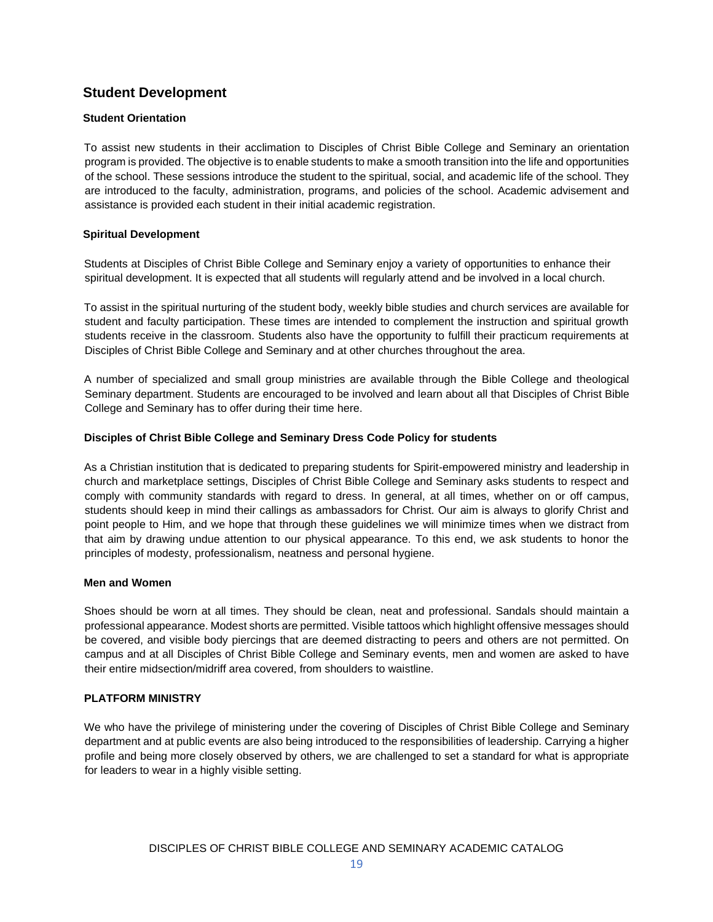## Student Development

### Student Orientation

To assist new students in their acclimation to Disciples of Christ Bible College and Seminary an orientation program is provided. The objective is to enable students to make a smooth transition into the life and opportunities of the school. These sessions introduce the student to the spiritual, social, and academic life of the school. They are introduced to the faculty, administration, programs, and policies of the school. Academic advisement and assistance is provided each student in their initial academic registration.

### Spiritual Development

Students at Disciples of Christ Bible College and Seminary enjoy a variety of opportunities to enhance their spiritual development. It is expected that all students will regularly attend and be involved in a local church.

To assist in the spiritual nurturing of the student body, weekly bible studies and church services are available for student and faculty participation. These times are intended to complement the instruction and spiritual growth students receive in the classroom. Students also have the opportunity to fulfill their practicum requirements at Disciples of Christ Bible College and Seminary and at other churches throughout the area.

A number of specialized and small group ministries are available through the Bible College and theological Seminary department. Students are encouraged to be involved and learn about all that Disciples of Christ Bible College and Seminary has to offer during their time here.

### Disciples of Christ Bible College and Seminary Dress Code Policy for students

As a Christian institution that is dedicated to preparing students for Spirit-empowered ministry and leadership in church and marketplace settings, Disciples of Christ Bible College and Seminary asks students to respect and comply with community standards with regard to dress. In general, at all times, whether on or off campus, students should keep in mind their callings as ambassadors for Christ. Our aim is always to glorify Christ and point people to Him, and we hope that through these guidelines we will minimize times when we distract from that aim by drawing undue attention to our physical appearance. To this end, we ask students to honor the principles of modesty, professionalism, neatness and personal hygiene.

### Men and Women

Shoes should be worn at all times. They should be clean, neat and professional. Sandals should maintain a professional appearance. Modest shorts are permitted. Visible tattoos which highlight offensive messages should be covered, and visible body piercings that are deemed distracting to peers and others are not permitted. On campus and at all Disciples of Christ Bible College and Seminary events, men and women are asked to have their entire midsection/midriff area covered, from shoulders to waistline.

### PLATFORM MINISTRY

We who have the privilege of ministering under the covering of Disciples of Christ Bible College and Seminary department and at public events are also being introduced to the responsibilities of leadership. Carrying a higher profile and being more closely observed by others, we are challenged to set a standard for what is appropriate for leaders to wear in a highly visible setting.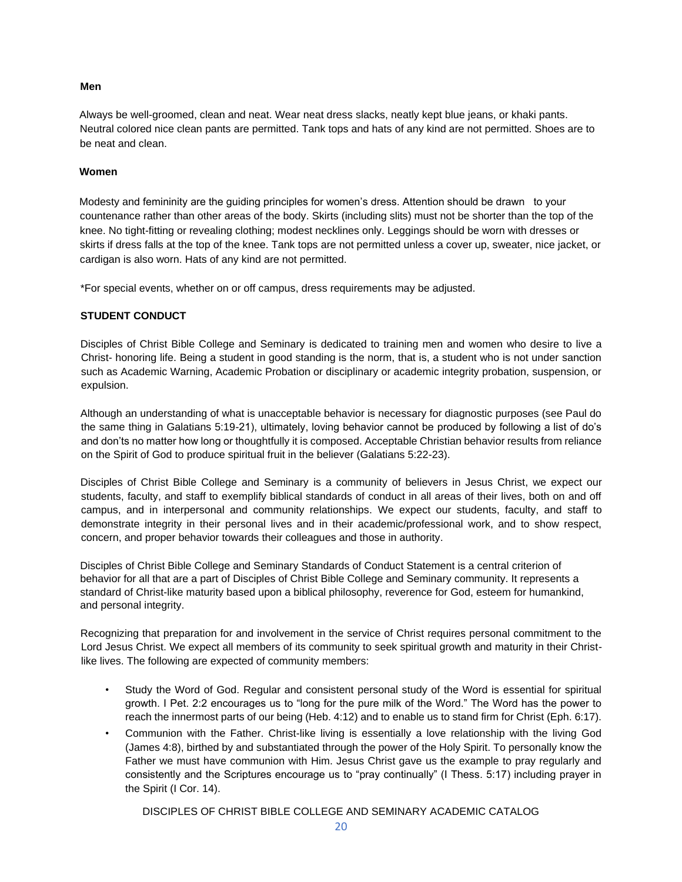**Men**

Always be well-groomed, clean and neat. Wear neat dress slacks, neatly kept blue jeans, or khaki pants. Neutral colored nice clean pants are permitted. Tank tops and hats of any kind are not permitted. Shoes are to be neat and clean.

**Women**

Modesty and femininity are the guiding principles for women's dress. Attention should be drawn to your countenance rather than other areas of the body. Skirts (including slits) must not be shorter than the top of the knee. No tight-fitting or revealing clothing; modest necklines only. Leggings should be worn with dresses or skirts if dress falls at the top of the knee. Tank tops are not permitted unless a cover up, sweater, nice jacket, or cardigan is also worn. Hats of any kind are not permitted.

*For special events, whether on or off campus, dress requirements may be adjusted.

**STUDENT CONDUCT**

Disciples of Christ Bible College and Seminary is dedicated to training men and women who desire to live a Christ- honoring life. Being a student in good standing is the norm, that is, a student who is not under sanction such as Academic Warning, Academic Probation or disciplinary or academic integrity probation, suspension, or expulsion.

Although an understanding of what is unacceptable behavior is necessary for diagnostic purposes (see Paul do the same thing in Galatians 5:19-21), ultimately, loving behavior cannot be produced by following a list of do's and don'ts no matter how long or thoughtfully it is composed. Acceptable Christian behavior results from reliance on the Spirit of God to produce spiritual fruit in the believer (Galatians 5:22-23).

Disciples of Christ Bible College and Seminary is a community of believers in Jesus Christ, we expect our students, faculty, and staff to exemplify biblical standards of conduct in all areas of their lives, both on and off campus, and in interpersonal and community relationships. We expect our students, faculty, and staff to demonstrate integrity in their personal lives and in their academic/professional work, and to show respect, concern, and proper behavior towards their colleagues and those in authority.

Disciples of Christ Bible College and Seminary Standards of Conduct Statement is a central criterion of behavior for all that are a part of Disciples of Christ Bible College and Seminary community. It represents a standard of Christ-like maturity based upon a biblical philosophy, reverence for God, esteem for humankind, and personal integrity.

Recognizing that preparation for and involvement in the service of Christ requires personal commitment to the Lord Jesus Christ. We expect all members of its community to seek spiritual growth and maturity in their Christ-like lives. The following are expected of community members:

- Study the Word of God. Regular and consistent personal study of the Word is essential for spiritual growth. I Pet. 2:2 encourages us to "long for the pure milk of the Word." The Word has the power to reach the innermost parts of our being (Heb. 4:12) and to enable us to stand firm for Christ (Eph. 6:17).
- Communion with the Father. Christ-like living is essentially a love relationship with the living God (James 4:8), birthed by and substantiated through the power of the Holy Spirit. To personally know the Father we must have communion with Him. Jesus Christ gave us the example to pray regularly and consistently and the Scriptures encourage us to "pray continually" (I Thess. 5:17) including prayer in the Spirit (I Cor. 14).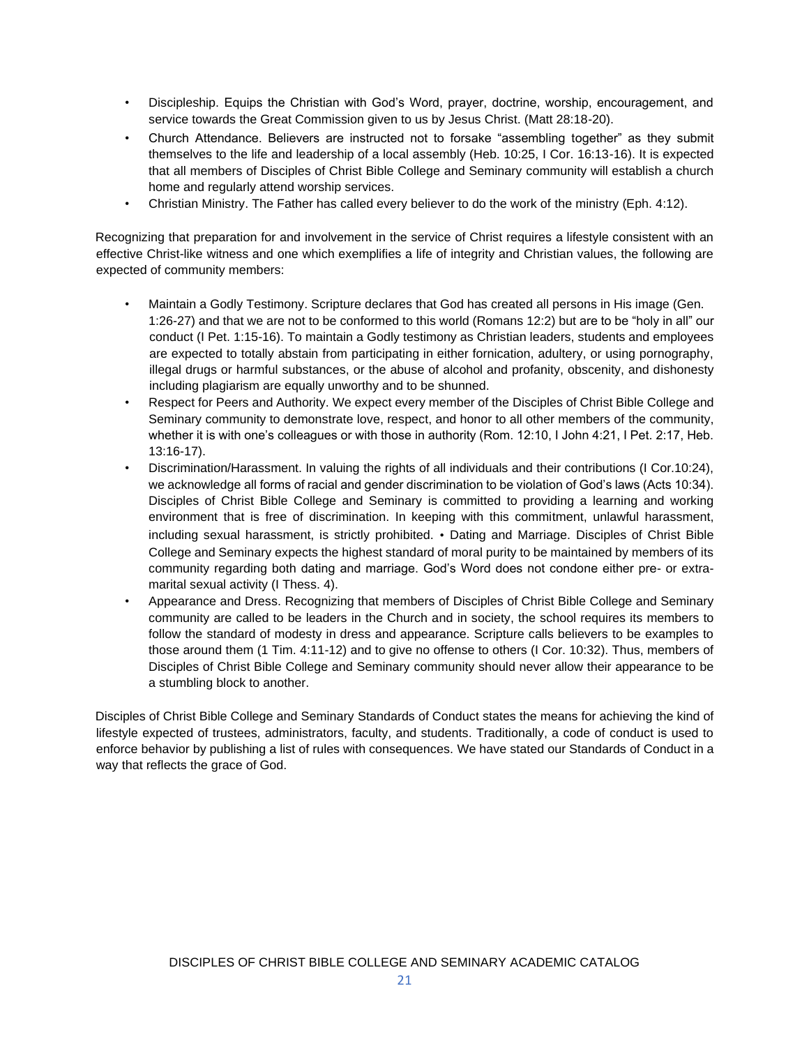- Discipleship. Equips the Christian with God's Word, prayer, doctrine, worship, encouragement, and service towards the Great Commission given to us by Jesus Christ. (Matt 28:18-20).
- Church Attendance. Believers are instructed not to forsake "assembling together" as they submit themselves to the life and leadership of a local assembly (Heb. 10:25, I Cor. 16:13-16). It is expected that all members of Disciples of Christ Bible College and Seminary community will establish a church home and regularly attend worship services.
- Christian Ministry. The Father has called every believer to do the work of the ministry (Eph. 4:12).

Recognizing that preparation for and involvement in the service of Christ requires a lifestyle consistent with an effective Christ-like witness and one which exemplifies a life of integrity and Christian values, the following are expected of community members:

- Maintain a Godly Testimony. Scripture declares that God has created all persons in His image (Gen. 1:26-27) and that we are not to be conformed to this world (Romans 12:2) but are to be "holy in all" our conduct (I Pet. 1:15-16). To maintain a Godly testimony as Christian leaders, students and employees are expected to totally abstain from participating in either fornication, adultery, or using pornography, illegal drugs or harmful substances, or the abuse of alcohol and profanity, obscenity, and dishonesty including plagiarism are equally unworthy and to be shunned.
- Respect for Peers and Authority. We expect every member of the Disciples of Christ Bible College and Seminary community to demonstrate love, respect, and honor to all other members of the community, whether it is with one's colleagues or with those in authority (Rom. 12:10, I John 4:21, I Pet. 2:17, Heb. 13:16-17).
- Discrimination/Harassment. In valuing the rights of all individuals and their contributions (I Cor.10:24), we acknowledge all forms of racial and gender discrimination to be violation of God's laws (Acts 10:34). Disciples of Christ Bible College and Seminary is committed to providing a learning and working environment that is free of discrimination. In keeping with this commitment, unlawful harassment, including sexual harassment, is strictly prohibited. • Dating and Marriage. Disciples of Christ Bible College and Seminary expects the highest standard of moral purity to be maintained by members of its community regarding both dating and marriage. God's Word does not condone either pre- or extra-marital sexual activity (I Thess. 4).
- Appearance and Dress. Recognizing that members of Disciples of Christ Bible College and Seminary community are called to be leaders in the Church and in society, the school requires its members to follow the standard of modesty in dress and appearance. Scripture calls believers to be examples to those around them (1 Tim. 4:11-12) and to give no offense to others (I Cor. 10:32). Thus, members of Disciples of Christ Bible College and Seminary community should never allow their appearance to be a stumbling block to another.

Disciples of Christ Bible College and Seminary Standards of Conduct states the means for achieving the kind of lifestyle expected of trustees, administrators, faculty, and students. Traditionally, a code of conduct is used to enforce behavior by publishing a list of rules with consequences. We have stated our Standards of Conduct in a way that reflects the grace of God.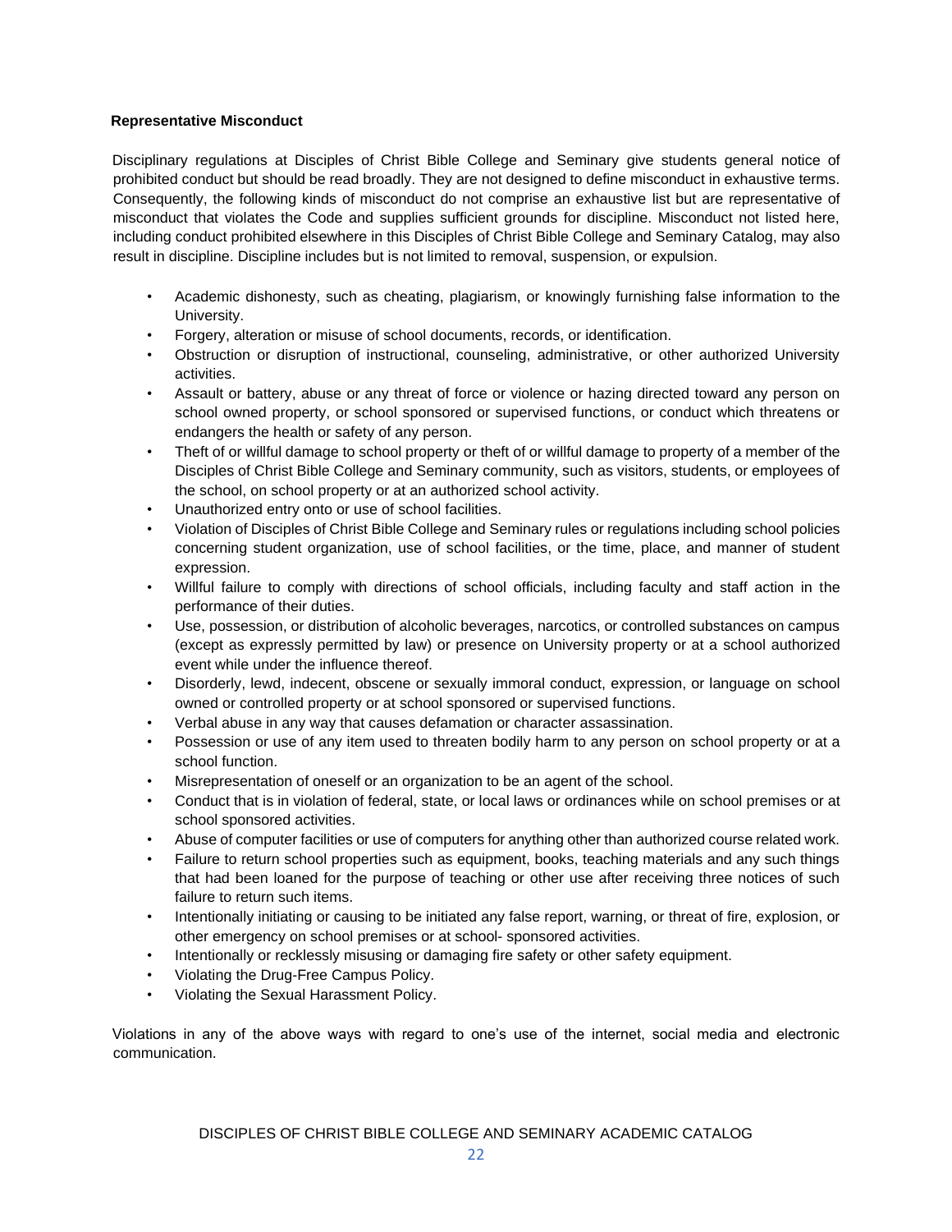**Representative Misconduct**

Disciplinary regulations at Disciples of Christ Bible College and Seminary give students general notice of prohibited conduct but should be read broadly. They are not designed to define misconduct in exhaustive terms. Consequently, the following kinds of misconduct do not comprise an exhaustive list but are representative of misconduct that violates the Code and supplies sufficient grounds for discipline. Misconduct not listed here, including conduct prohibited elsewhere in this Disciples of Christ Bible College and Seminary Catalog, may also result in discipline. Discipline includes but is not limited to removal, suspension, or expulsion.

- Academic dishonesty, such as cheating, plagiarism, or knowingly furnishing false information to the University.
- Forgery, alteration or misuse of school documents, records, or identification.
- Obstruction or disruption of instructional, counseling, administrative, or other authorized University activities.
- Assault or battery, abuse or any threat of force or violence or hazing directed toward any person on school owned property, or school sponsored or supervised functions, or conduct which threatens or endangers the health or safety of any person.
- Theft of or willful damage to school property or theft of or willful damage to property of a member of the Disciples of Christ Bible College and Seminary community, such as visitors, students, or employees of the school, on school property or at an authorized school activity.
- Unauthorized entry onto or use of school facilities.
- Violation of Disciples of Christ Bible College and Seminary rules or regulations including school policies concerning student organization, use of school facilities, or the time, place, and manner of student expression.
- Willful failure to comply with directions of school officials, including faculty and staff action in the performance of their duties.
- Use, possession, or distribution of alcoholic beverages, narcotics, or controlled substances on campus (except as expressly permitted by law) or presence on University property or at a school authorized event while under the influence thereof.
- Disorderly, lewd, indecent, obscene or sexually immoral conduct, expression, or language on school owned or controlled property or at school sponsored or supervised functions.
- Verbal abuse in any way that causes defamation or character assassination.
- Possession or use of any item used to threaten bodily harm to any person on school property or at a school function.
- Misrepresentation of oneself or an organization to be an agent of the school.
- Conduct that is in violation of federal, state, or local laws or ordinances while on school premises or at school sponsored activities.
- Abuse of computer facilities or use of computers for anything other than authorized course related work.
- Failure to return school properties such as equipment, books, teaching materials and any such things that had been loaned for the purpose of teaching or other use after receiving three notices of such failure to return such items.
- Intentionally initiating or causing to be initiated any false report, warning, or threat of fire, explosion, or other emergency on school premises or at school- sponsored activities.
- Intentionally or recklessly misusing or damaging fire safety or other safety equipment.
- Violating the Drug-Free Campus Policy.
- Violating the Sexual Harassment Policy.

Violations in any of the above ways with regard to one's use of the internet, social media and electronic communication.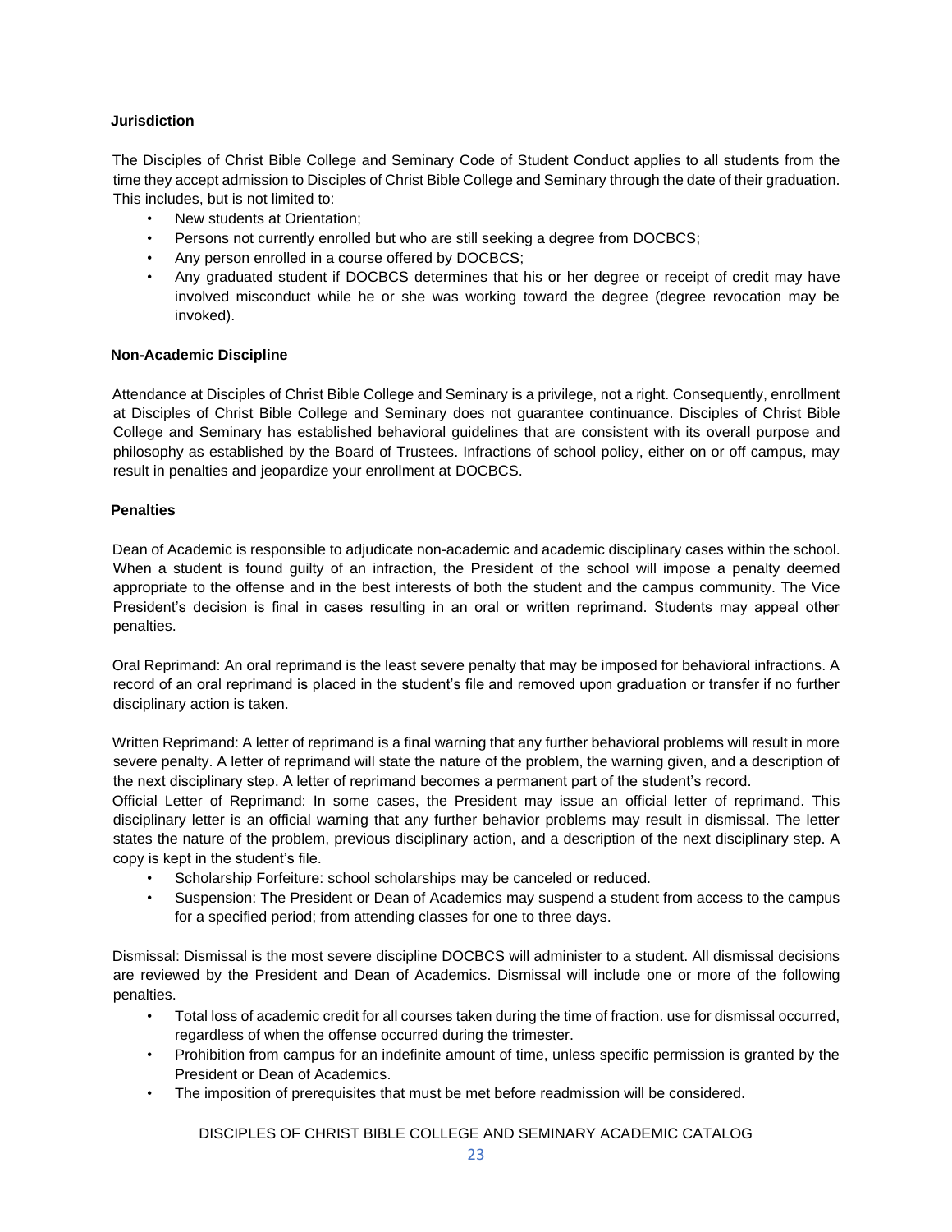**Jurisdiction**

The Disciples of Christ Bible College and Seminary Code of Student Conduct applies to all students from the time they accept admission to Disciples of Christ Bible College and Seminary through the date of their graduation. This includes, but is not limited to:

- New students at Orientation;
- Persons not currently enrolled but who are still seeking a degree from DOCBCS;
- Any person enrolled in a course offered by DOCBCS;
- Any graduated student if DOCBCS determines that his or her degree or receipt of credit may have involved misconduct while he or she was working toward the degree (degree revocation may be invoked).

**Non-Academic Discipline**

Attendance at Disciples of Christ Bible College and Seminary is a privilege, not a right. Consequently, enrollment at Disciples of Christ Bible College and Seminary does not guarantee continuance. Disciples of Christ Bible College and Seminary has established behavioral guidelines that are consistent with its overall purpose and philosophy as established by the Board of Trustees. Infractions of school policy, either on or off campus, may result in penalties and jeopardize your enrollment at DOCBCS.

**Penalties**

Dean of Academic is responsible to adjudicate non-academic and academic disciplinary cases within the school. When a student is found guilty of an infraction, the President of the school will impose a penalty deemed appropriate to the offense and in the best interests of both the student and the campus community. The Vice President's decision is final in cases resulting in an oral or written reprimand. Students may appeal other penalties.

Oral Reprimand: An oral reprimand is the least severe penalty that may be imposed for behavioral infractions. A record of an oral reprimand is placed in the student's file and removed upon graduation or transfer if no further disciplinary action is taken.

Written Reprimand: A letter of reprimand is a final warning that any further behavioral problems will result in more severe penalty. A letter of reprimand will state the nature of the problem, the warning given, and a description of the next disciplinary step. A letter of reprimand becomes a permanent part of the student's record.

Official Letter of Reprimand: In some cases, the President may issue an official letter of reprimand. This disciplinary letter is an official warning that any further behavior problems may result in dismissal. The letter states the nature of the problem, previous disciplinary action, and a description of the next disciplinary step. A copy is kept in the student's file.

- Scholarship Forfeiture: school scholarships may be canceled or reduced.
- Suspension: The President or Dean of Academics may suspend a student from access to the campus for a specified period; from attending classes for one to three days.

Dismissal: Dismissal is the most severe discipline DOCBCS will administer to a student. All dismissal decisions are reviewed by the President and Dean of Academics. Dismissal will include one or more of the following penalties.

- Total loss of academic credit for all courses taken during the time of fraction. use for dismissal occurred, regardless of when the offense occurred during the trimester.
- Prohibition from campus for an indefinite amount of time, unless specific permission is granted by the President or Dean of Academics.
- The imposition of prerequisites that must be met before readmission will be considered.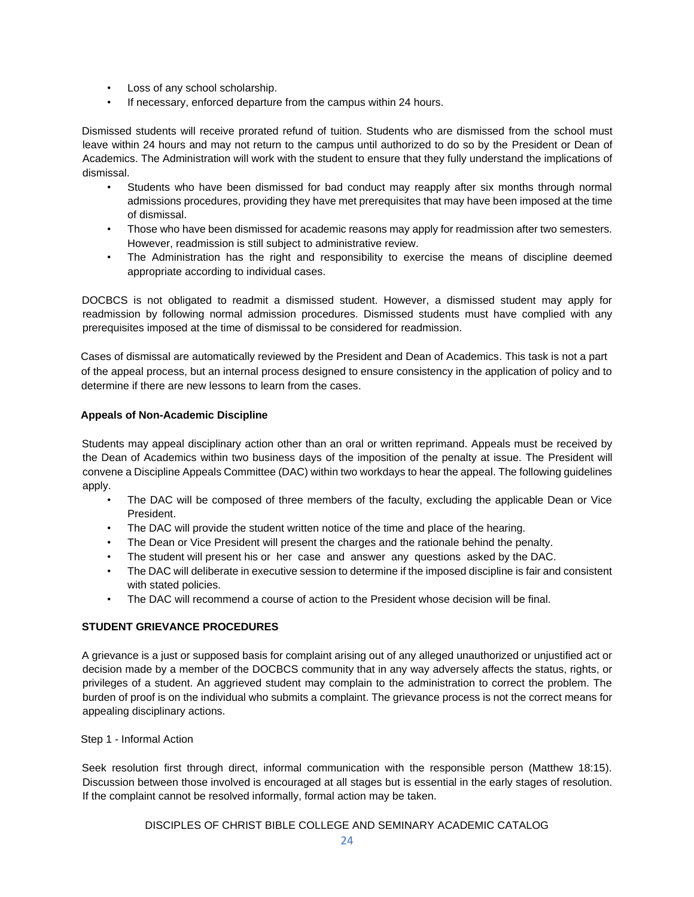- Loss of any school scholarship.
- If necessary, enforced departure from the campus within 24 hours.

Dismissed students will receive prorated refund of tuition. Students who are dismissed from the school must leave within 24 hours and may not return to the campus until authorized to do so by the President or Dean of Academics. The Administration will work with the student to ensure that they fully understand the implications of dismissal.

- Students who have been dismissed for bad conduct may reapply after six months through normal admissions procedures, providing they have met prerequisites that may have been imposed at the time of dismissal.
- Those who have been dismissed for academic reasons may apply for readmission after two semesters. However, readmission is still subject to administrative review.
- The Administration has the right and responsibility to exercise the means of discipline deemed appropriate according to individual cases.

DOCBCS is not obligated to readmit a dismissed student. However, a dismissed student may apply for readmission by following normal admission procedures. Dismissed students must have complied with any prerequisites imposed at the time of dismissal to be considered for readmission.

Cases of dismissal are automatically reviewed by the President and Dean of Academics. This task is not a part of the appeal process, but an internal process designed to ensure consistency in the application of policy and to determine if there are new lessons to learn from the cases.

**Appeals of Non-Academic Discipline**

Students may appeal disciplinary action other than an oral or written reprimand. Appeals must be received by the Dean of Academics within two business days of the imposition of the penalty at issue. The President will convene a Discipline Appeals Committee (DAC) within two workdays to hear the appeal. The following guidelines apply.

- The DAC will be composed of three members of the faculty, excluding the applicable Dean or Vice President.
- The DAC will provide the student written notice of the time and place of the hearing.
- The Dean or Vice President will present the charges and the rationale behind the penalty.
- The student will present his or her case and answer any questions asked by the DAC.
- The DAC will deliberate in executive session to determine if the imposed discipline is fair and consistent with stated policies.
- The DAC will recommend a course of action to the President whose decision will be final.

## STUDENT GRIEVANCE PROCEDURES

A grievance is a just or supposed basis for complaint arising out of any alleged unauthorized or unjustified act or decision made by a member of the DOCBCS community that in any way adversely affects the status, rights, or privileges of a student. An aggrieved student may complain to the administration to correct the problem. The burden of proof is on the individual who submits a complaint. The grievance process is not the correct means for appealing disciplinary actions.

Step 1 - Informal Action

Seek resolution first through direct, informal communication with the responsible person (Matthew 18:15). Discussion between those involved is encouraged at all stages but is essential in the early stages of resolution. If the complaint cannot be resolved informally, formal action may be taken.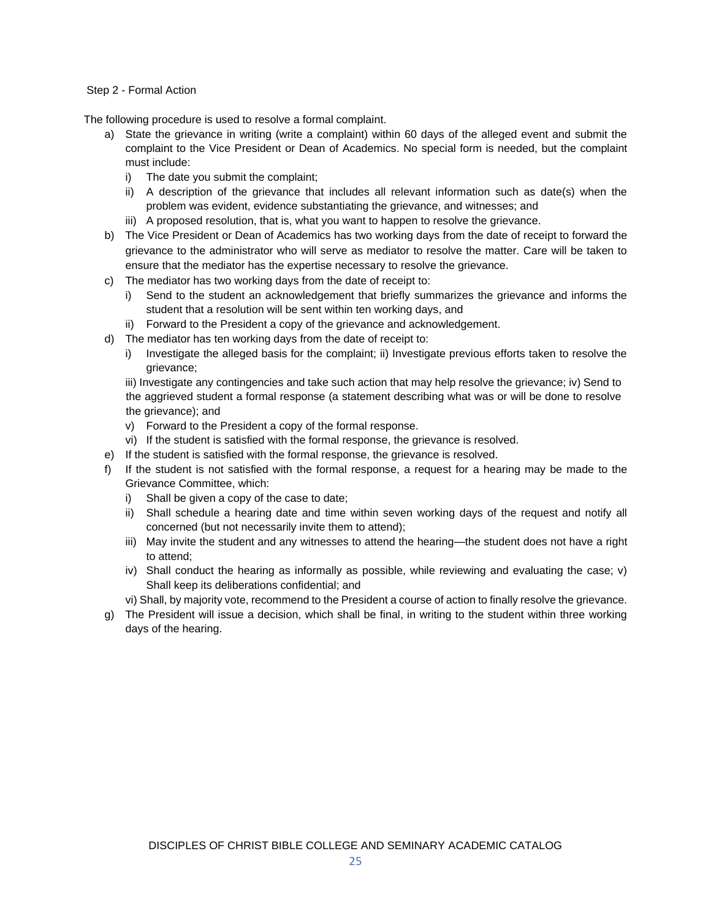Step 2 - Formal Action

The following procedure is used to resolve a formal complaint.

a) State the grievance in writing (write a complaint) within 60 days of the alleged event and submit the complaint to the Vice President or Dean of Academics. No special form is needed, but the complaint must include:
   i) The date you submit the complaint;
   ii) A description of the grievance that includes all relevant information such as date(s) when the problem was evident, evidence substantiating the grievance, and witnesses; and
   iii) A proposed resolution, that is, what you want to happen to resolve the grievance.
b) The Vice President or Dean of Academics has two working days from the date of receipt to forward the grievance to the administrator who will serve as mediator to resolve the matter. Care will be taken to ensure that the mediator has the expertise necessary to resolve the grievance.
c) The mediator has two working days from the date of receipt to:
   i) Send to the student an acknowledgement that briefly summarizes the grievance and informs the student that a resolution will be sent within ten working days, and
   ii) Forward to the President a copy of the grievance and acknowledgement.
d) The mediator has ten working days from the date of receipt to:
   i) Investigate the alleged basis for the complaint; ii) Investigate previous efforts taken to resolve the grievance;
   iii) Investigate any contingencies and take such action that may help resolve the grievance; iv) Send to the aggrieved student a formal response (a statement describing what was or will be done to resolve the grievance); and
   v) Forward to the President a copy of the formal response.
   vi) If the student is satisfied with the formal response, the grievance is resolved.
e) If the student is satisfied with the formal response, the grievance is resolved.
f) If the student is not satisfied with the formal response, a request for a hearing may be made to the Grievance Committee, which:
   i) Shall be given a copy of the case to date;
   ii) Shall schedule a hearing date and time within seven working days of the request and notify all concerned (but not necessarily invite them to attend);
   iii) May invite the student and any witnesses to attend the hearing—the student does not have a right to attend;
   iv) Shall conduct the hearing as informally as possible, while reviewing and evaluating the case; v) Shall keep its deliberations confidential; and
   vi) Shall, by majority vote, recommend to the President a course of action to finally resolve the grievance.
g) The President will issue a decision, which shall be final, in writing to the student within three working days of the hearing.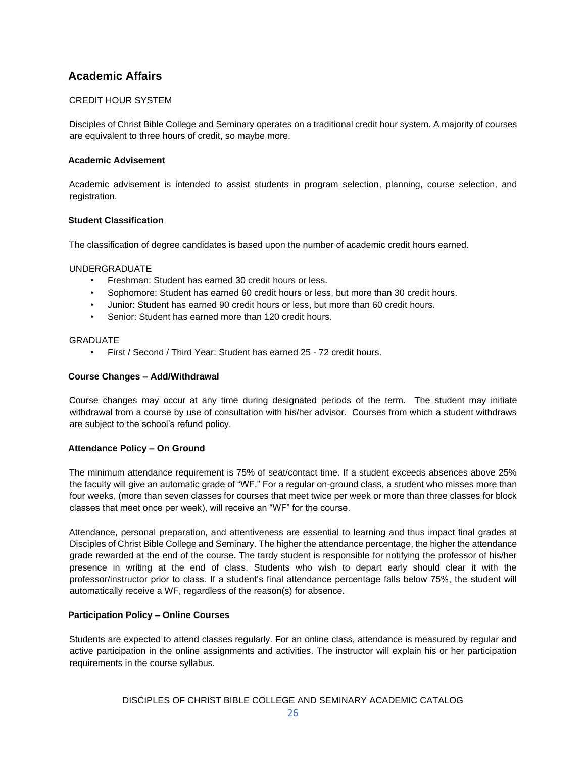## Academic Affairs

CREDIT HOUR SYSTEM

Disciples of Christ Bible College and Seminary operates on a traditional credit hour system. A majority of courses are equivalent to three hours of credit, so maybe more.

### Academic Advisement

Academic advisement is intended to assist students in program selection, planning, course selection, and registration.

### Student Classification

The classification of degree candidates is based upon the number of academic credit hours earned.

UNDERGRADUATE

- Freshman: Student has earned 30 credit hours or less.
- Sophomore: Student has earned 60 credit hours or less, but more than 30 credit hours.
- Junior: Student has earned 90 credit hours or less, but more than 60 credit hours.
- Senior: Student has earned more than 120 credit hours.

GRADUATE

- First / Second / Third Year: Student has earned 25 - 72 credit hours.

### Course Changes – Add/Withdrawal

Course changes may occur at any time during designated periods of the term. The student may initiate withdrawal from a course by use of consultation with his/her advisor. Courses from which a student withdraws are subject to the school's refund policy.

### Attendance Policy – On Ground

The minimum attendance requirement is 75% of seat/contact time. If a student exceeds absences above 25% the faculty will give an automatic grade of "WF." For a regular on-ground class, a student who misses more than four weeks, (more than seven classes for courses that meet twice per week or more than three classes for block classes that meet once per week), will receive an "WF" for the course.

Attendance, personal preparation, and attentiveness are essential to learning and thus impact final grades at Disciples of Christ Bible College and Seminary. The higher the attendance percentage, the higher the attendance grade rewarded at the end of the course. The tardy student is responsible for notifying the professor of his/her presence in writing at the end of class. Students who wish to depart early should clear it with the professor/instructor prior to class. If a student's final attendance percentage falls below 75%, the student will automatically receive a WF, regardless of the reason(s) for absence.

### Participation Policy – Online Courses

Students are expected to attend classes regularly. For an online class, attendance is measured by regular and active participation in the online assignments and activities. The instructor will explain his or her participation requirements in the course syllabus.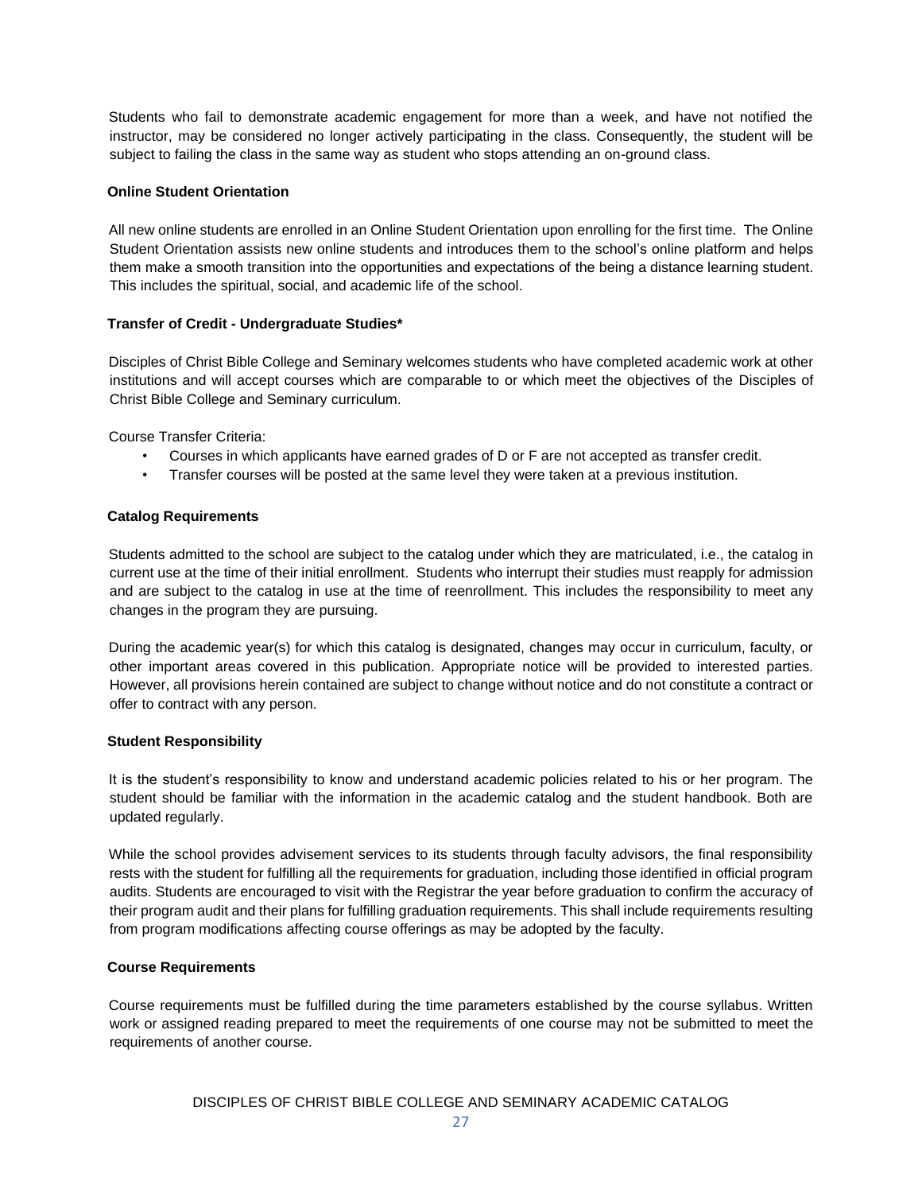Students who fail to demonstrate academic engagement for more than a week, and have not notified the instructor, may be considered no longer actively participating in the class. Consequently, the student will be subject to failing the class in the same way as student who stops attending an on-ground class.

### Online Student Orientation

All new online students are enrolled in an Online Student Orientation upon enrolling for the first time. The Online Student Orientation assists new online students and introduces them to the school's online platform and helps them make a smooth transition into the opportunities and expectations of the being a distance learning student. This includes the spiritual, social, and academic life of the school.

### Transfer of Credit - Undergraduate Studies*

Disciples of Christ Bible College and Seminary welcomes students who have completed academic work at other institutions and will accept courses which are comparable to or which meet the objectives of the Disciples of Christ Bible College and Seminary curriculum.

Course Transfer Criteria:

- Courses in which applicants have earned grades of D or F are not accepted as transfer credit.
- Transfer courses will be posted at the same level they were taken at a previous institution.

### Catalog Requirements

Students admitted to the school are subject to the catalog under which they are matriculated, i.e., the catalog in current use at the time of their initial enrollment. Students who interrupt their studies must reapply for admission and are subject to the catalog in use at the time of reenrollment. This includes the responsibility to meet any changes in the program they are pursuing.

During the academic year(s) for which this catalog is designated, changes may occur in curriculum, faculty, or other important areas covered in this publication. Appropriate notice will be provided to interested parties. However, all provisions herein contained are subject to change without notice and do not constitute a contract or offer to contract with any person.

### Student Responsibility

It is the student's responsibility to know and understand academic policies related to his or her program. The student should be familiar with the information in the academic catalog and the student handbook. Both are updated regularly.

While the school provides advisement services to its students through faculty advisors, the final responsibility rests with the student for fulfilling all the requirements for graduation, including those identified in official program audits. Students are encouraged to visit with the Registrar the year before graduation to confirm the accuracy of their program audit and their plans for fulfilling graduation requirements. This shall include requirements resulting from program modifications affecting course offerings as may be adopted by the faculty.

### Course Requirements

Course requirements must be fulfilled during the time parameters established by the course syllabus. Written work or assigned reading prepared to meet the requirements of one course may not be submitted to meet the requirements of another course.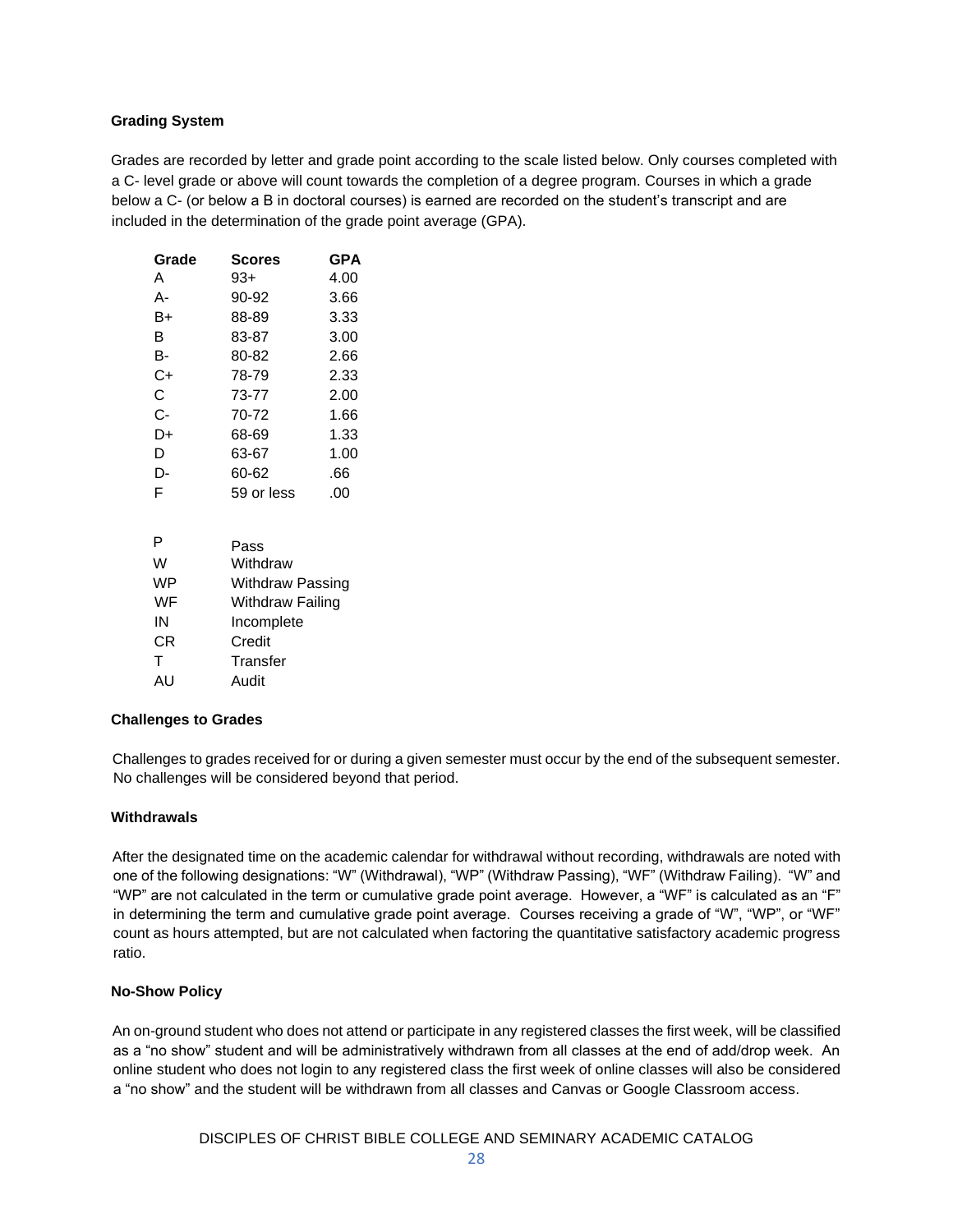**Grading System**

Grades are recorded by letter and grade point according to the scale listed below. Only courses completed with a C- level grade or above will count towards the completion of a degree program. Courses in which a grade below a C- (or below a B in doctoral courses) is earned are recorded on the student's transcript and are included in the determination of the grade point average (GPA).

| Grade | Scores | GPA |
|---|---|---|
| A | 93+ | 4.00 |
| A- | 90-92 | 3.66 |
| B+ | 88-89 | 3.33 |
| B | 83-87 | 3.00 |
| B- | 80-82 | 2.66 |
| C+ | 78-79 | 2.33 |
| C | 73-77 | 2.00 |
| C- | 70-72 | 1.66 |
| D+ | 68-69 | 1.33 |
| D | 63-67 | 1.00 |
| D- | 60-62 | .66 |
| F | 59 or less | .00 |

| | |
|---|---|
| P | Pass |
| W | Withdraw |
| WP | Withdraw Passing |
| WF | Withdraw Failing |
| IN | Incomplete |
| CR | Credit |
| T | Transfer |
| AU | Audit |

**Challenges to Grades**

Challenges to grades received for or during a given semester must occur by the end of the subsequent semester. No challenges will be considered beyond that period.

**Withdrawals**

After the designated time on the academic calendar for withdrawal without recording, withdrawals are noted with one of the following designations: "W" (Withdrawal), "WP" (Withdraw Passing), "WF" (Withdraw Failing). "W" and "WP" are not calculated in the term or cumulative grade point average. However, a "WF" is calculated as an "F" in determining the term and cumulative grade point average. Courses receiving a grade of "W", "WP", or "WF" count as hours attempted, but are not calculated when factoring the quantitative satisfactory academic progress ratio.

**No-Show Policy**

An on-ground student who does not attend or participate in any registered classes the first week, will be classified as a "no show" student and will be administratively withdrawn from all classes at the end of add/drop week. An online student who does not login to any registered class the first week of online classes will also be considered a "no show" and the student will be withdrawn from all classes and Canvas or Google Classroom access.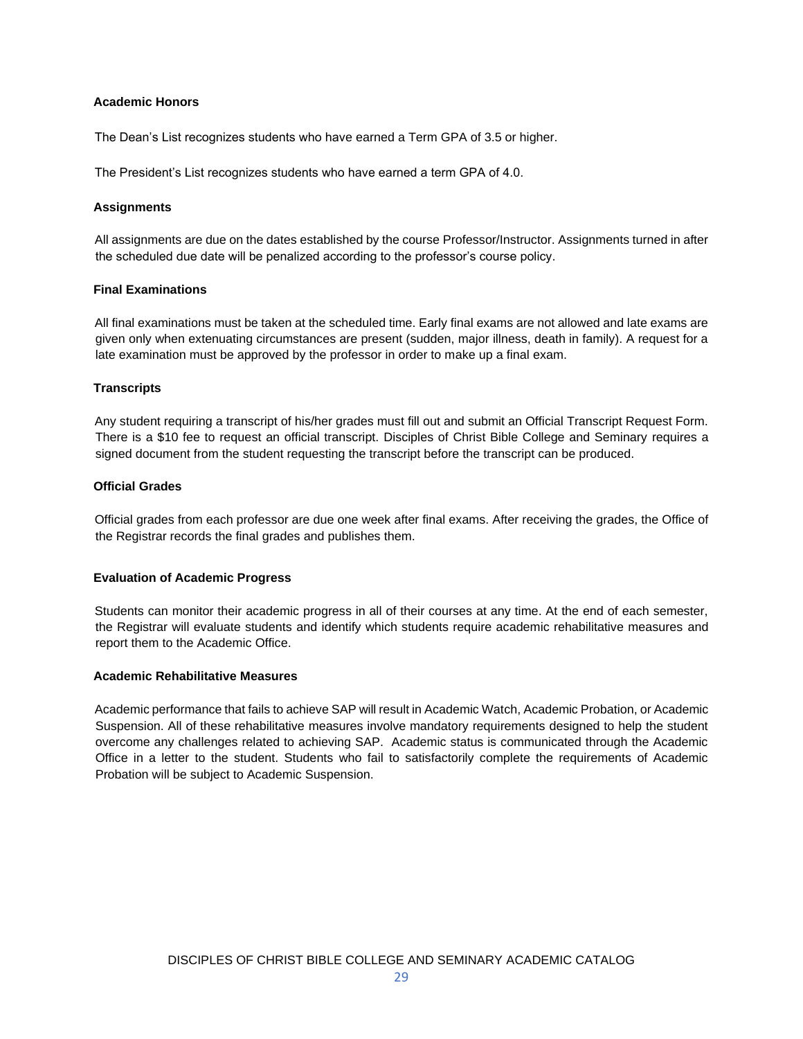**Academic Honors**

The Dean's List recognizes students who have earned a Term GPA of 3.5 or higher.

The President's List recognizes students who have earned a term GPA of 4.0.

**Assignments**

All assignments are due on the dates established by the course Professor/Instructor. Assignments turned in after the scheduled due date will be penalized according to the professor's course policy.

**Final Examinations**

All final examinations must be taken at the scheduled time. Early final exams are not allowed and late exams are given only when extenuating circumstances are present (sudden, major illness, death in family). A request for a late examination must be approved by the professor in order to make up a final exam.

**Transcripts**

Any student requiring a transcript of his/her grades must fill out and submit an Official Transcript Request Form. There is a $10 fee to request an official transcript. Disciples of Christ Bible College and Seminary requires a signed document from the student requesting the transcript before the transcript can be produced.

**Official Grades**

Official grades from each professor are due one week after final exams. After receiving the grades, the Office of the Registrar records the final grades and publishes them.

**Evaluation of Academic Progress**

Students can monitor their academic progress in all of their courses at any time. At the end of each semester, the Registrar will evaluate students and identify which students require academic rehabilitative measures and report them to the Academic Office.

**Academic Rehabilitative Measures**

Academic performance that fails to achieve SAP will result in Academic Watch, Academic Probation, or Academic Suspension. All of these rehabilitative measures involve mandatory requirements designed to help the student overcome any challenges related to achieving SAP. Academic status is communicated through the Academic Office in a letter to the student. Students who fail to satisfactorily complete the requirements of Academic Probation will be subject to Academic Suspension.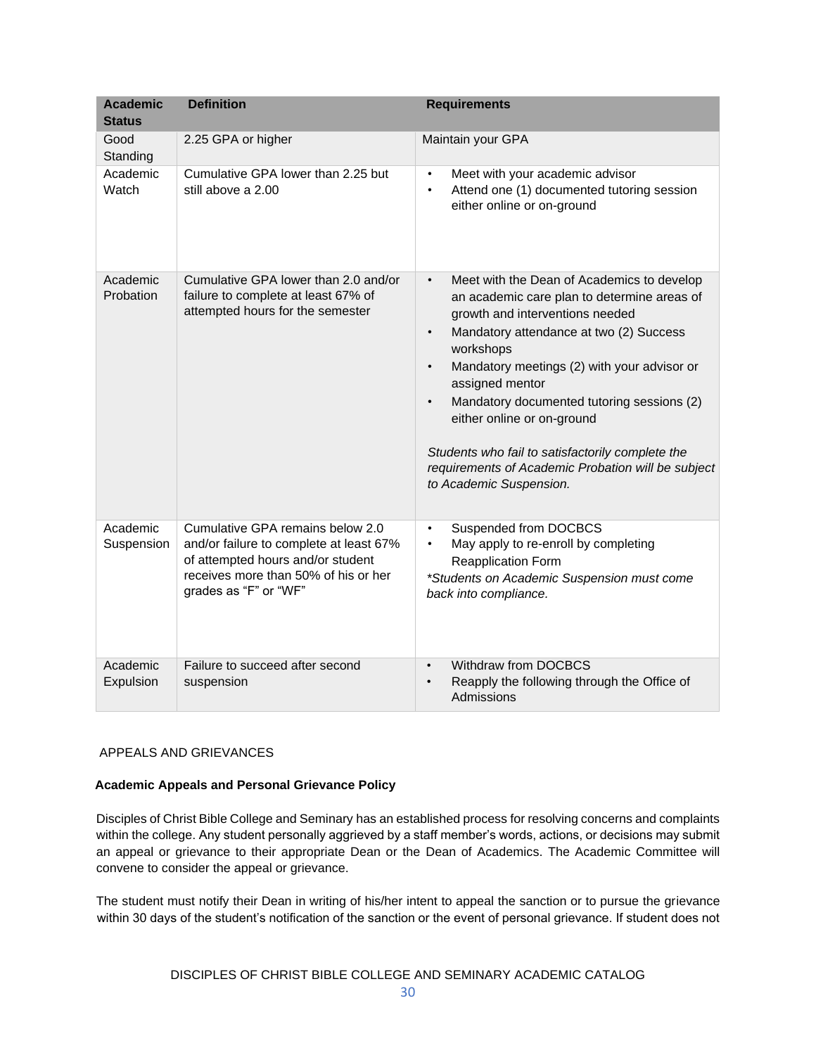| Academic Status | Definition | Requirements |
|---|---|---|
| Good Standing | 2.25 GPA or higher | Maintain your GPA |
| Academic Watch | Cumulative GPA lower than 2.25 but still above a 2.00 | • Meet with your academic advisor<br>• Attend one (1) documented tutoring session either online or on-ground |
| Academic Probation | Cumulative GPA lower than 2.0 and/or failure to complete at least 67% of attempted hours for the semester | • Meet with the Dean of Academics to develop an academic care plan to determine areas of growth and interventions needed<br>• Mandatory attendance at two (2) Success workshops<br>• Mandatory meetings (2) with your advisor or assigned mentor<br>• Mandatory documented tutoring sessions (2) either online or on-ground<br><br>*Students who fail to satisfactorily complete the requirements of Academic Probation will be subject to Academic Suspension.* |
| Academic Suspension | Cumulative GPA remains below 2.0 and/or failure to complete at least 67% of attempted hours and/or student receives more than 50% of his or her grades as "F" or "WF" | • Suspended from DOCBCS<br>• May apply to re-enroll by completing Reapplication Form<br>*\*Students on Academic Suspension must come back into compliance.* |
| Academic Expulsion | Failure to succeed after second suspension | • Withdraw from DOCBCS<br>• Reapply the following through the Office of Admissions |

## APPEALS AND GRIEVANCES

### Academic Appeals and Personal Grievance Policy

Disciples of Christ Bible College and Seminary has an established process for resolving concerns and complaints within the college. Any student personally aggrieved by a staff member's words, actions, or decisions may submit an appeal or grievance to their appropriate Dean or the Dean of Academics. The Academic Committee will convene to consider the appeal or grievance.

The student must notify their Dean in writing of his/her intent to appeal the sanction or to pursue the grievance within 30 days of the student's notification of the sanction or the event of personal grievance. If student does not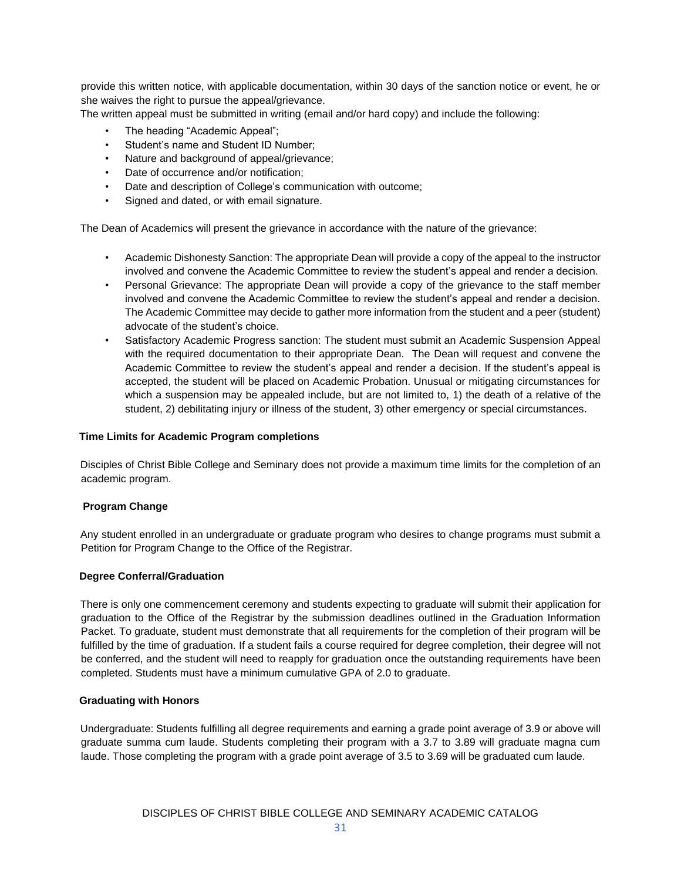provide this written notice, with applicable documentation, within 30 days of the sanction notice or event, he or she waives the right to pursue the appeal/grievance.

The written appeal must be submitted in writing (email and/or hard copy) and include the following:

- The heading "Academic Appeal";
- Student's name and Student ID Number;
- Nature and background of appeal/grievance;
- Date of occurrence and/or notification;
- Date and description of College's communication with outcome;
- Signed and dated, or with email signature.

The Dean of Academics will present the grievance in accordance with the nature of the grievance:

- Academic Dishonesty Sanction: The appropriate Dean will provide a copy of the appeal to the instructor involved and convene the Academic Committee to review the student's appeal and render a decision.
- Personal Grievance: The appropriate Dean will provide a copy of the grievance to the staff member involved and convene the Academic Committee to review the student's appeal and render a decision. The Academic Committee may decide to gather more information from the student and a peer (student) advocate of the student's choice.
- Satisfactory Academic Progress sanction: The student must submit an Academic Suspension Appeal with the required documentation to their appropriate Dean. The Dean will request and convene the Academic Committee to review the student's appeal and render a decision. If the student's appeal is accepted, the student will be placed on Academic Probation. Unusual or mitigating circumstances for which a suspension may be appealed include, but are not limited to, 1) the death of a relative of the student, 2) debilitating injury or illness of the student, 3) other emergency or special circumstances.

**Time Limits for Academic Program completions**

Disciples of Christ Bible College and Seminary does not provide a maximum time limits for the completion of an academic program.

**Program Change**

Any student enrolled in an undergraduate or graduate program who desires to change programs must submit a Petition for Program Change to the Office of the Registrar.

**Degree Conferral/Graduation**

There is only one commencement ceremony and students expecting to graduate will submit their application for graduation to the Office of the Registrar by the submission deadlines outlined in the Graduation Information Packet. To graduate, student must demonstrate that all requirements for the completion of their program will be fulfilled by the time of graduation. If a student fails a course required for degree completion, their degree will not be conferred, and the student will need to reapply for graduation once the outstanding requirements have been completed. Students must have a minimum cumulative GPA of 2.0 to graduate.

**Graduating with Honors**

Undergraduate: Students fulfilling all degree requirements and earning a grade point average of 3.9 or above will graduate summa cum laude. Students completing their program with a 3.7 to 3.89 will graduate magna cum laude. Those completing the program with a grade point average of 3.5 to 3.69 will be graduated cum laude.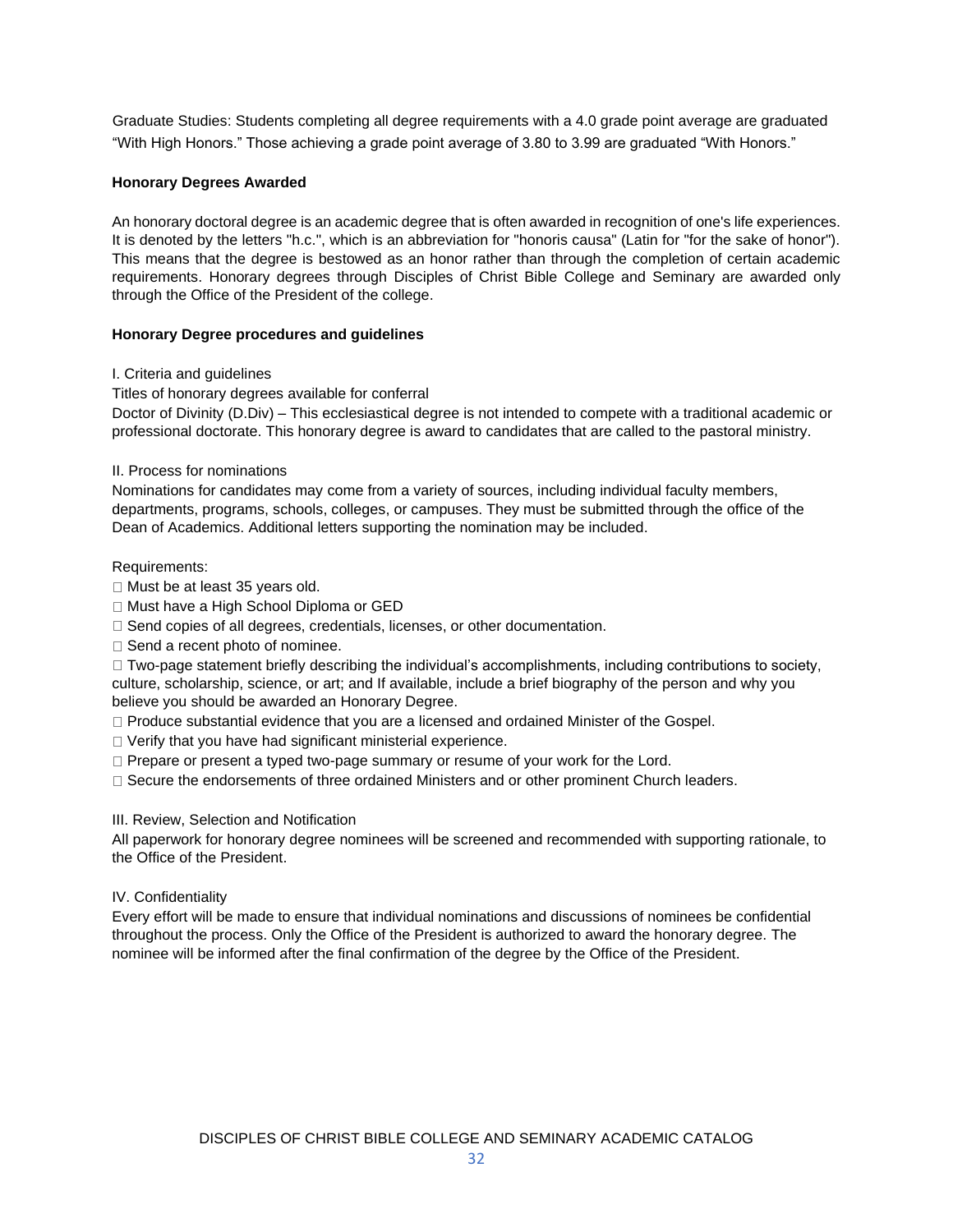Graduate Studies: Students completing all degree requirements with a 4.0 grade point average are graduated "With High Honors." Those achieving a grade point average of 3.80 to 3.99 are graduated "With Honors."

**Honorary Degrees Awarded**

An honorary doctoral degree is an academic degree that is often awarded in recognition of one's life experiences. It is denoted by the letters "h.c.", which is an abbreviation for "honoris causa" (Latin for "for the sake of honor"). This means that the degree is bestowed as an honor rather than through the completion of certain academic requirements. Honorary degrees through Disciples of Christ Bible College and Seminary are awarded only through the Office of the President of the college.

**Honorary Degree procedures and guidelines**

I. Criteria and guidelines

Titles of honorary degrees available for conferral

Doctor of Divinity (D.Div) – This ecclesiastical degree is not intended to compete with a traditional academic or professional doctorate. This honorary degree is award to candidates that are called to the pastoral ministry.

II. Process for nominations

Nominations for candidates may come from a variety of sources, including individual faculty members, departments, programs, schools, colleges, or campuses. They must be submitted through the office of the Dean of Academics. Additional letters supporting the nomination may be included.

Requirements:

- Must be at least 35 years old.
- Must have a High School Diploma or GED
- Send copies of all degrees, credentials, licenses, or other documentation.
- Send a recent photo of nominee.
- Two-page statement briefly describing the individual's accomplishments, including contributions to society, culture, scholarship, science, or art; and If available, include a brief biography of the person and why you believe you should be awarded an Honorary Degree.
- Produce substantial evidence that you are a licensed and ordained Minister of the Gospel.
- Verify that you have had significant ministerial experience.
- Prepare or present a typed two-page summary or resume of your work for the Lord.
- Secure the endorsements of three ordained Ministers and or other prominent Church leaders.

III. Review, Selection and Notification

All paperwork for honorary degree nominees will be screened and recommended with supporting rationale, to the Office of the President.

IV. Confidentiality

Every effort will be made to ensure that individual nominations and discussions of nominees be confidential throughout the process. Only the Office of the President is authorized to award the honorary degree. The nominee will be informed after the final confirmation of the degree by the Office of the President.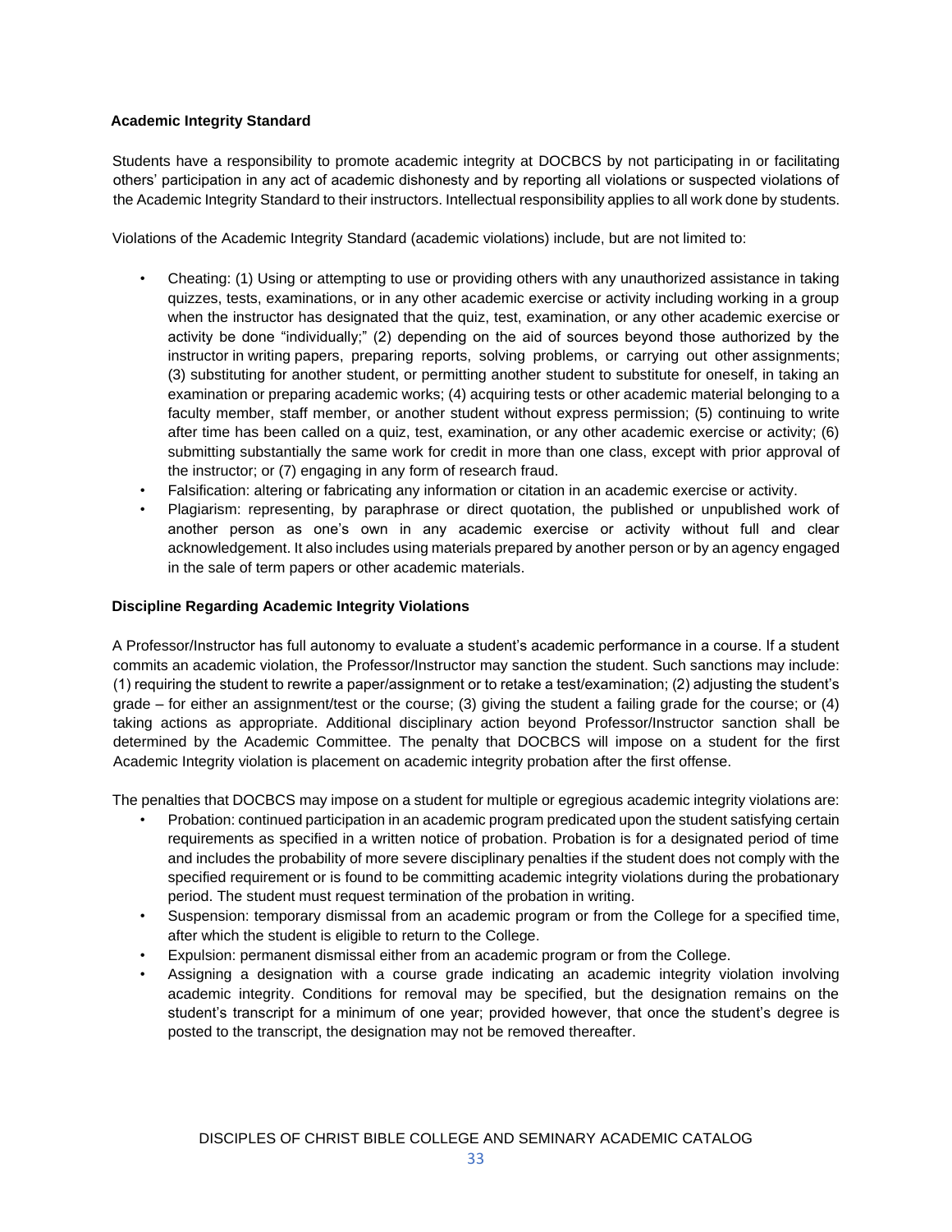### Academic Integrity Standard

Students have a responsibility to promote academic integrity at DOCBCS by not participating in or facilitating others' participation in any act of academic dishonesty and by reporting all violations or suspected violations of the Academic Integrity Standard to their instructors. Intellectual responsibility applies to all work done by students.

Violations of the Academic Integrity Standard (academic violations) include, but are not limited to:

- Cheating: (1) Using or attempting to use or providing others with any unauthorized assistance in taking quizzes, tests, examinations, or in any other academic exercise or activity including working in a group when the instructor has designated that the quiz, test, examination, or any other academic exercise or activity be done "individually;" (2) depending on the aid of sources beyond those authorized by the instructor in writing papers, preparing reports, solving problems, or carrying out other assignments; (3) substituting for another student, or permitting another student to substitute for oneself, in taking an examination or preparing academic works; (4) acquiring tests or other academic material belonging to a faculty member, staff member, or another student without express permission; (5) continuing to write after time has been called on a quiz, test, examination, or any other academic exercise or activity; (6) submitting substantially the same work for credit in more than one class, except with prior approval of the instructor; or (7) engaging in any form of research fraud.
- Falsification: altering or fabricating any information or citation in an academic exercise or activity.
- Plagiarism: representing, by paraphrase or direct quotation, the published or unpublished work of another person as one's own in any academic exercise or activity without full and clear acknowledgement. It also includes using materials prepared by another person or by an agency engaged in the sale of term papers or other academic materials.

### Discipline Regarding Academic Integrity Violations

A Professor/Instructor has full autonomy to evaluate a student's academic performance in a course. If a student commits an academic violation, the Professor/Instructor may sanction the student. Such sanctions may include: (1) requiring the student to rewrite a paper/assignment or to retake a test/examination; (2) adjusting the student's grade – for either an assignment/test or the course; (3) giving the student a failing grade for the course; or (4) taking actions as appropriate. Additional disciplinary action beyond Professor/Instructor sanction shall be determined by the Academic Committee. The penalty that DOCBCS will impose on a student for the first Academic Integrity violation is placement on academic integrity probation after the first offense.

The penalties that DOCBCS may impose on a student for multiple or egregious academic integrity violations are:

- Probation: continued participation in an academic program predicated upon the student satisfying certain requirements as specified in a written notice of probation. Probation is for a designated period of time and includes the probability of more severe disciplinary penalties if the student does not comply with the specified requirement or is found to be committing academic integrity violations during the probationary period. The student must request termination of the probation in writing.
- Suspension: temporary dismissal from an academic program or from the College for a specified time, after which the student is eligible to return to the College.
- Expulsion: permanent dismissal either from an academic program or from the College.
- Assigning a designation with a course grade indicating an academic integrity violation involving academic integrity. Conditions for removal may be specified, but the designation remains on the student's transcript for a minimum of one year; provided however, that once the student's degree is posted to the transcript, the designation may not be removed thereafter.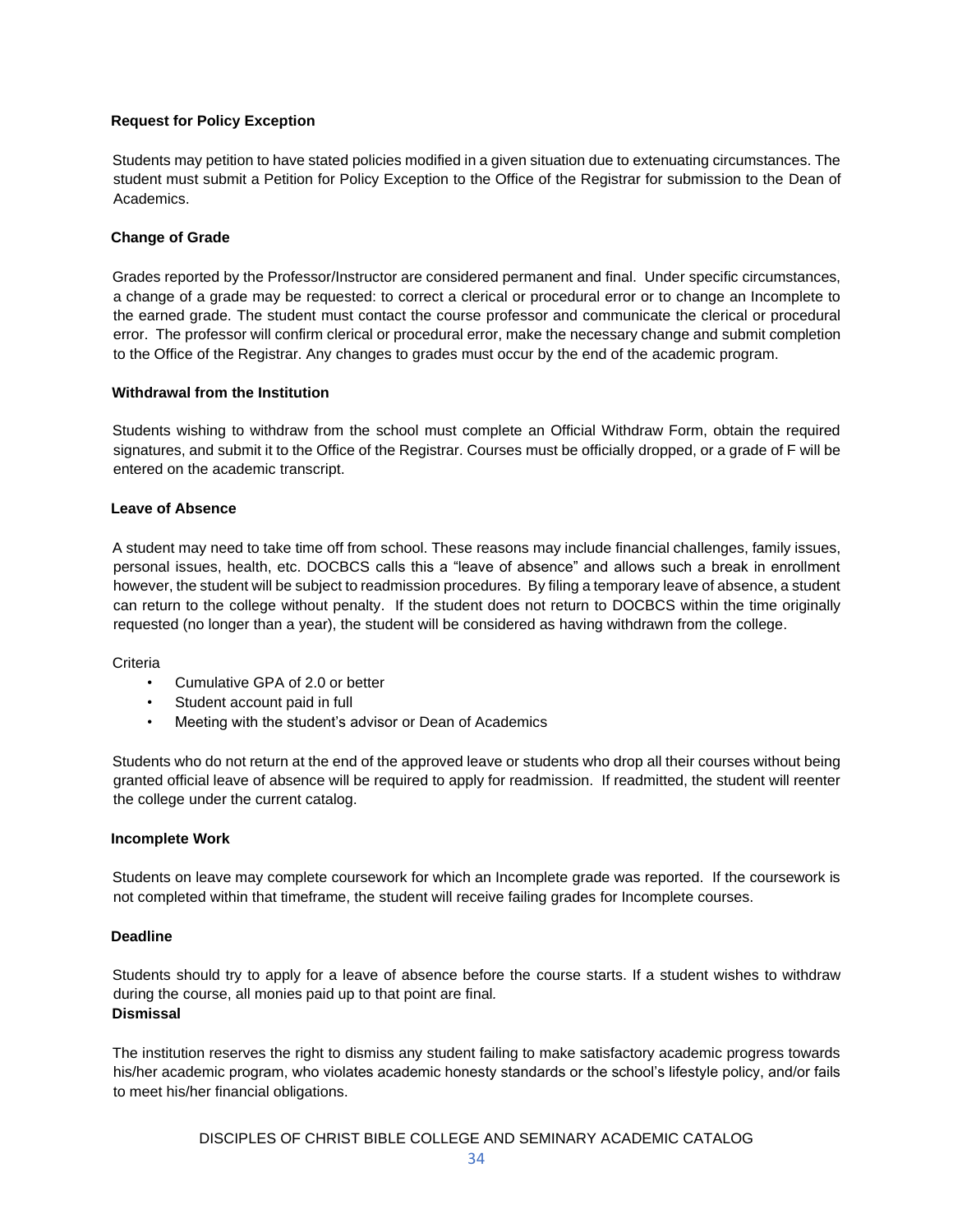**Request for Policy Exception**

Students may petition to have stated policies modified in a given situation due to extenuating circumstances. The student must submit a Petition for Policy Exception to the Office of the Registrar for submission to the Dean of Academics.

**Change of Grade**

Grades reported by the Professor/Instructor are considered permanent and final. Under specific circumstances, a change of a grade may be requested: to correct a clerical or procedural error or to change an Incomplete to the earned grade. The student must contact the course professor and communicate the clerical or procedural error. The professor will confirm clerical or procedural error, make the necessary change and submit completion to the Office of the Registrar. Any changes to grades must occur by the end of the academic program.

**Withdrawal from the Institution**

Students wishing to withdraw from the school must complete an Official Withdraw Form, obtain the required signatures, and submit it to the Office of the Registrar. Courses must be officially dropped, or a grade of F will be entered on the academic transcript.

**Leave of Absence**

A student may need to take time off from school. These reasons may include financial challenges, family issues, personal issues, health, etc. DOCBCS calls this a "leave of absence" and allows such a break in enrollment however, the student will be subject to readmission procedures. By filing a temporary leave of absence, a student can return to the college without penalty. If the student does not return to DOCBCS within the time originally requested (no longer than a year), the student will be considered as having withdrawn from the college.

Criteria

- Cumulative GPA of 2.0 or better
- Student account paid in full
- Meeting with the student's advisor or Dean of Academics

Students who do not return at the end of the approved leave or students who drop all their courses without being granted official leave of absence will be required to apply for readmission. If readmitted, the student will reenter the college under the current catalog.

**Incomplete Work**

Students on leave may complete coursework for which an Incomplete grade was reported. If the coursework is not completed within that timeframe, the student will receive failing grades for Incomplete courses.

**Deadline**

Students should try to apply for a leave of absence before the course starts. If a student wishes to withdraw during the course, all monies paid up to that point are final.

**Dismissal**

The institution reserves the right to dismiss any student failing to make satisfactory academic progress towards his/her academic program, who violates academic honesty standards or the school's lifestyle policy, and/or fails to meet his/her financial obligations.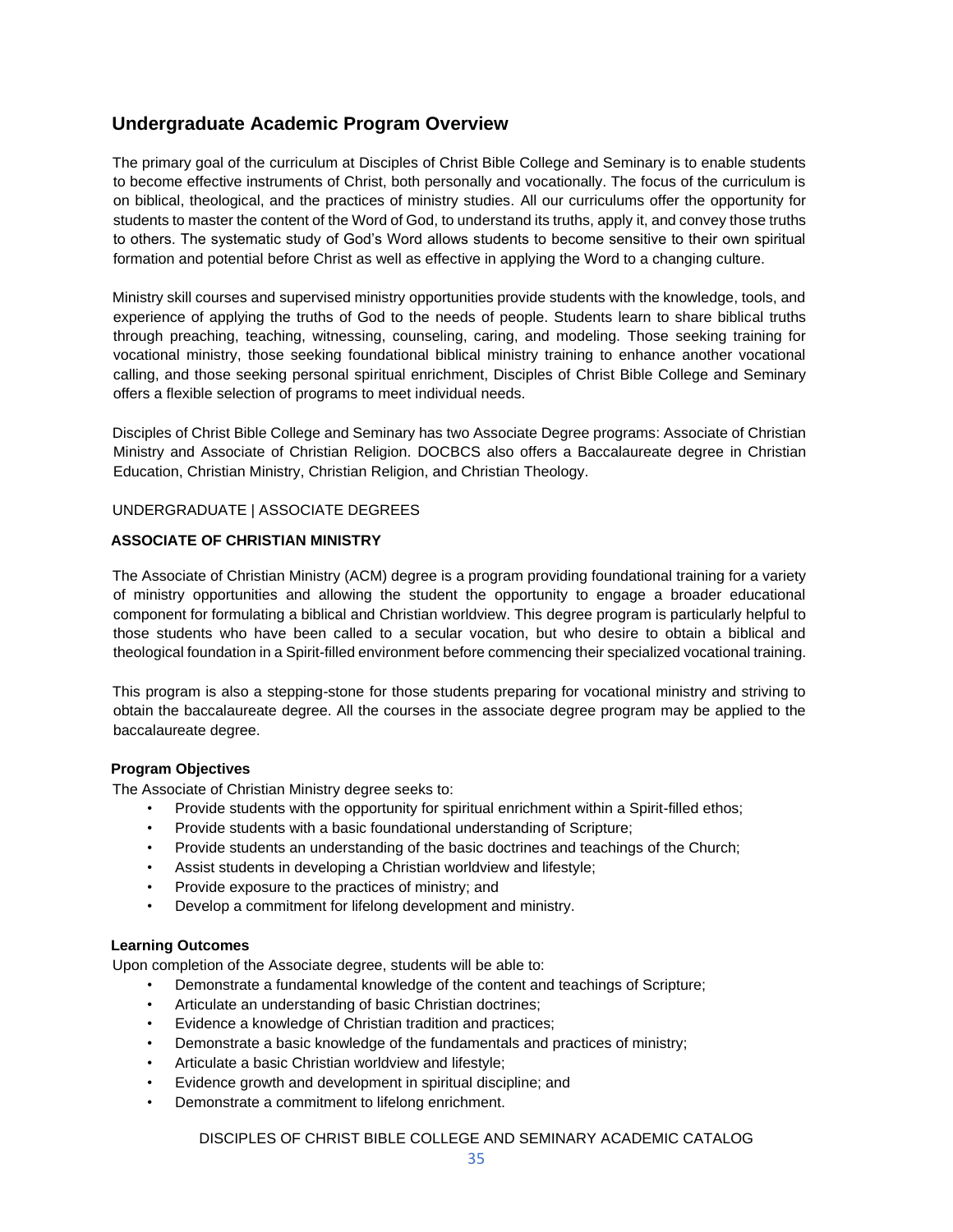## Undergraduate Academic Program Overview

The primary goal of the curriculum at Disciples of Christ Bible College and Seminary is to enable students to become effective instruments of Christ, both personally and vocationally. The focus of the curriculum is on biblical, theological, and the practices of ministry studies. All our curriculums offer the opportunity for students to master the content of the Word of God, to understand its truths, apply it, and convey those truths to others. The systematic study of God's Word allows students to become sensitive to their own spiritual formation and potential before Christ as well as effective in applying the Word to a changing culture.

Ministry skill courses and supervised ministry opportunities provide students with the knowledge, tools, and experience of applying the truths of God to the needs of people. Students learn to share biblical truths through preaching, teaching, witnessing, counseling, caring, and modeling. Those seeking training for vocational ministry, those seeking foundational biblical ministry training to enhance another vocational calling, and those seeking personal spiritual enrichment, Disciples of Christ Bible College and Seminary offers a flexible selection of programs to meet individual needs.

Disciples of Christ Bible College and Seminary has two Associate Degree programs: Associate of Christian Ministry and Associate of Christian Religion. DOCBCS also offers a Baccalaureate degree in Christian Education, Christian Ministry, Christian Religion, and Christian Theology.

UNDERGRADUATE | ASSOCIATE DEGREES

### ASSOCIATE OF CHRISTIAN MINISTRY

The Associate of Christian Ministry (ACM) degree is a program providing foundational training for a variety of ministry opportunities and allowing the student the opportunity to engage a broader educational component for formulating a biblical and Christian worldview. This degree program is particularly helpful to those students who have been called to a secular vocation, but who desire to obtain a biblical and theological foundation in a Spirit-filled environment before commencing their specialized vocational training.

This program is also a stepping-stone for those students preparing for vocational ministry and striving to obtain the baccalaureate degree. All the courses in the associate degree program may be applied to the baccalaureate degree.

#### Program Objectives

The Associate of Christian Ministry degree seeks to:

- Provide students with the opportunity for spiritual enrichment within a Spirit-filled ethos;
- Provide students with a basic foundational understanding of Scripture;
- Provide students an understanding of the basic doctrines and teachings of the Church;
- Assist students in developing a Christian worldview and lifestyle;
- Provide exposure to the practices of ministry; and
- Develop a commitment for lifelong development and ministry.

#### Learning Outcomes

Upon completion of the Associate degree, students will be able to:

- Demonstrate a fundamental knowledge of the content and teachings of Scripture;
- Articulate an understanding of basic Christian doctrines;
- Evidence a knowledge of Christian tradition and practices;
- Demonstrate a basic knowledge of the fundamentals and practices of ministry;
- Articulate a basic Christian worldview and lifestyle;
- Evidence growth and development in spiritual discipline; and
- Demonstrate a commitment to lifelong enrichment.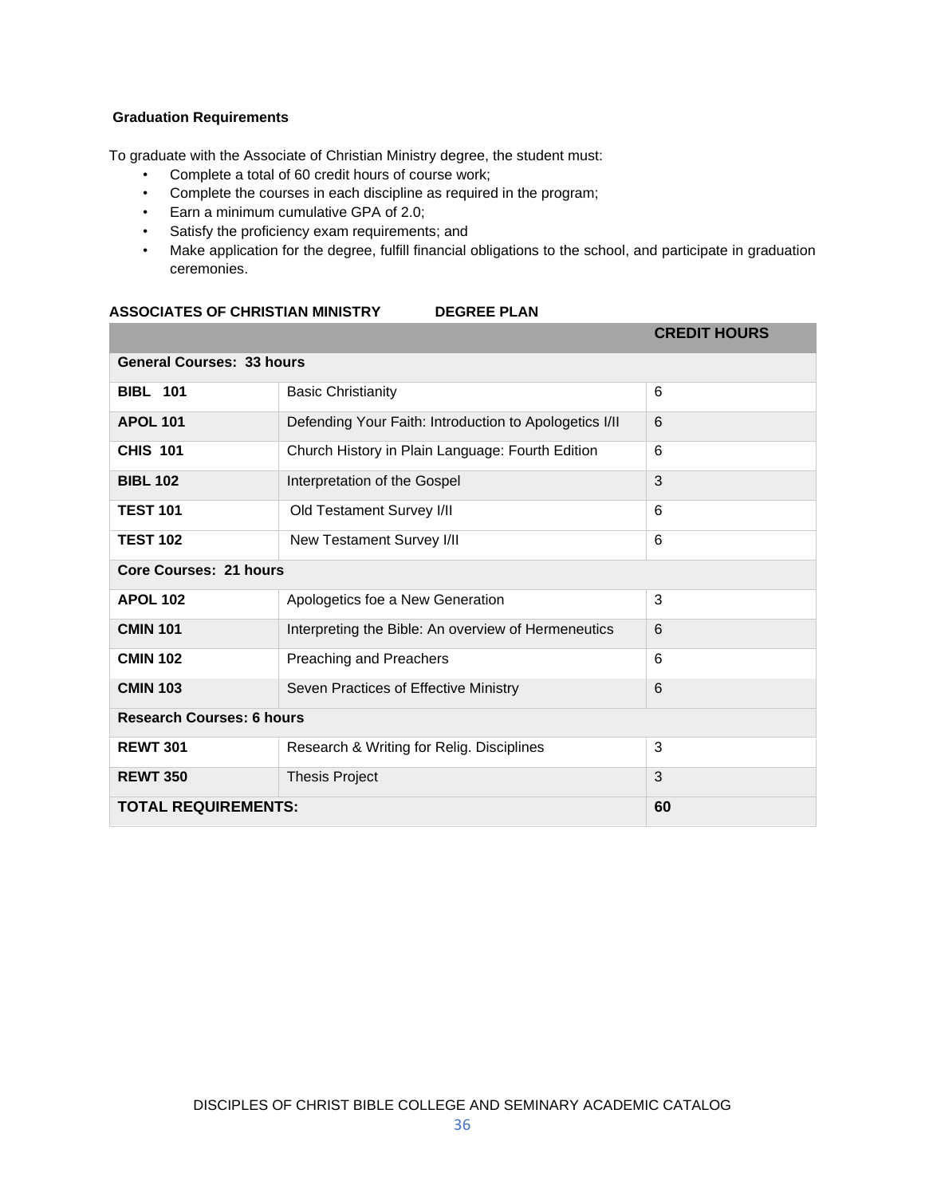### Graduation Requirements

To graduate with the Associate of Christian Ministry degree, the student must:

- Complete a total of 60 credit hours of course work;
- Complete the courses in each discipline as required in the program;
- Earn a minimum cumulative GPA of 2.0;
- Satisfy the proficiency exam requirements; and
- Make application for the degree, fulfill financial obligations to the school, and participate in graduation ceremonies.

**ASSOCIATES OF CHRISTIAN MINISTRY DEGREE PLAN**

| | | **CREDIT HOURS** |
|---|---|---|
| **General Courses: 33 hours** | | |
| **BIBL 101** | Basic Christianity | 6 |
| **APOL 101** | Defending Your Faith: Introduction to Apologetics I/II | 6 |
| **CHIS 101** | Church History in Plain Language: Fourth Edition | 6 |
| **BIBL 102** | Interpretation of the Gospel | 3 |
| **TEST 101** | Old Testament Survey I/II | 6 |
| **TEST 102** | New Testament Survey I/II | 6 |
| **Core Courses: 21 hours** | | |
| **APOL 102** | Apologetics foe a New Generation | 3 |
| **CMIN 101** | Interpreting the Bible: An overview of Hermeneutics | 6 |
| **CMIN 102** | Preaching and Preachers | 6 |
| **CMIN 103** | Seven Practices of Effective Ministry | 6 |
| **Research Courses: 6 hours** | | |
| **REWT 301** | Research & Writing for Relig. Disciplines | 3 |
| **REWT 350** | Thesis Project | 3 |
| **TOTAL REQUIREMENTS:** | | **60** |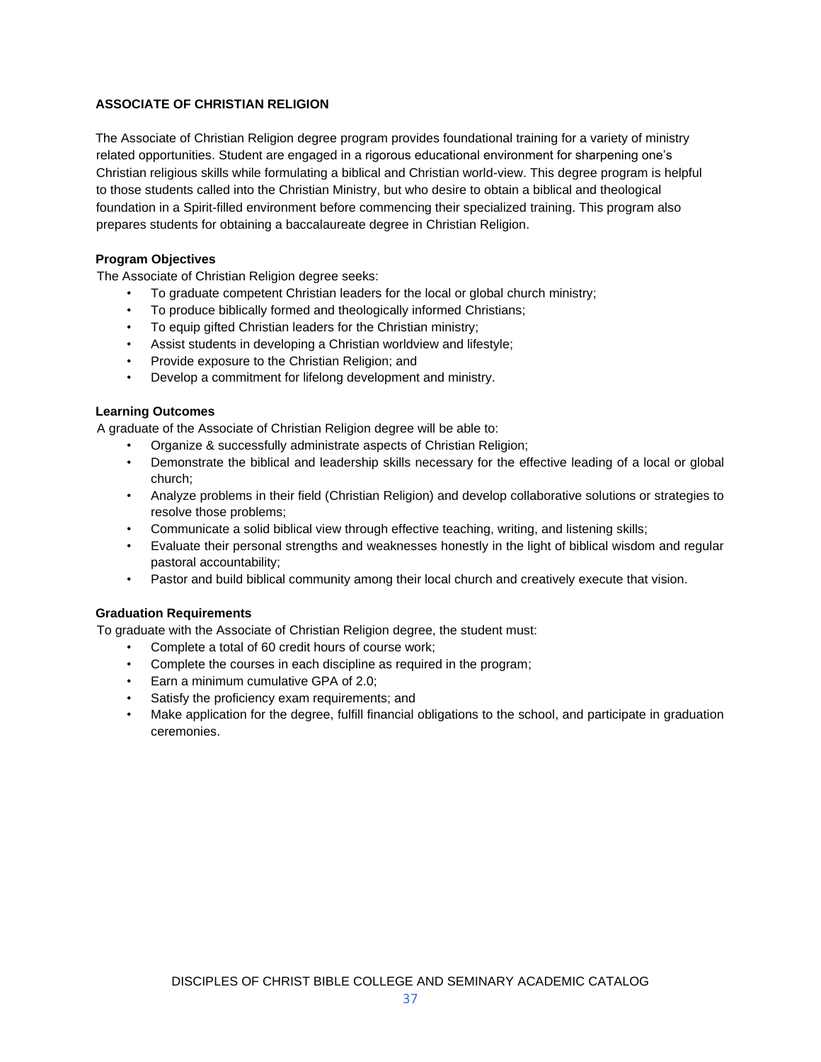## ASSOCIATE OF CHRISTIAN RELIGION

The Associate of Christian Religion degree program provides foundational training for a variety of ministry related opportunities. Student are engaged in a rigorous educational environment for sharpening one's Christian religious skills while formulating a biblical and Christian world-view. This degree program is helpful to those students called into the Christian Ministry, but who desire to obtain a biblical and theological foundation in a Spirit-filled environment before commencing their specialized training. This program also prepares students for obtaining a baccalaureate degree in Christian Religion.

### Program Objectives

The Associate of Christian Religion degree seeks:

- To graduate competent Christian leaders for the local or global church ministry;
- To produce biblically formed and theologically informed Christians;
- To equip gifted Christian leaders for the Christian ministry;
- Assist students in developing a Christian worldview and lifestyle;
- Provide exposure to the Christian Religion; and
- Develop a commitment for lifelong development and ministry.

### Learning Outcomes

A graduate of the Associate of Christian Religion degree will be able to:

- Organize & successfully administrate aspects of Christian Religion;
- Demonstrate the biblical and leadership skills necessary for the effective leading of a local or global church;
- Analyze problems in their field (Christian Religion) and develop collaborative solutions or strategies to resolve those problems;
- Communicate a solid biblical view through effective teaching, writing, and listening skills;
- Evaluate their personal strengths and weaknesses honestly in the light of biblical wisdom and regular pastoral accountability;
- Pastor and build biblical community among their local church and creatively execute that vision.

### Graduation Requirements

To graduate with the Associate of Christian Religion degree, the student must:

- Complete a total of 60 credit hours of course work;
- Complete the courses in each discipline as required in the program;
- Earn a minimum cumulative GPA of 2.0;
- Satisfy the proficiency exam requirements; and
- Make application for the degree, fulfill financial obligations to the school, and participate in graduation ceremonies.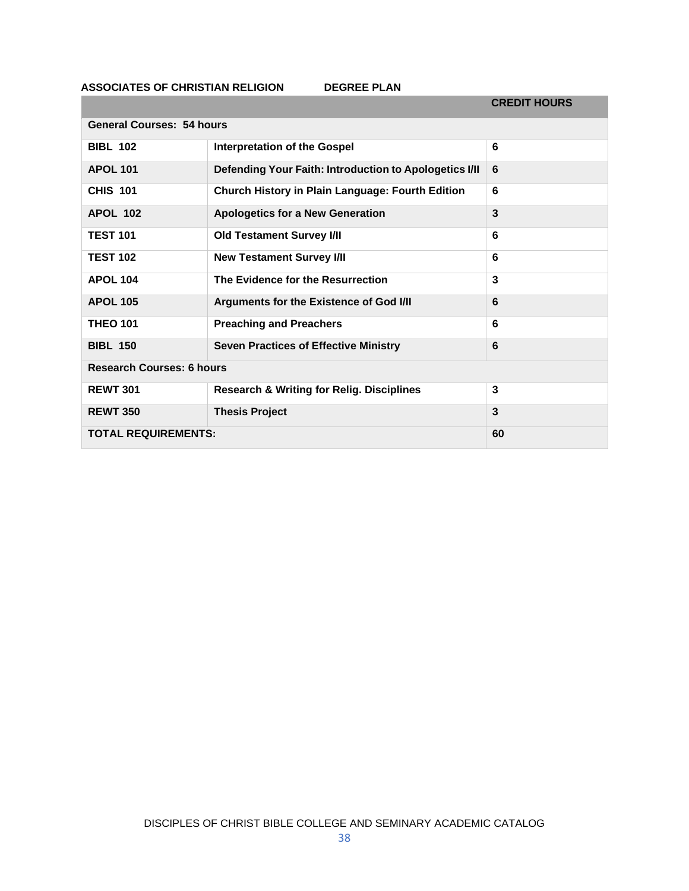**ASSOCIATES OF CHRISTIAN RELIGION DEGREE PLAN**

| | | **CREDIT HOURS** |
|---|---|---|
| **General Courses: 54 hours** | | |
| **BIBL 102** | **Interpretation of the Gospel** | **6** |
| **APOL 101** | **Defending Your Faith: Introduction to Apologetics I/II** | **6** |
| **CHIS 101** | **Church History in Plain Language: Fourth Edition** | **6** |
| **APOL 102** | **Apologetics for a New Generation** | **3** |
| **TEST 101** | **Old Testament Survey I/II** | **6** |
| **TEST 102** | **New Testament Survey I/II** | **6** |
| **APOL 104** | **The Evidence for the Resurrection** | **3** |
| **APOL 105** | **Arguments for the Existence of God I/II** | **6** |
| **THEO 101** | **Preaching and Preachers** | **6** |
| **BIBL 150** | **Seven Practices of Effective Ministry** | **6** |
| **Research Courses: 6 hours** | | |
| **REWT 301** | **Research & Writing for Relig. Disciplines** | **3** |
| **REWT 350** | **Thesis Project** | **3** |
| **TOTAL REQUIREMENTS:** | | **60** |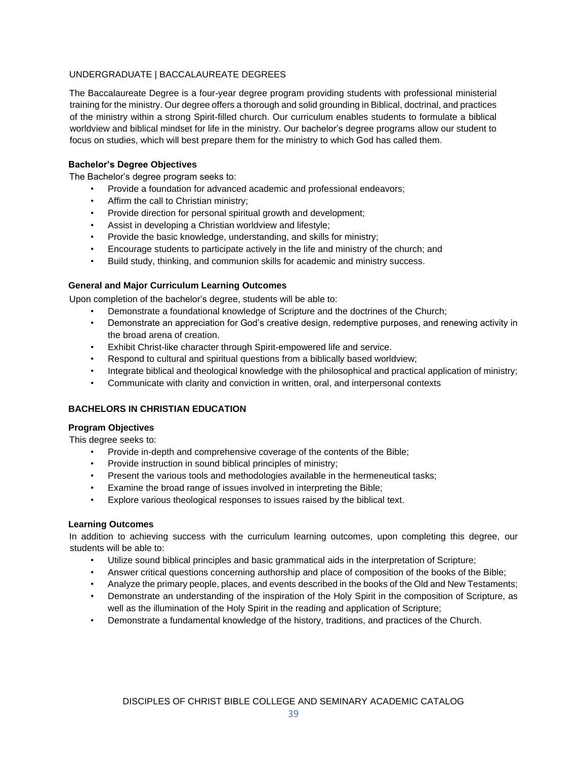## UNDERGRADUATE | BACCALAUREATE DEGREES

The Baccalaureate Degree is a four-year degree program providing students with professional ministerial training for the ministry. Our degree offers a thorough and solid grounding in Biblical, doctrinal, and practices of the ministry within a strong Spirit-filled church. Our curriculum enables students to formulate a biblical worldview and biblical mindset for life in the ministry. Our bachelor's degree programs allow our student to focus on studies, which will best prepare them for the ministry to which God has called them.

### Bachelor's Degree Objectives

The Bachelor's degree program seeks to:

- Provide a foundation for advanced academic and professional endeavors;
- Affirm the call to Christian ministry;
- Provide direction for personal spiritual growth and development;
- Assist in developing a Christian worldview and lifestyle;
- Provide the basic knowledge, understanding, and skills for ministry;
- Encourage students to participate actively in the life and ministry of the church; and
- Build study, thinking, and communion skills for academic and ministry success.

### General and Major Curriculum Learning Outcomes

Upon completion of the bachelor's degree, students will be able to:

- Demonstrate a foundational knowledge of Scripture and the doctrines of the Church;
- Demonstrate an appreciation for God's creative design, redemptive purposes, and renewing activity in the broad arena of creation.
- Exhibit Christ-like character through Spirit-empowered life and service.
- Respond to cultural and spiritual questions from a biblically based worldview;
- Integrate biblical and theological knowledge with the philosophical and practical application of ministry;
- Communicate with clarity and conviction in written, oral, and interpersonal contexts

## BACHELORS IN CHRISTIAN EDUCATION

### Program Objectives

This degree seeks to:

- Provide in-depth and comprehensive coverage of the contents of the Bible;
- Provide instruction in sound biblical principles of ministry;
- Present the various tools and methodologies available in the hermeneutical tasks;
- Examine the broad range of issues involved in interpreting the Bible;
- Explore various theological responses to issues raised by the biblical text.

### Learning Outcomes

In addition to achieving success with the curriculum learning outcomes, upon completing this degree, our students will be able to:

- Utilize sound biblical principles and basic grammatical aids in the interpretation of Scripture;
- Answer critical questions concerning authorship and place of composition of the books of the Bible;
- Analyze the primary people, places, and events described in the books of the Old and New Testaments;
- Demonstrate an understanding of the inspiration of the Holy Spirit in the composition of Scripture, as well as the illumination of the Holy Spirit in the reading and application of Scripture;
- Demonstrate a fundamental knowledge of the history, traditions, and practices of the Church.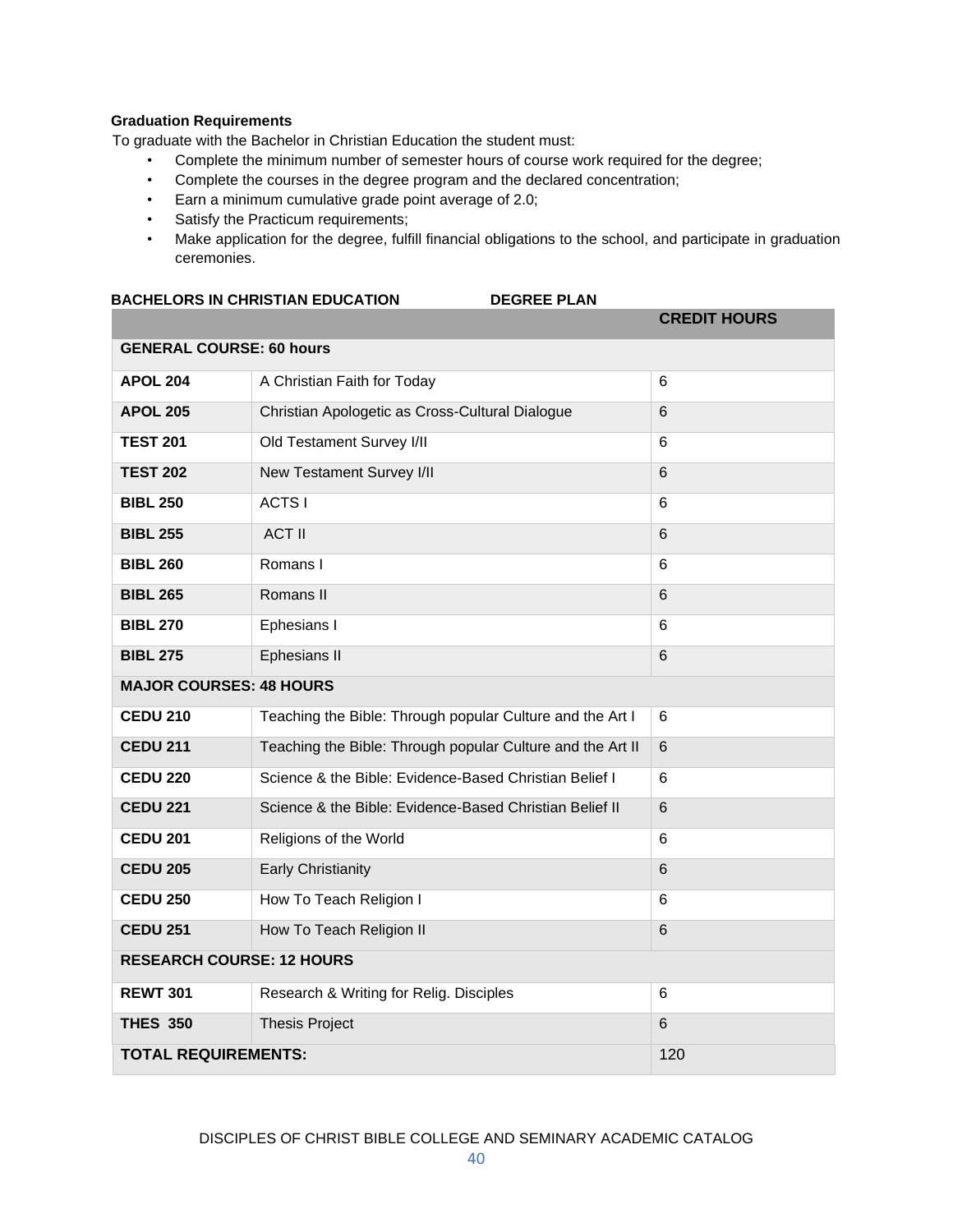**Graduation Requirements**

To graduate with the Bachelor in Christian Education the student must:

- Complete the minimum number of semester hours of course work required for the degree;
- Complete the courses in the degree program and the declared concentration;
- Earn a minimum cumulative grade point average of 2.0;
- Satisfy the Practicum requirements;
- Make application for the degree, fulfill financial obligations to the school, and participate in graduation ceremonies.

**BACHELORS IN CHRISTIAN EDUCATION DEGREE PLAN**

| | | CREDIT HOURS |
|---|---|---|
| **GENERAL COURSE: 60 hours** | | |
| **APOL 204** | A Christian Faith for Today | 6 |
| **APOL 205** | Christian Apologetic as Cross-Cultural Dialogue | 6 |
| **TEST 201** | Old Testament Survey I/II | 6 |
| **TEST 202** | New Testament Survey I/II | 6 |
| **BIBL 250** | ACTS I | 6 |
| **BIBL 255** | ACT II | 6 |
| **BIBL 260** | Romans I | 6 |
| **BIBL 265** | Romans II | 6 |
| **BIBL 270** | Ephesians I | 6 |
| **BIBL 275** | Ephesians II | 6 |
| **MAJOR COURSES: 48 HOURS** | | |
| **CEDU 210** | Teaching the Bible: Through popular Culture and the Art I | 6 |
| **CEDU 211** | Teaching the Bible: Through popular Culture and the Art II | 6 |
| **CEDU 220** | Science & the Bible: Evidence-Based Christian Belief I | 6 |
| **CEDU 221** | Science & the Bible: Evidence-Based Christian Belief II | 6 |
| **CEDU 201** | Religions of the World | 6 |
| **CEDU 205** | Early Christianity | 6 |
| **CEDU 250** | How To Teach Religion I | 6 |
| **CEDU 251** | How To Teach Religion II | 6 |
| **RESEARCH COURSE: 12 HOURS** | | |
| **REWT 301** | Research & Writing for Relig. Disciples | 6 |
| **THES 350** | Thesis Project | 6 |
| **TOTAL REQUIREMENTS:** | | 120 |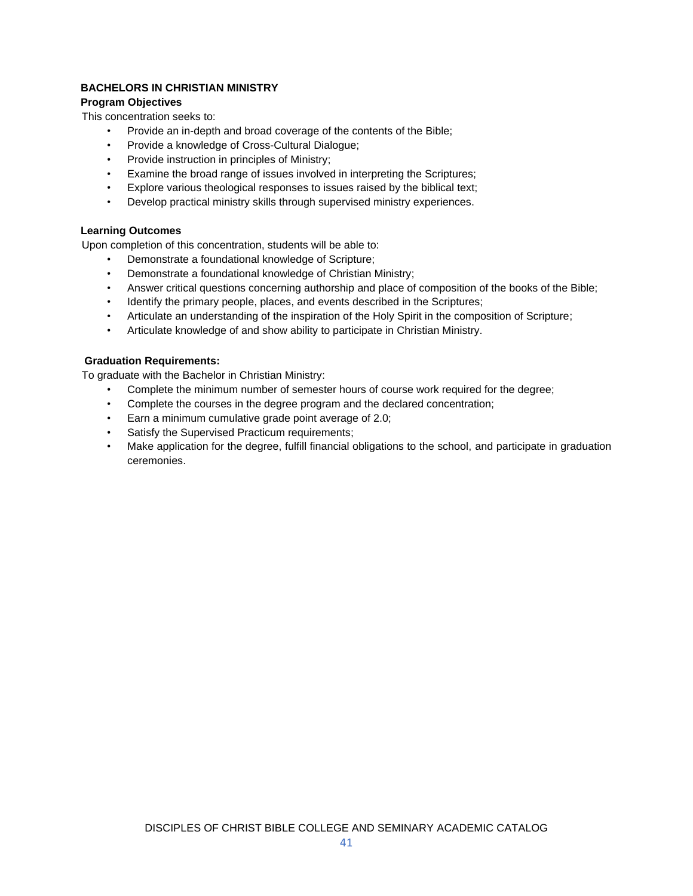## BACHELORS IN CHRISTIAN MINISTRY

### Program Objectives

This concentration seeks to:

- Provide an in-depth and broad coverage of the contents of the Bible;
- Provide a knowledge of Cross-Cultural Dialogue;
- Provide instruction in principles of Ministry;
- Examine the broad range of issues involved in interpreting the Scriptures;
- Explore various theological responses to issues raised by the biblical text;
- Develop practical ministry skills through supervised ministry experiences.

### Learning Outcomes

Upon completion of this concentration, students will be able to:

- Demonstrate a foundational knowledge of Scripture;
- Demonstrate a foundational knowledge of Christian Ministry;
- Answer critical questions concerning authorship and place of composition of the books of the Bible;
- Identify the primary people, places, and events described in the Scriptures;
- Articulate an understanding of the inspiration of the Holy Spirit in the composition of Scripture;
- Articulate knowledge of and show ability to participate in Christian Ministry.

### Graduation Requirements:

To graduate with the Bachelor in Christian Ministry:

- Complete the minimum number of semester hours of course work required for the degree;
- Complete the courses in the degree program and the declared concentration;
- Earn a minimum cumulative grade point average of 2.0;
- Satisfy the Supervised Practicum requirements;
- Make application for the degree, fulfill financial obligations to the school, and participate in graduation ceremonies.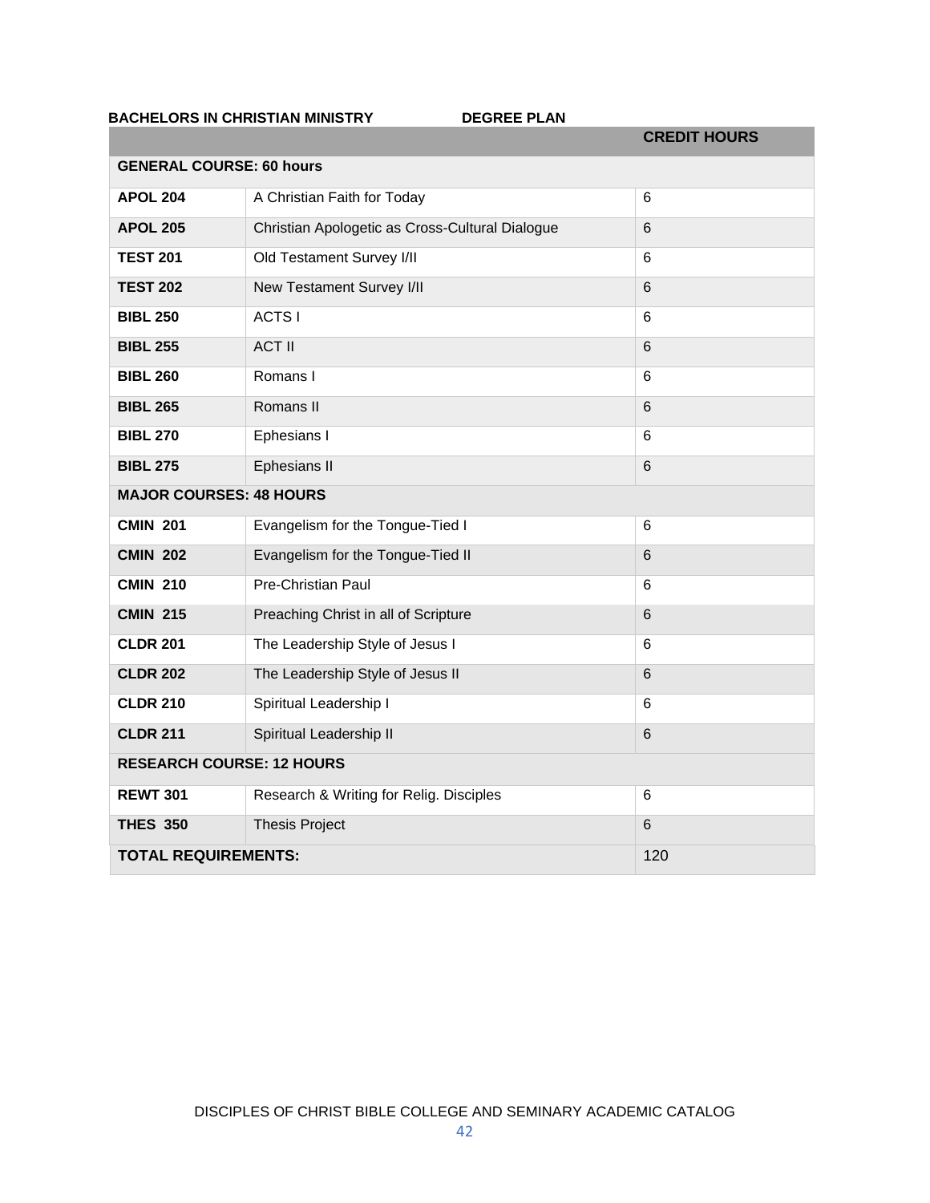**BACHELORS IN CHRISTIAN MINISTRY DEGREE PLAN**

| | | **CREDIT HOURS** |
|---|---|---|
| **GENERAL COURSE: 60 hours** | | |
| **APOL 204** | A Christian Faith for Today | 6 |
| **APOL 205** | Christian Apologetic as Cross-Cultural Dialogue | 6 |
| **TEST 201** | Old Testament Survey I/II | 6 |
| **TEST 202** | New Testament Survey I/II | 6 |
| **BIBL 250** | ACTS I | 6 |
| **BIBL 255** | ACT II | 6 |
| **BIBL 260** | Romans I | 6 |
| **BIBL 265** | Romans II | 6 |
| **BIBL 270** | Ephesians I | 6 |
| **BIBL 275** | Ephesians II | 6 |
| **MAJOR COURSES: 48 HOURS** | | |
| **CMIN 201** | Evangelism for the Tongue-Tied I | 6 |
| **CMIN 202** | Evangelism for the Tongue-Tied II | 6 |
| **CMIN 210** | Pre-Christian Paul | 6 |
| **CMIN 215** | Preaching Christ in all of Scripture | 6 |
| **CLDR 201** | The Leadership Style of Jesus I | 6 |
| **CLDR 202** | The Leadership Style of Jesus II | 6 |
| **CLDR 210** | Spiritual Leadership I | 6 |
| **CLDR 211** | Spiritual Leadership II | 6 |
| **RESEARCH COURSE: 12 HOURS** | | |
| **REWT 301** | Research & Writing for Relig. Disciples | 6 |
| **THES 350** | Thesis Project | 6 |
| **TOTAL REQUIREMENTS:** | | 120 |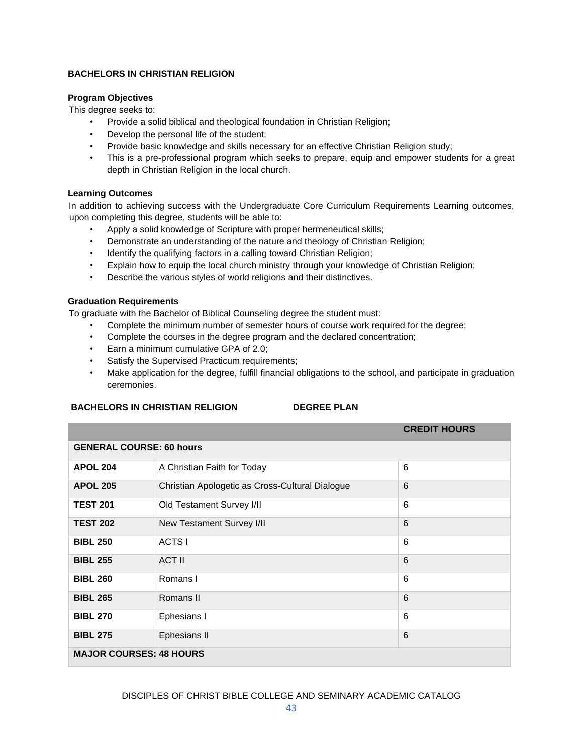## BACHELORS IN CHRISTIAN RELIGION

### Program Objectives

This degree seeks to:

- Provide a solid biblical and theological foundation in Christian Religion;
- Develop the personal life of the student;
- Provide basic knowledge and skills necessary for an effective Christian Religion study;
- This is a pre-professional program which seeks to prepare, equip and empower students for a great depth in Christian Religion in the local church.

### Learning Outcomes

In addition to achieving success with the Undergraduate Core Curriculum Requirements Learning outcomes, upon completing this degree, students will be able to:

- Apply a solid knowledge of Scripture with proper hermeneutical skills;
- Demonstrate an understanding of the nature and theology of Christian Religion;
- Identify the qualifying factors in a calling toward Christian Religion;
- Explain how to equip the local church ministry through your knowledge of Christian Religion;
- Describe the various styles of world religions and their distinctives.

### Graduation Requirements

To graduate with the Bachelor of Biblical Counseling degree the student must:

- Complete the minimum number of semester hours of course work required for the degree;
- Complete the courses in the degree program and the declared concentration;
- Earn a minimum cumulative GPA of 2.0;
- Satisfy the Supervised Practicum requirements;
- Make application for the degree, fulfill financial obligations to the school, and participate in graduation ceremonies.

**BACHELORS IN CHRISTIAN RELIGION DEGREE PLAN**

| | | CREDIT HOURS |
|---|---|---|
| **GENERAL COURSE: 60 hours** | | |
| **APOL 204** | A Christian Faith for Today | 6 |
| **APOL 205** | Christian Apologetic as Cross-Cultural Dialogue | 6 |
| **TEST 201** | Old Testament Survey I/II | 6 |
| **TEST 202** | New Testament Survey I/II | 6 |
| **BIBL 250** | ACTS I | 6 |
| **BIBL 255** | ACT II | 6 |
| **BIBL 260** | Romans I | 6 |
| **BIBL 265** | Romans II | 6 |
| **BIBL 270** | Ephesians I | 6 |
| **BIBL 275** | Ephesians II | 6 |
| **MAJOR COURSES: 48 HOURS** | | |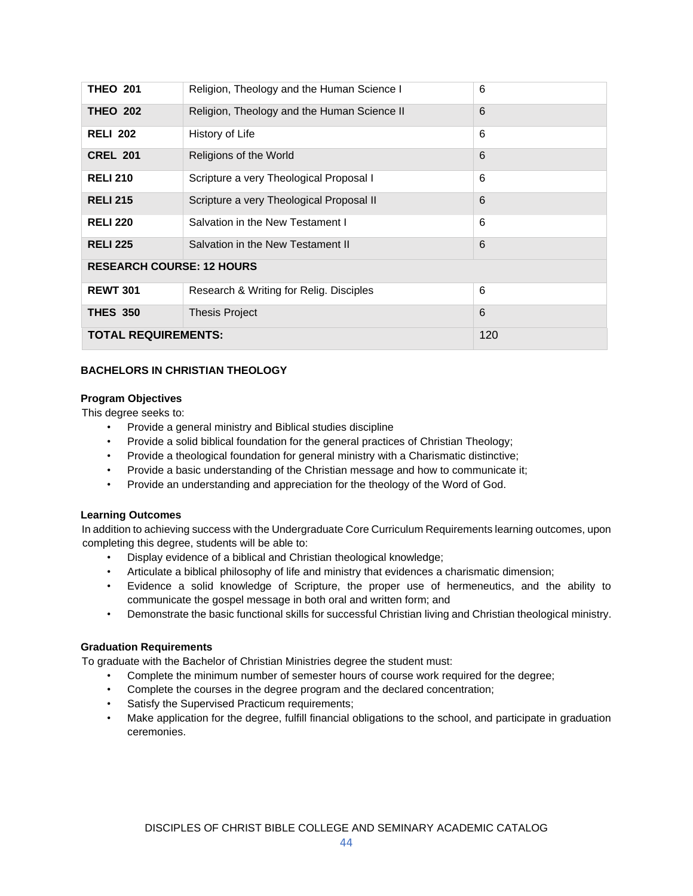| | | |
|---|---|---|
| **THEO 201** | Religion, Theology and the Human Science I | 6 |
| **THEO 202** | Religion, Theology and the Human Science II | 6 |
| **RELI 202** | History of Life | 6 |
| **CREL 201** | Religions of the World | 6 |
| **RELI 210** | Scripture a very Theological Proposal I | 6 |
| **RELI 215** | Scripture a very Theological Proposal II | 6 |
| **RELI 220** | Salvation in the New Testament I | 6 |
| **RELI 225** | Salvation in the New Testament II | 6 |
| **RESEARCH COURSE: 12 HOURS** | | |
| **REWT 301** | Research & Writing for Relig. Disciples | 6 |
| **THES 350** | Thesis Project | 6 |
| **TOTAL REQUIREMENTS:** | | 120 |

**BACHELORS IN CHRISTIAN THEOLOGY**

**Program Objectives**

This degree seeks to:

- Provide a general ministry and Biblical studies discipline
- Provide a solid biblical foundation for the general practices of Christian Theology;
- Provide a theological foundation for general ministry with a Charismatic distinctive;
- Provide a basic understanding of the Christian message and how to communicate it;
- Provide an understanding and appreciation for the theology of the Word of God.

**Learning Outcomes**

In addition to achieving success with the Undergraduate Core Curriculum Requirements learning outcomes, upon completing this degree, students will be able to:

- Display evidence of a biblical and Christian theological knowledge;
- Articulate a biblical philosophy of life and ministry that evidences a charismatic dimension;
- Evidence a solid knowledge of Scripture, the proper use of hermeneutics, and the ability to communicate the gospel message in both oral and written form; and
- Demonstrate the basic functional skills for successful Christian living and Christian theological ministry.

**Graduation Requirements**

To graduate with the Bachelor of Christian Ministries degree the student must:

- Complete the minimum number of semester hours of course work required for the degree;
- Complete the courses in the degree program and the declared concentration;
- Satisfy the Supervised Practicum requirements;
- Make application for the degree, fulfill financial obligations to the school, and participate in graduation ceremonies.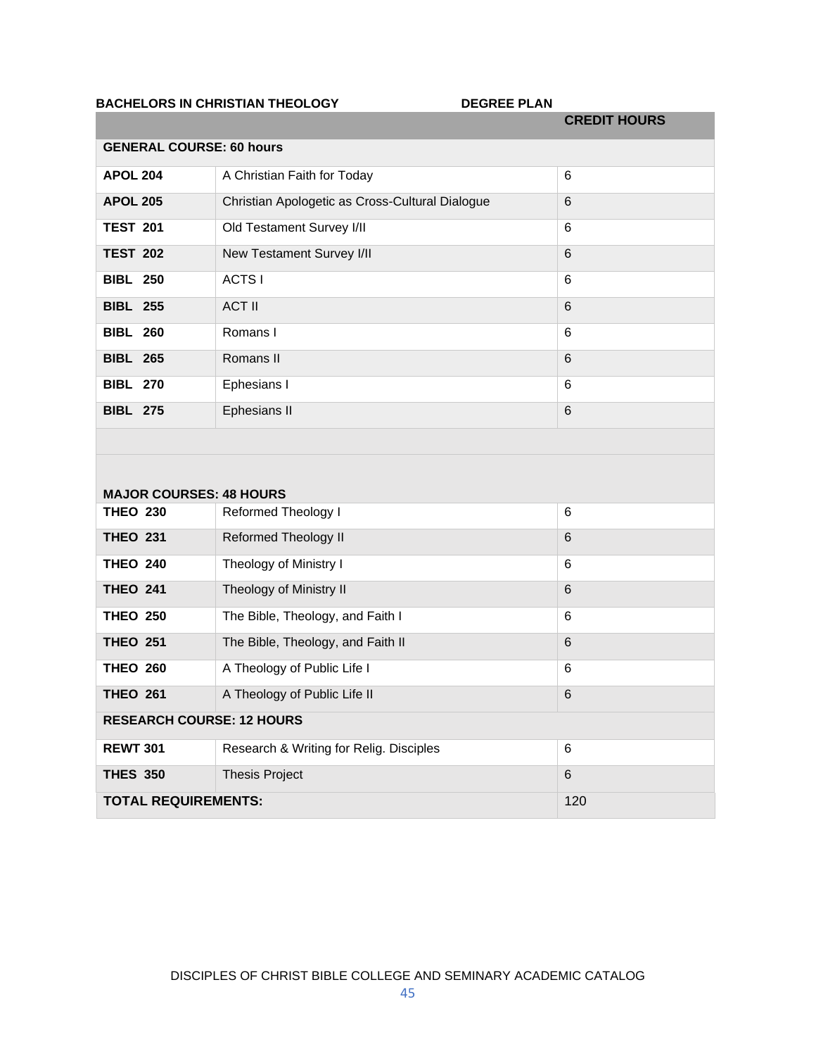**BACHELORS IN CHRISTIAN THEOLOGY DEGREE PLAN**

| | | **CREDIT HOURS** |
|---|---|---|
| **GENERAL COURSE: 60 hours** | | |
| **APOL 204** | A Christian Faith for Today | 6 |
| **APOL 205** | Christian Apologetic as Cross-Cultural Dialogue | 6 |
| **TEST 201** | Old Testament Survey I/II | 6 |
| **TEST 202** | New Testament Survey I/II | 6 |
| **BIBL 250** | ACTS I | 6 |
| **BIBL 255** | ACT II | 6 |
| **BIBL 260** | Romans I | 6 |
| **BIBL 265** | Romans II | 6 |
| **BIBL 270** | Ephesians I | 6 |
| **BIBL 275** | Ephesians II | 6 |
| | | |
| **MAJOR COURSES: 48 HOURS** | | |
| **THEO 230** | Reformed Theology I | 6 |
| **THEO 231** | Reformed Theology II | 6 |
| **THEO 240** | Theology of Ministry I | 6 |
| **THEO 241** | Theology of Ministry II | 6 |
| **THEO 250** | The Bible, Theology, and Faith I | 6 |
| **THEO 251** | The Bible, Theology, and Faith II | 6 |
| **THEO 260** | A Theology of Public Life I | 6 |
| **THEO 261** | A Theology of Public Life II | 6 |
| **RESEARCH COURSE: 12 HOURS** | | |
| **REWT 301** | Research & Writing for Relig. Disciples | 6 |
| **THES 350** | Thesis Project | 6 |
| **TOTAL REQUIREMENTS:** | | 120 |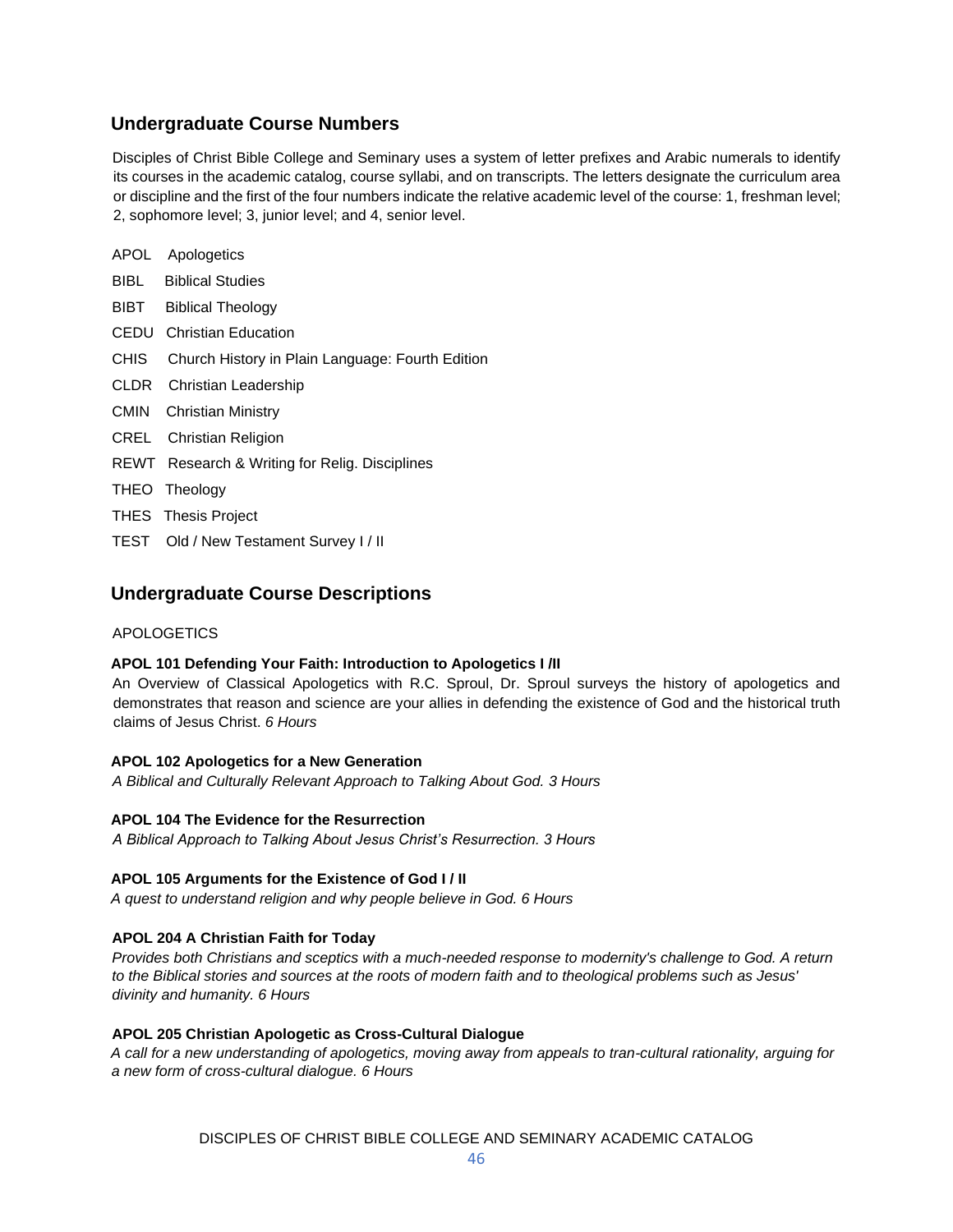## Undergraduate Course Numbers

Disciples of Christ Bible College and Seminary uses a system of letter prefixes and Arabic numerals to identify its courses in the academic catalog, course syllabi, and on transcripts. The letters designate the curriculum area or discipline and the first of the four numbers indicate the relative academic level of the course: 1, freshman level; 2, sophomore level; 3, junior level; and 4, senior level.

APOL Apologetics

BIBL Biblical Studies

BIBT Biblical Theology

CEDU Christian Education

CHIS Church History in Plain Language: Fourth Edition

CLDR Christian Leadership

CMIN Christian Ministry

CREL Christian Religion

REWT Research & Writing for Relig. Disciplines

THEO Theology

THES Thesis Project

TEST Old / New Testament Survey I / II

## Undergraduate Course Descriptions

APOLOGETICS

**APOL 101 Defending Your Faith: Introduction to Apologetics I /II**
An Overview of Classical Apologetics with R.C. Sproul, Dr. Sproul surveys the history of apologetics and demonstrates that reason and science are your allies in defending the existence of God and the historical truth claims of Jesus Christ. *6 Hours*

**APOL 102 Apologetics for a New Generation**
*A Biblical and Culturally Relevant Approach to Talking About God. 3 Hours*

**APOL 104 The Evidence for the Resurrection**
*A Biblical Approach to Talking About Jesus Christ's Resurrection. 3 Hours*

**APOL 105 Arguments for the Existence of God I / II**
*A quest to understand religion and why people believe in God. 6 Hours*

**APOL 204 A Christian Faith for Today**
*Provides both Christians and sceptics with a much-needed response to modernity's challenge to God. A return to the Biblical stories and sources at the roots of modern faith and to theological problems such as Jesus' divinity and humanity. 6 Hours*

**APOL 205 Christian Apologetic as Cross-Cultural Dialogue**
*A call for a new understanding of apologetics, moving away from appeals to tran-cultural rationality, arguing for a new form of cross-cultural dialogue. 6 Hours*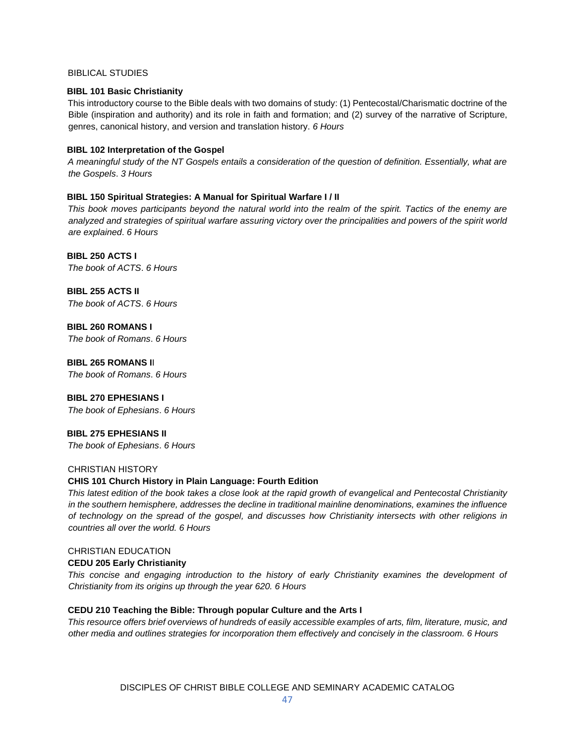## BIBLICAL STUDIES

**BIBL 101 Basic Christianity**

This introductory course to the Bible deals with two domains of study: (1) Pentecostal/Charismatic doctrine of the Bible (inspiration and authority) and its role in faith and formation; and (2) survey of the narrative of Scripture, genres, canonical history, and version and translation history. *6 Hours*

**BIBL 102 Interpretation of the Gospel**

*A meaningful study of the NT Gospels entails a consideration of the question of definition. Essentially, what are the Gospels. 3 Hours*

**BIBL 150 Spiritual Strategies: A Manual for Spiritual Warfare I / II**

*This book moves participants beyond the natural world into the realm of the spirit. Tactics of the enemy are analyzed and strategies of spiritual warfare assuring victory over the principalities and powers of the spirit world are explained. 6 Hours*

**BIBL 250 ACTS I**

*The book of ACTS. 6 Hours*

**BIBL 255 ACTS II**

*The book of ACTS. 6 Hours*

**BIBL 260 ROMANS I**

*The book of Romans. 6 Hours*

**BIBL 265 ROMANS II**

*The book of Romans. 6 Hours*

**BIBL 270 EPHESIANS I**

*The book of Ephesians. 6 Hours*

**BIBL 275 EPHESIANS II**

*The book of Ephesians. 6 Hours*

## CHRISTIAN HISTORY

**CHIS 101 Church History in Plain Language: Fourth Edition**

*This latest edition of the book takes a close look at the rapid growth of evangelical and Pentecostal Christianity in the southern hemisphere, addresses the decline in traditional mainline denominations, examines the influence of technology on the spread of the gospel, and discusses how Christianity intersects with other religions in countries all over the world. 6 Hours*

## CHRISTIAN EDUCATION

**CEDU 205 Early Christianity**

*This concise and engaging introduction to the history of early Christianity examines the development of Christianity from its origins up through the year 620. 6 Hours*

**CEDU 210 Teaching the Bible: Through popular Culture and the Arts I**

*This resource offers brief overviews of hundreds of easily accessible examples of arts, film, literature, music, and other media and outlines strategies for incorporation them effectively and concisely in the classroom. 6 Hours*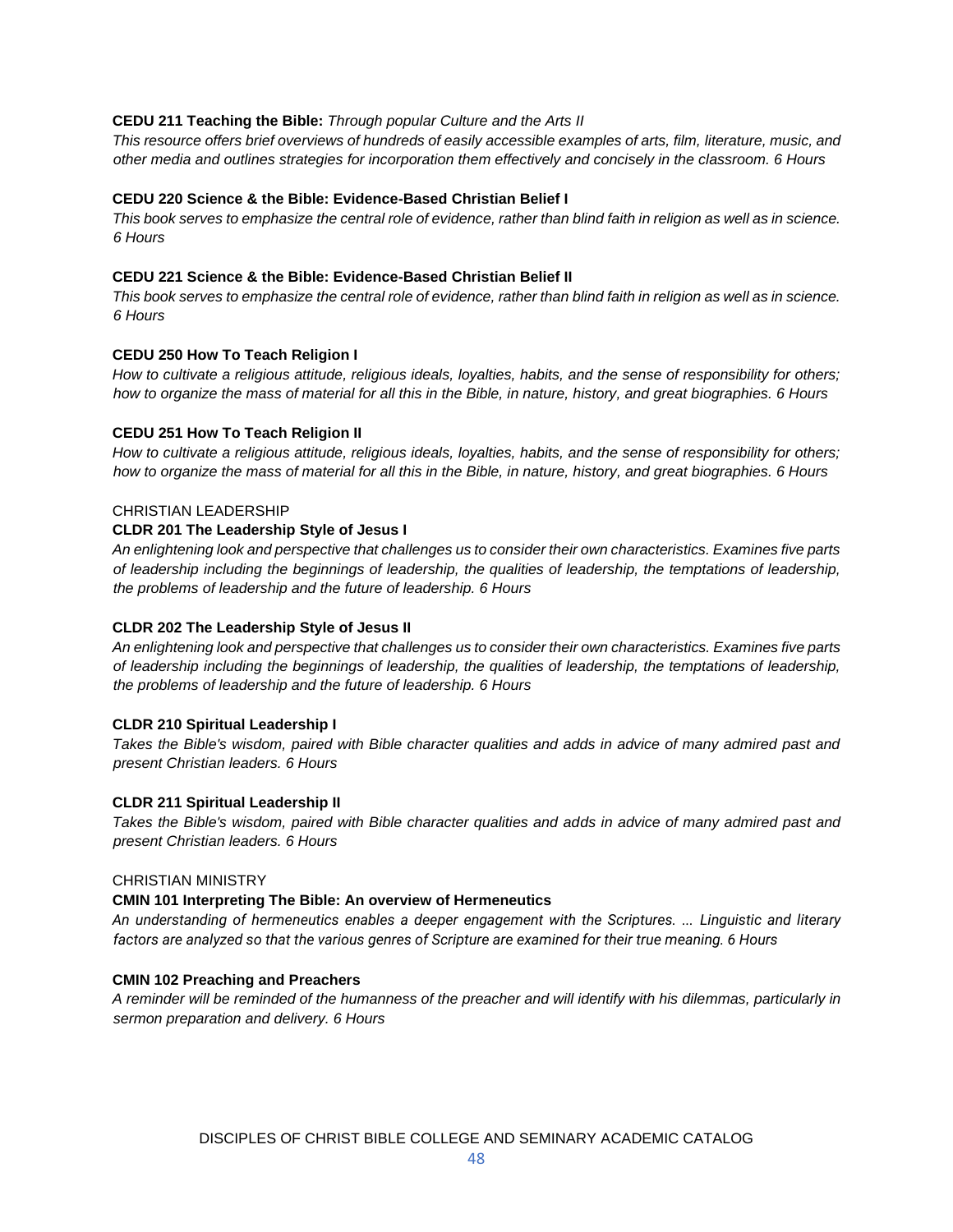**CEDU 211 Teaching the Bible:** *Through popular Culture and the Arts II*
*This resource offers brief overviews of hundreds of easily accessible examples of arts, film, literature, music, and other media and outlines strategies for incorporation them effectively and concisely in the classroom. 6 Hours*

**CEDU 220 Science & the Bible: Evidence-Based Christian Belief I**
*This book serves to emphasize the central role of evidence, rather than blind faith in religion as well as in science. 6 Hours*

**CEDU 221 Science & the Bible: Evidence-Based Christian Belief II**
*This book serves to emphasize the central role of evidence, rather than blind faith in religion as well as in science. 6 Hours*

**CEDU 250 How To Teach Religion I**
*How to cultivate a religious attitude, religious ideals, loyalties, habits, and the sense of responsibility for others; how to organize the mass of material for all this in the Bible, in nature, history, and great biographies. 6 Hours*

**CEDU 251 How To Teach Religion II**
*How to cultivate a religious attitude, religious ideals, loyalties, habits, and the sense of responsibility for others; how to organize the mass of material for all this in the Bible, in nature, history, and great biographies. 6 Hours*

CHRISTIAN LEADERSHIP

**CLDR 201 The Leadership Style of Jesus I**
*An enlightening look and perspective that challenges us to consider their own characteristics. Examines five parts of leadership including the beginnings of leadership, the qualities of leadership, the temptations of leadership, the problems of leadership and the future of leadership. 6 Hours*

**CLDR 202 The Leadership Style of Jesus II**
*An enlightening look and perspective that challenges us to consider their own characteristics. Examines five parts of leadership including the beginnings of leadership, the qualities of leadership, the temptations of leadership, the problems of leadership and the future of leadership. 6 Hours*

**CLDR 210 Spiritual Leadership I**
*Takes the Bible's wisdom, paired with Bible character qualities and adds in advice of many admired past and present Christian leaders. 6 Hours*

**CLDR 211 Spiritual Leadership II**
*Takes the Bible's wisdom, paired with Bible character qualities and adds in advice of many admired past and present Christian leaders. 6 Hours*

CHRISTIAN MINISTRY

**CMIN 101 Interpreting The Bible: An overview of Hermeneutics**
*An understanding of hermeneutics enables a deeper engagement with the Scriptures. ... Linguistic and literary factors are analyzed so that the various genres of Scripture are examined for their true meaning. 6 Hours*

**CMIN 102 Preaching and Preachers**
*A reminder will be reminded of the humanness of the preacher and will identify with his dilemmas, particularly in sermon preparation and delivery. 6 Hours*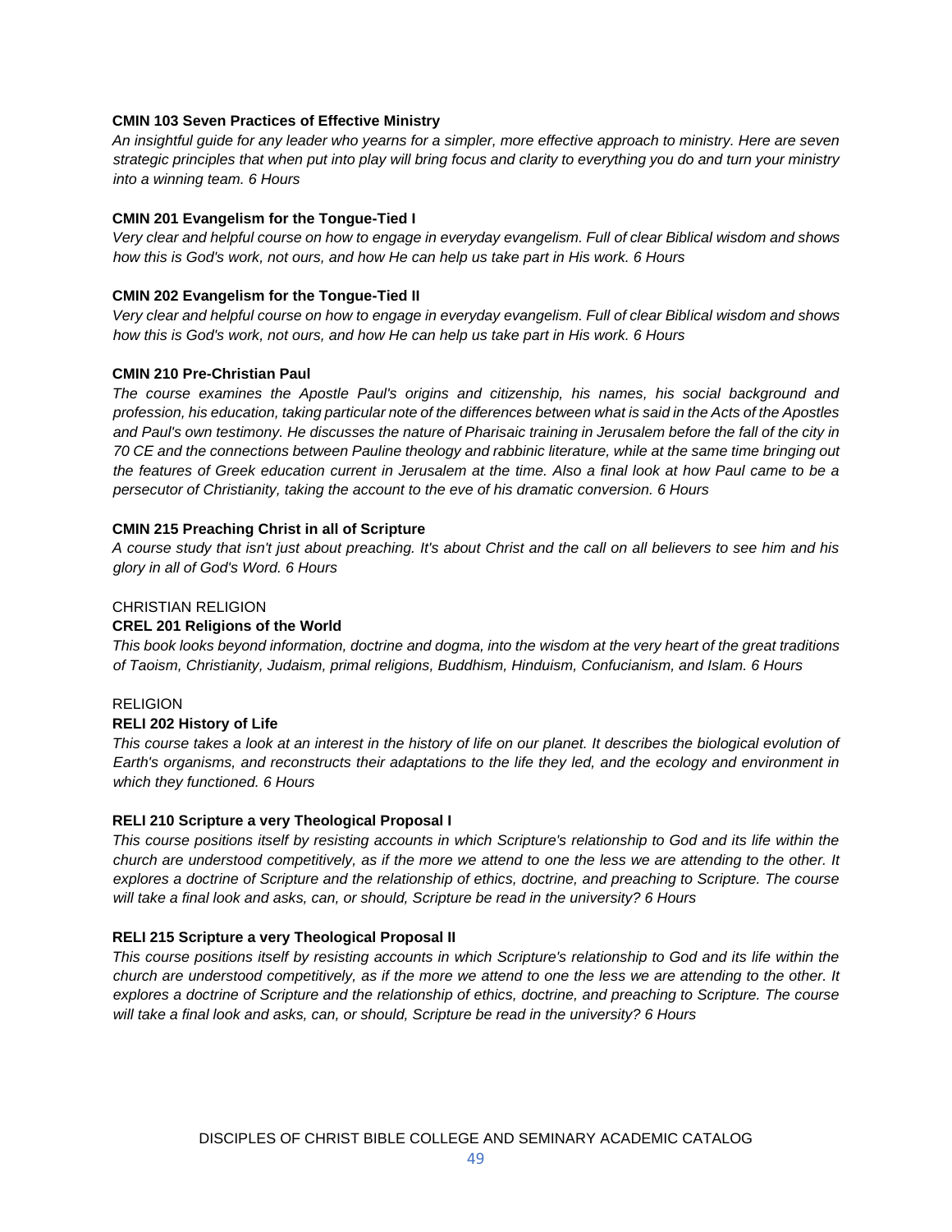**CMIN 103 Seven Practices of Effective Ministry**

*An insightful guide for any leader who yearns for a simpler, more effective approach to ministry. Here are seven strategic principles that when put into play will bring focus and clarity to everything you do and turn your ministry into a winning team. 6 Hours*

**CMIN 201 Evangelism for the Tongue-Tied I**

*Very clear and helpful course on how to engage in everyday evangelism. Full of clear Biblical wisdom and shows how this is God's work, not ours, and how He can help us take part in His work. 6 Hours*

**CMIN 202 Evangelism for the Tongue-Tied II**

*Very clear and helpful course on how to engage in everyday evangelism. Full of clear Biblical wisdom and shows how this is God's work, not ours, and how He can help us take part in His work. 6 Hours*

**CMIN 210 Pre-Christian Paul**

*The course examines the Apostle Paul's origins and citizenship, his names, his social background and profession, his education, taking particular note of the differences between what is said in the Acts of the Apostles and Paul's own testimony. He discusses the nature of Pharisaic training in Jerusalem before the fall of the city in 70 CE and the connections between Pauline theology and rabbinic literature, while at the same time bringing out the features of Greek education current in Jerusalem at the time. Also a final look at how Paul came to be a persecutor of Christianity, taking the account to the eve of his dramatic conversion. 6 Hours*

**CMIN 215 Preaching Christ in all of Scripture**

*A course study that isn't just about preaching. It's about Christ and the call on all believers to see him and his glory in all of God's Word. 6 Hours*

CHRISTIAN RELIGION

**CREL 201 Religions of the World**

*This book looks beyond information, doctrine and dogma, into the wisdom at the very heart of the great traditions of Taoism, Christianity, Judaism, primal religions, Buddhism, Hinduism, Confucianism, and Islam. 6 Hours*

RELIGION

**RELI 202 History of Life**

*This course takes a look at an interest in the history of life on our planet. It describes the biological evolution of Earth's organisms, and reconstructs their adaptations to the life they led, and the ecology and environment in which they functioned. 6 Hours*

**RELI 210 Scripture a very Theological Proposal I**

*This course positions itself by resisting accounts in which Scripture's relationship to God and its life within the church are understood competitively, as if the more we attend to one the less we are attending to the other. It explores a doctrine of Scripture and the relationship of ethics, doctrine, and preaching to Scripture. The course will take a final look and asks, can, or should, Scripture be read in the university? 6 Hours*

**RELI 215 Scripture a very Theological Proposal II**

*This course positions itself by resisting accounts in which Scripture's relationship to God and its life within the church are understood competitively, as if the more we attend to one the less we are attending to the other. It explores a doctrine of Scripture and the relationship of ethics, doctrine, and preaching to Scripture. The course will take a final look and asks, can, or should, Scripture be read in the university? 6 Hours*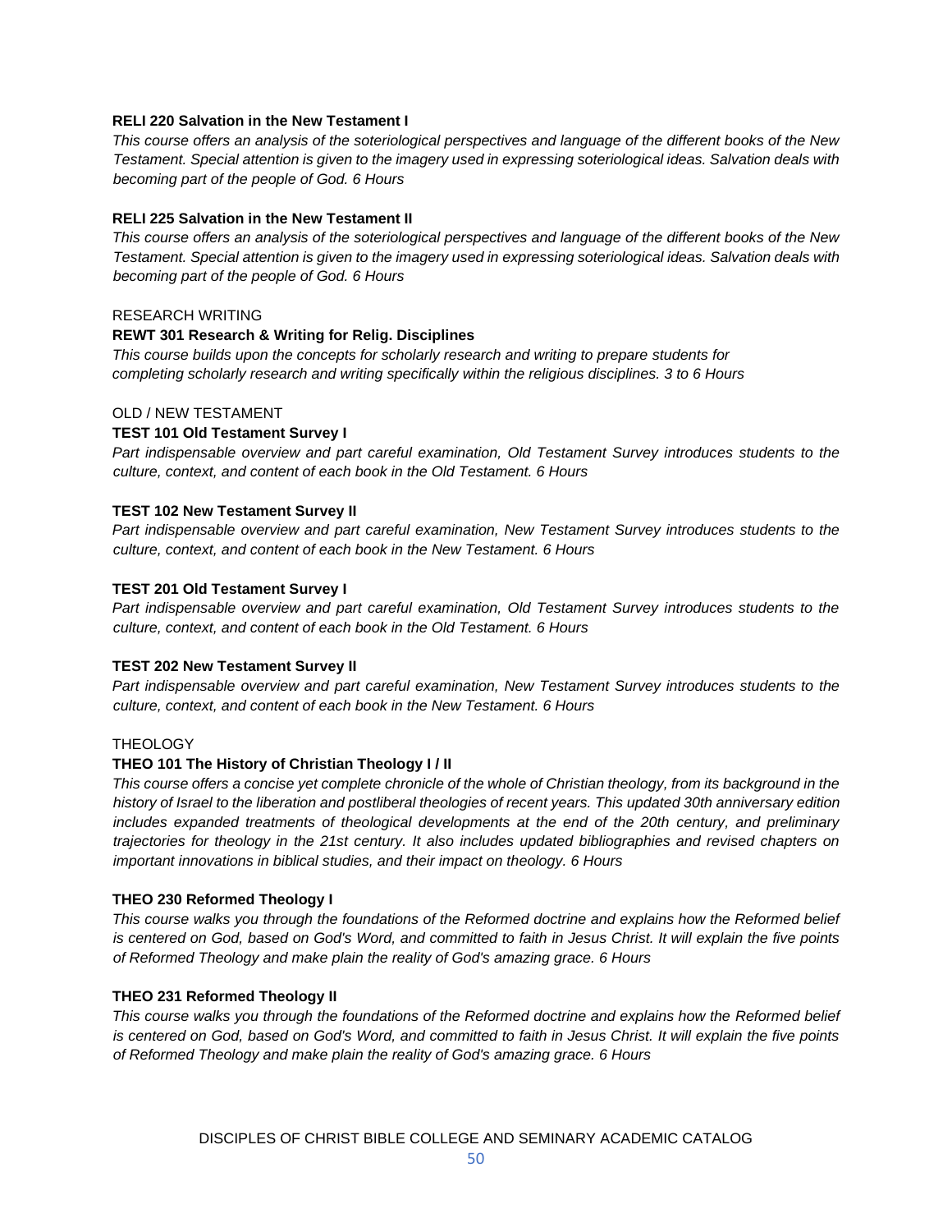**RELI 220 Salvation in the New Testament I**

*This course offers an analysis of the soteriological perspectives and language of the different books of the New Testament. Special attention is given to the imagery used in expressing soteriological ideas. Salvation deals with becoming part of the people of God. 6 Hours*

**RELI 225 Salvation in the New Testament II**

*This course offers an analysis of the soteriological perspectives and language of the different books of the New Testament. Special attention is given to the imagery used in expressing soteriological ideas. Salvation deals with becoming part of the people of God. 6 Hours*

RESEARCH WRITING

**REWT 301 Research & Writing for Relig. Disciplines**

*This course builds upon the concepts for scholarly research and writing to prepare students for completing scholarly research and writing specifically within the religious disciplines. 3 to 6 Hours*

OLD / NEW TESTAMENT

**TEST 101 Old Testament Survey I**

*Part indispensable overview and part careful examination, Old Testament Survey introduces students to the culture, context, and content of each book in the Old Testament. 6 Hours*

**TEST 102 New Testament Survey II**

*Part indispensable overview and part careful examination, New Testament Survey introduces students to the culture, context, and content of each book in the New Testament. 6 Hours*

**TEST 201 Old Testament Survey I**

*Part indispensable overview and part careful examination, Old Testament Survey introduces students to the culture, context, and content of each book in the Old Testament. 6 Hours*

**TEST 202 New Testament Survey II**

*Part indispensable overview and part careful examination, New Testament Survey introduces students to the culture, context, and content of each book in the New Testament. 6 Hours*

THEOLOGY

**THEO 101 The History of Christian Theology I / II**

*This course offers a concise yet complete chronicle of the whole of Christian theology, from its background in the history of Israel to the liberation and postliberal theologies of recent years. This updated 30th anniversary edition includes expanded treatments of theological developments at the end of the 20th century, and preliminary trajectories for theology in the 21st century. It also includes updated bibliographies and revised chapters on important innovations in biblical studies, and their impact on theology. 6 Hours*

**THEO 230 Reformed Theology I**

*This course walks you through the foundations of the Reformed doctrine and explains how the Reformed belief is centered on God, based on God's Word, and committed to faith in Jesus Christ. It will explain the five points of Reformed Theology and make plain the reality of God's amazing grace. 6 Hours*

**THEO 231 Reformed Theology II**

*This course walks you through the foundations of the Reformed doctrine and explains how the Reformed belief is centered on God, based on God's Word, and committed to faith in Jesus Christ. It will explain the five points of Reformed Theology and make plain the reality of God's amazing grace. 6 Hours*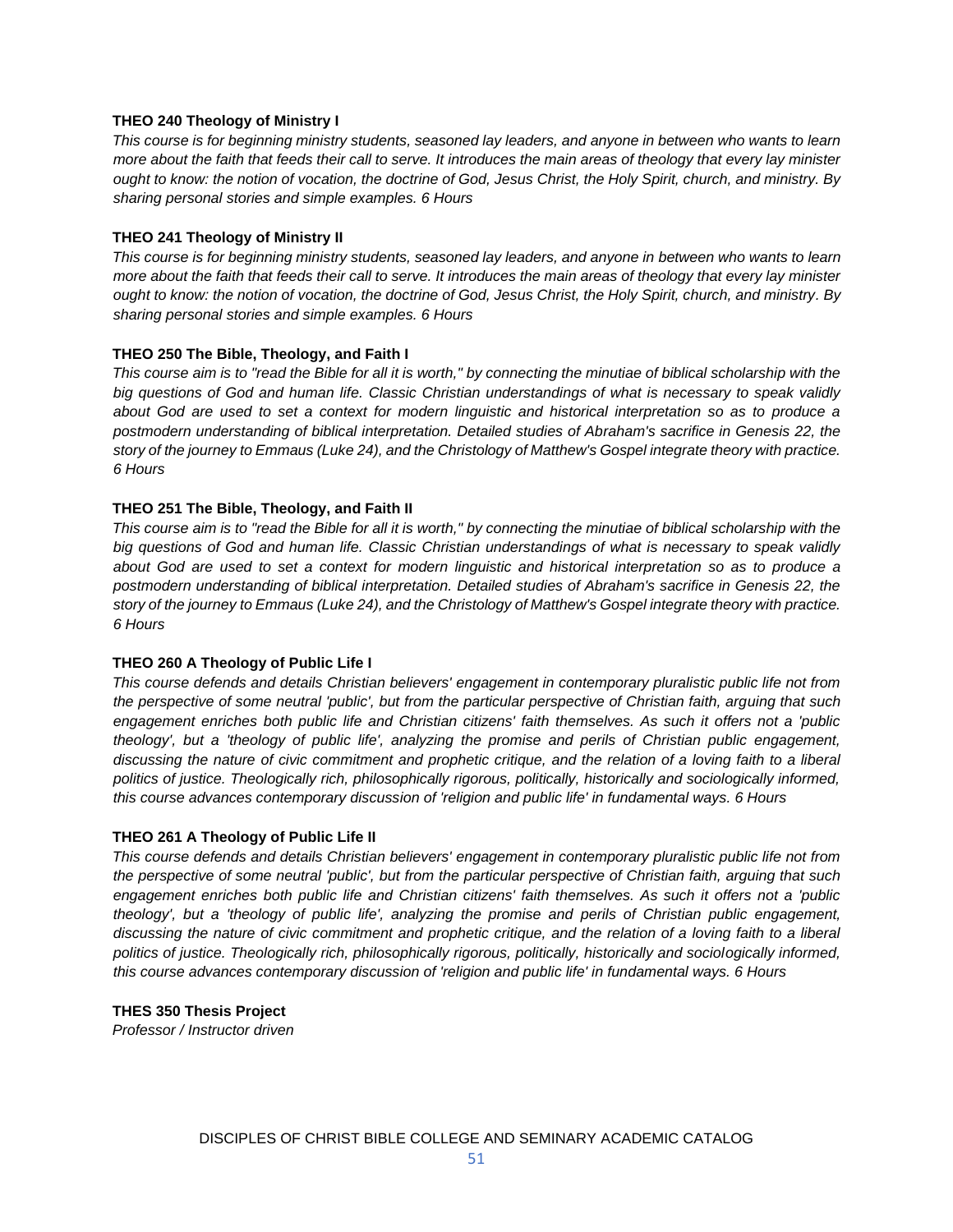**THEO 240 Theology of Ministry I**

*This course is for beginning ministry students, seasoned lay leaders, and anyone in between who wants to learn more about the faith that feeds their call to serve. It introduces the main areas of theology that every lay minister ought to know: the notion of vocation, the doctrine of God, Jesus Christ, the Holy Spirit, church, and ministry. By sharing personal stories and simple examples. 6 Hours*

**THEO 241 Theology of Ministry II**

*This course is for beginning ministry students, seasoned lay leaders, and anyone in between who wants to learn more about the faith that feeds their call to serve. It introduces the main areas of theology that every lay minister ought to know: the notion of vocation, the doctrine of God, Jesus Christ, the Holy Spirit, church, and ministry. By sharing personal stories and simple examples. 6 Hours*

**THEO 250 The Bible, Theology, and Faith I**

*This course aim is to "read the Bible for all it is worth," by connecting the minutiae of biblical scholarship with the big questions of God and human life. Classic Christian understandings of what is necessary to speak validly about God are used to set a context for modern linguistic and historical interpretation so as to produce a postmodern understanding of biblical interpretation. Detailed studies of Abraham's sacrifice in Genesis 22, the story of the journey to Emmaus (Luke 24), and the Christology of Matthew's Gospel integrate theory with practice. 6 Hours*

**THEO 251 The Bible, Theology, and Faith II**

*This course aim is to "read the Bible for all it is worth," by connecting the minutiae of biblical scholarship with the big questions of God and human life. Classic Christian understandings of what is necessary to speak validly about God are used to set a context for modern linguistic and historical interpretation so as to produce a postmodern understanding of biblical interpretation. Detailed studies of Abraham's sacrifice in Genesis 22, the story of the journey to Emmaus (Luke 24), and the Christology of Matthew's Gospel integrate theory with practice. 6 Hours*

**THEO 260 A Theology of Public Life I**

*This course defends and details Christian believers' engagement in contemporary pluralistic public life not from the perspective of some neutral 'public', but from the particular perspective of Christian faith, arguing that such engagement enriches both public life and Christian citizens' faith themselves. As such it offers not a 'public theology', but a 'theology of public life', analyzing the promise and perils of Christian public engagement, discussing the nature of civic commitment and prophetic critique, and the relation of a loving faith to a liberal politics of justice. Theologically rich, philosophically rigorous, politically, historically and sociologically informed, this course advances contemporary discussion of 'religion and public life' in fundamental ways. 6 Hours*

**THEO 261 A Theology of Public Life II**

*This course defends and details Christian believers' engagement in contemporary pluralistic public life not from the perspective of some neutral 'public', but from the particular perspective of Christian faith, arguing that such engagement enriches both public life and Christian citizens' faith themselves. As such it offers not a 'public theology', but a 'theology of public life', analyzing the promise and perils of Christian public engagement, discussing the nature of civic commitment and prophetic critique, and the relation of a loving faith to a liberal politics of justice. Theologically rich, philosophically rigorous, politically, historically and sociologically informed, this course advances contemporary discussion of 'religion and public life' in fundamental ways. 6 Hours*

**THES 350 Thesis Project**

*Professor / Instructor driven*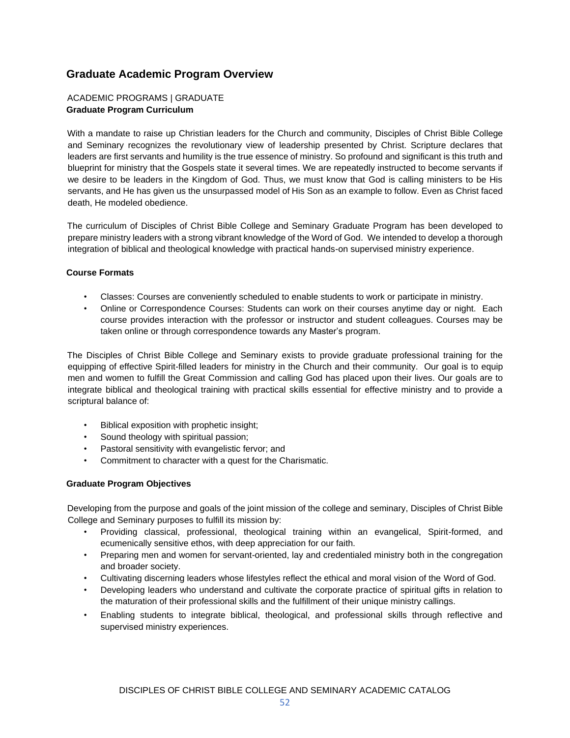## Graduate Academic Program Overview

ACADEMIC PROGRAMS | GRADUATE

**Graduate Program Curriculum**

With a mandate to raise up Christian leaders for the Church and community, Disciples of Christ Bible College and Seminary recognizes the revolutionary view of leadership presented by Christ. Scripture declares that leaders are first servants and humility is the true essence of ministry. So profound and significant is this truth and blueprint for ministry that the Gospels state it several times. We are repeatedly instructed to become servants if we desire to be leaders in the Kingdom of God. Thus, we must know that God is calling ministers to be His servants, and He has given us the unsurpassed model of His Son as an example to follow. Even as Christ faced death, He modeled obedience.

The curriculum of Disciples of Christ Bible College and Seminary Graduate Program has been developed to prepare ministry leaders with a strong vibrant knowledge of the Word of God. We intended to develop a thorough integration of biblical and theological knowledge with practical hands-on supervised ministry experience.

**Course Formats**

- Classes: Courses are conveniently scheduled to enable students to work or participate in ministry.
- Online or Correspondence Courses: Students can work on their courses anytime day or night. Each course provides interaction with the professor or instructor and student colleagues. Courses may be taken online or through correspondence towards any Master's program.

The Disciples of Christ Bible College and Seminary exists to provide graduate professional training for the equipping of effective Spirit-filled leaders for ministry in the Church and their community. Our goal is to equip men and women to fulfill the Great Commission and calling God has placed upon their lives. Our goals are to integrate biblical and theological training with practical skills essential for effective ministry and to provide a scriptural balance of:

- Biblical exposition with prophetic insight;
- Sound theology with spiritual passion;
- Pastoral sensitivity with evangelistic fervor; and
- Commitment to character with a quest for the Charismatic.

**Graduate Program Objectives**

Developing from the purpose and goals of the joint mission of the college and seminary, Disciples of Christ Bible College and Seminary purposes to fulfill its mission by:

- Providing classical, professional, theological training within an evangelical, Spirit-formed, and ecumenically sensitive ethos, with deep appreciation for our faith.
- Preparing men and women for servant-oriented, lay and credentialed ministry both in the congregation and broader society.
- Cultivating discerning leaders whose lifestyles reflect the ethical and moral vision of the Word of God.
- Developing leaders who understand and cultivate the corporate practice of spiritual gifts in relation to the maturation of their professional skills and the fulfillment of their unique ministry callings.
- Enabling students to integrate biblical, theological, and professional skills through reflective and supervised ministry experiences.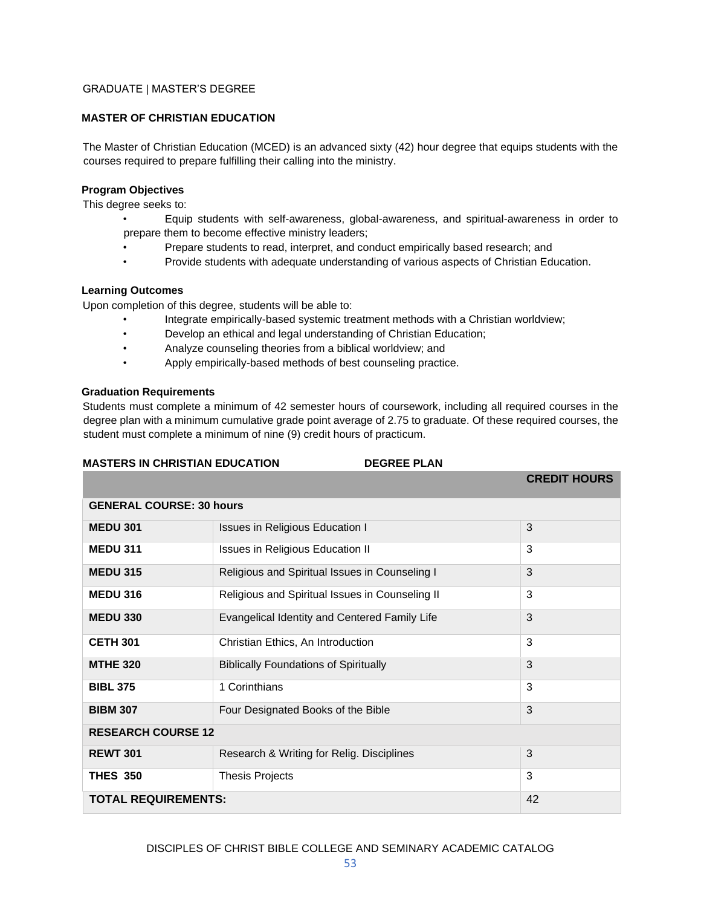GRADUATE | MASTER'S DEGREE

## MASTER OF CHRISTIAN EDUCATION

The Master of Christian Education (MCED) is an advanced sixty (42) hour degree that equips students with the courses required to prepare fulfilling their calling into the ministry.

### Program Objectives

This degree seeks to:

- Equip students with self-awareness, global-awareness, and spiritual-awareness in order to prepare them to become effective ministry leaders;
- Prepare students to read, interpret, and conduct empirically based research; and
- Provide students with adequate understanding of various aspects of Christian Education.

### Learning Outcomes

Upon completion of this degree, students will be able to:

- Integrate empirically-based systemic treatment methods with a Christian worldview;
- Develop an ethical and legal understanding of Christian Education;
- Analyze counseling theories from a biblical worldview; and
- Apply empirically-based methods of best counseling practice.

### Graduation Requirements

Students must complete a minimum of 42 semester hours of coursework, including all required courses in the degree plan with a minimum cumulative grade point average of 2.75 to graduate. Of these required courses, the student must complete a minimum of nine (9) credit hours of practicum.

**MASTERS IN CHRISTIAN EDUCATION DEGREE PLAN**

| | | CREDIT HOURS |
|---|---|---|
| **GENERAL COURSE: 30 hours** | | |
| **MEDU 301** | Issues in Religious Education I | 3 |
| **MEDU 311** | Issues in Religious Education II | 3 |
| **MEDU 315** | Religious and Spiritual Issues in Counseling I | 3 |
| **MEDU 316** | Religious and Spiritual Issues in Counseling II | 3 |
| **MEDU 330** | Evangelical Identity and Centered Family Life | 3 |
| **CETH 301** | Christian Ethics, An Introduction | 3 |
| **MTHE 320** | Biblically Foundations of Spiritually | 3 |
| **BIBL 375** | 1 Corinthians | 3 |
| **BIBM 307** | Four Designated Books of the Bible | 3 |
| **RESEARCH COURSE 12** | | |
| **REWT 301** | Research & Writing for Relig. Disciplines | 3 |
| **THES 350** | Thesis Projects | 3 |
| **TOTAL REQUIREMENTS:** | | 42 |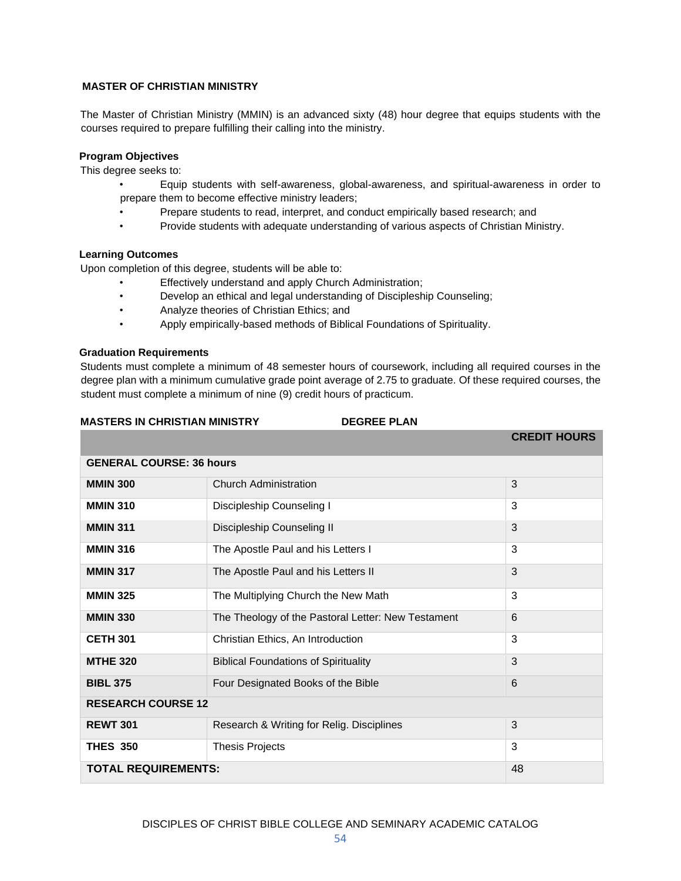## MASTER OF CHRISTIAN MINISTRY

The Master of Christian Ministry (MMIN) is an advanced sixty (48) hour degree that equips students with the courses required to prepare fulfilling their calling into the ministry.

### Program Objectives

This degree seeks to:

- Equip students with self-awareness, global-awareness, and spiritual-awareness in order to prepare them to become effective ministry leaders;
- Prepare students to read, interpret, and conduct empirically based research; and
- Provide students with adequate understanding of various aspects of Christian Ministry.

### Learning Outcomes

Upon completion of this degree, students will be able to:

- Effectively understand and apply Church Administration;
- Develop an ethical and legal understanding of Discipleship Counseling;
- Analyze theories of Christian Ethics; and
- Apply empirically-based methods of Biblical Foundations of Spirituality.

### Graduation Requirements

Students must complete a minimum of 48 semester hours of coursework, including all required courses in the degree plan with a minimum cumulative grade point average of 2.75 to graduate. Of these required courses, the student must complete a minimum of nine (9) credit hours of practicum.

**MASTERS IN CHRISTIAN MINISTRY DEGREE PLAN**

| | | **CREDIT HOURS** |
|---|---|---|
| **GENERAL COURSE: 36 hours** | | |
| **MMIN 300** | Church Administration | 3 |
| **MMIN 310** | Discipleship Counseling I | 3 |
| **MMIN 311** | Discipleship Counseling II | 3 |
| **MMIN 316** | The Apostle Paul and his Letters I | 3 |
| **MMIN 317** | The Apostle Paul and his Letters II | 3 |
| **MMIN 325** | The Multiplying Church the New Math | 3 |
| **MMIN 330** | The Theology of the Pastoral Letter: New Testament | 6 |
| **CETH 301** | Christian Ethics, An Introduction | 3 |
| **MTHE 320** | Biblical Foundations of Spirituality | 3 |
| **BIBL 375** | Four Designated Books of the Bible | 6 |
| **RESEARCH COURSE 12** | | |
| **REWT 301** | Research & Writing for Relig. Disciplines | 3 |
| **THES 350** | Thesis Projects | 3 |
| **TOTAL REQUIREMENTS:** | | 48 |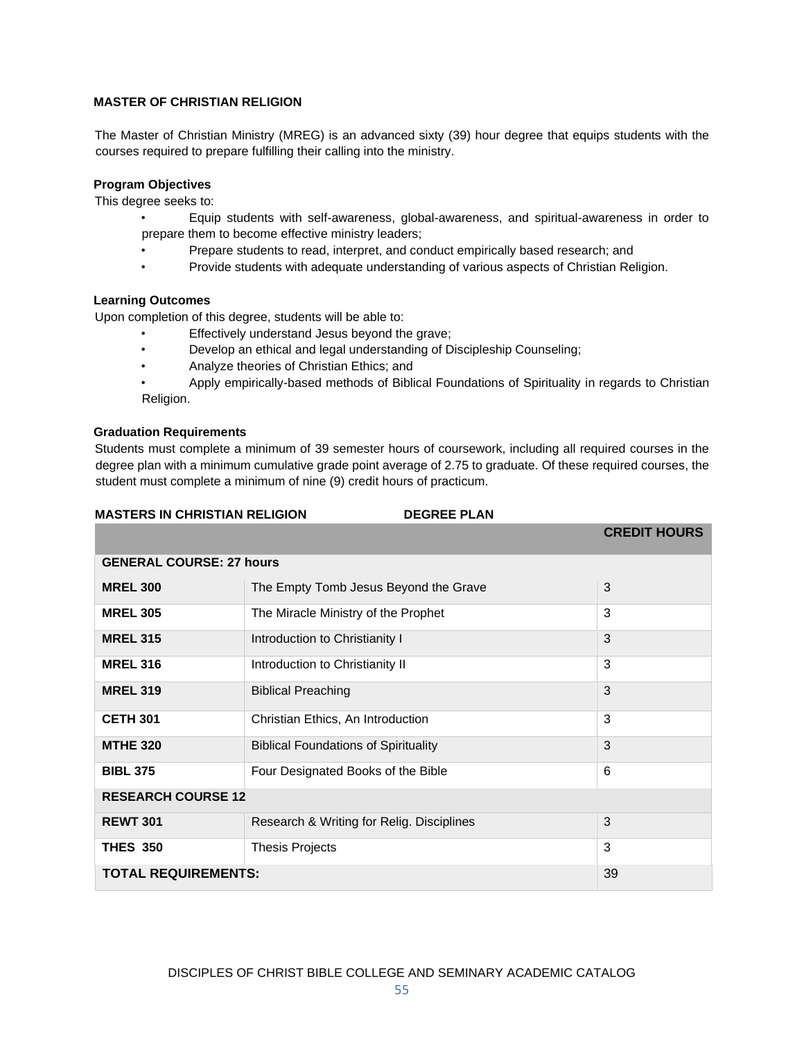## MASTER OF CHRISTIAN RELIGION

The Master of Christian Ministry (MREG) is an advanced sixty (39) hour degree that equips students with the courses required to prepare fulfilling their calling into the ministry.

### Program Objectives

This degree seeks to:

- Equip students with self-awareness, global-awareness, and spiritual-awareness in order to prepare them to become effective ministry leaders;
- Prepare students to read, interpret, and conduct empirically based research; and
- Provide students with adequate understanding of various aspects of Christian Religion.

### Learning Outcomes

Upon completion of this degree, students will be able to:

- Effectively understand Jesus beyond the grave;
- Develop an ethical and legal understanding of Discipleship Counseling;
- Analyze theories of Christian Ethics; and
- Apply empirically-based methods of Biblical Foundations of Spirituality in regards to Christian Religion.

### Graduation Requirements

Students must complete a minimum of 39 semester hours of coursework, including all required courses in the degree plan with a minimum cumulative grade point average of 2.75 to graduate. Of these required courses, the student must complete a minimum of nine (9) credit hours of practicum.

**MASTERS IN CHRISTIAN RELIGION DEGREE PLAN**

| | | CREDIT HOURS |
|---|---|---|
| **GENERAL COURSE: 27 hours** | | |
| **MREL 300** | The Empty Tomb Jesus Beyond the Grave | 3 |
| **MREL 305** | The Miracle Ministry of the Prophet | 3 |
| **MREL 315** | Introduction to Christianity I | 3 |
| **MREL 316** | Introduction to Christianity II | 3 |
| **MREL 319** | Biblical Preaching | 3 |
| **CETH 301** | Christian Ethics, An Introduction | 3 |
| **MTHE 320** | Biblical Foundations of Spirituality | 3 |
| **BIBL 375** | Four Designated Books of the Bible | 6 |
| **RESEARCH COURSE 12** | | |
| **REWT 301** | Research & Writing for Relig. Disciplines | 3 |
| **THES 350** | Thesis Projects | 3 |
| **TOTAL REQUIREMENTS:** | | 39 |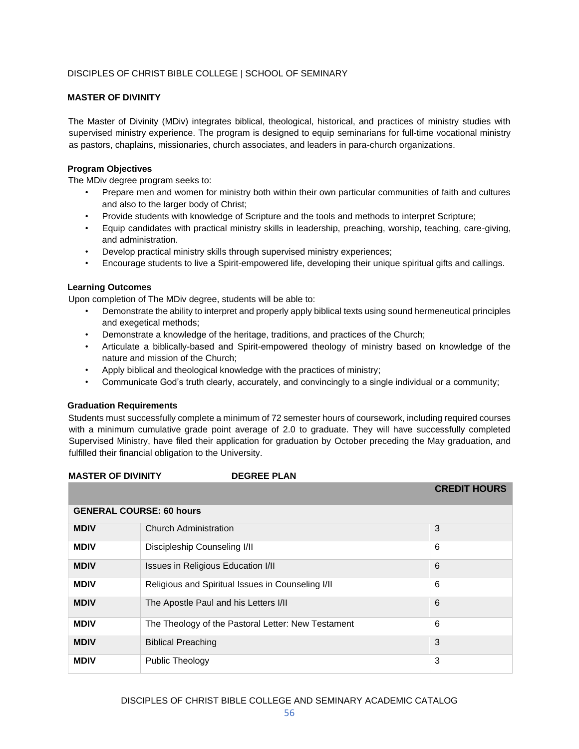DISCIPLES OF CHRIST BIBLE COLLEGE | SCHOOL OF SEMINARY

## MASTER OF DIVINITY

The Master of Divinity (MDiv) integrates biblical, theological, historical, and practices of ministry studies with supervised ministry experience. The program is designed to equip seminarians for full-time vocational ministry as pastors, chaplains, missionaries, church associates, and leaders in para-church organizations.

### Program Objectives

The MDiv degree program seeks to:

- Prepare men and women for ministry both within their own particular communities of faith and cultures and also to the larger body of Christ;
- Provide students with knowledge of Scripture and the tools and methods to interpret Scripture;
- Equip candidates with practical ministry skills in leadership, preaching, worship, teaching, care-giving, and administration.
- Develop practical ministry skills through supervised ministry experiences;
- Encourage students to live a Spirit-empowered life, developing their unique spiritual gifts and callings.

### Learning Outcomes

Upon completion of The MDiv degree, students will be able to:

- Demonstrate the ability to interpret and properly apply biblical texts using sound hermeneutical principles and exegetical methods;
- Demonstrate a knowledge of the heritage, traditions, and practices of the Church;
- Articulate a biblically-based and Spirit-empowered theology of ministry based on knowledge of the nature and mission of the Church;
- Apply biblical and theological knowledge with the practices of ministry;
- Communicate God's truth clearly, accurately, and convincingly to a single individual or a community;

### Graduation Requirements

Students must successfully complete a minimum of 72 semester hours of coursework, including required courses with a minimum cumulative grade point average of 2.0 to graduate. They will have successfully completed Supervised Ministry, have filed their application for graduation by October preceding the May graduation, and fulfilled their financial obligation to the University.

**MASTER OF DIVINITY DEGREE PLAN**

| | | CREDIT HOURS |
|---|---|---|
| **GENERAL COURSE: 60 hours** | | |
| **MDIV** | Church Administration | 3 |
| **MDIV** | Discipleship Counseling I/II | 6 |
| **MDIV** | Issues in Religious Education I/II | 6 |
| **MDIV** | Religious and Spiritual Issues in Counseling I/II | 6 |
| **MDIV** | The Apostle Paul and his Letters I/II | 6 |
| **MDIV** | The Theology of the Pastoral Letter: New Testament | 6 |
| **MDIV** | Biblical Preaching | 3 |
| **MDIV** | Public Theology | 3 |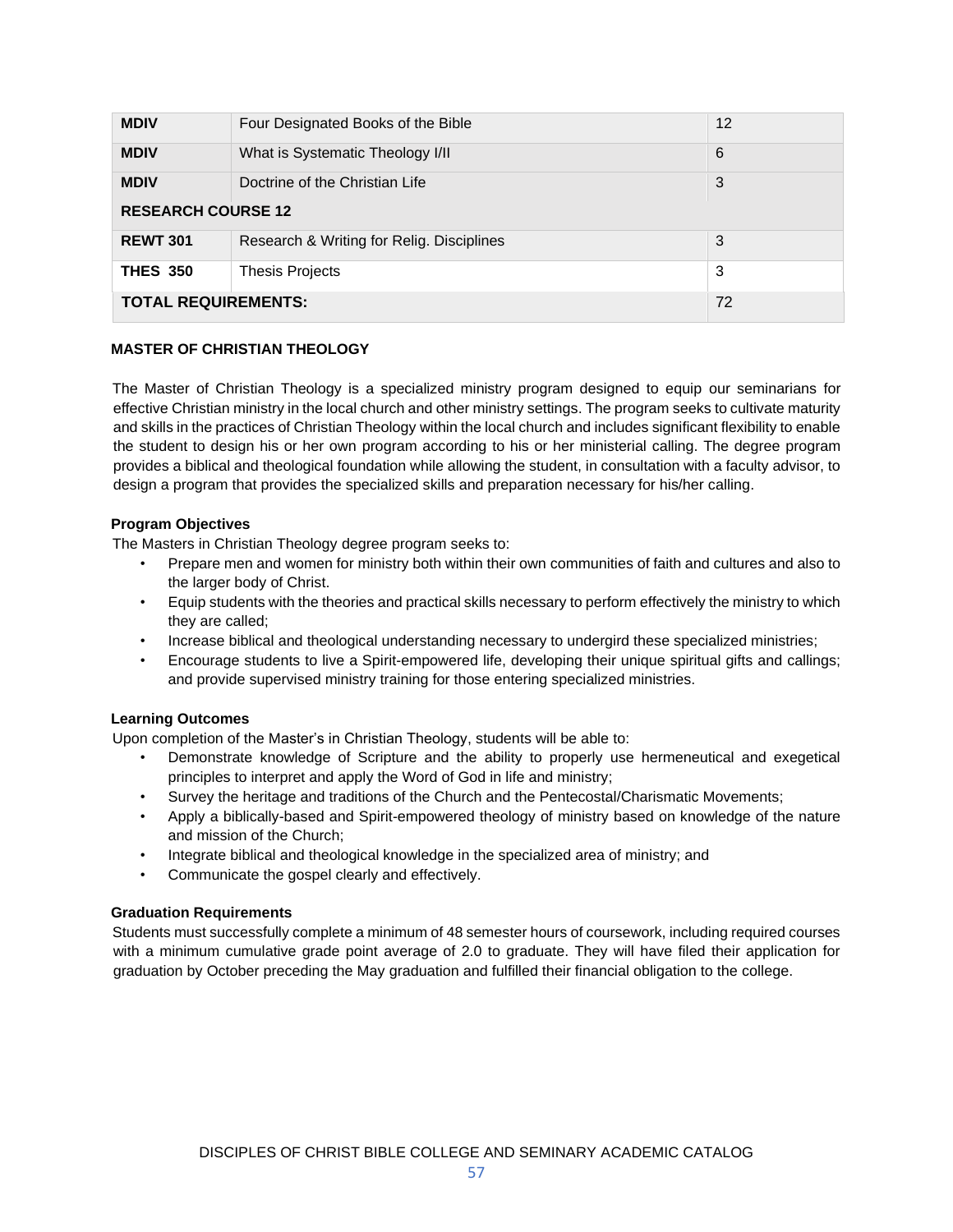| | | |
|---|---|---|
| **MDIV** | Four Designated Books of the Bible | 12 |
| **MDIV** | What is Systematic Theology I/II | 6 |
| **MDIV** | Doctrine of the Christian Life | 3 |
| **RESEARCH COURSE 12** | | |
| **REWT 301** | Research & Writing for Relig. Disciplines | 3 |
| **THES 350** | Thesis Projects | 3 |
| **TOTAL REQUIREMENTS:** | | 72 |

**MASTER OF CHRISTIAN THEOLOGY**

The Master of Christian Theology is a specialized ministry program designed to equip our seminarians for effective Christian ministry in the local church and other ministry settings. The program seeks to cultivate maturity and skills in the practices of Christian Theology within the local church and includes significant flexibility to enable the student to design his or her own program according to his or her ministerial calling. The degree program provides a biblical and theological foundation while allowing the student, in consultation with a faculty advisor, to design a program that provides the specialized skills and preparation necessary for his/her calling.

**Program Objectives**

The Masters in Christian Theology degree program seeks to:

- Prepare men and women for ministry both within their own communities of faith and cultures and also to the larger body of Christ.
- Equip students with the theories and practical skills necessary to perform effectively the ministry to which they are called;
- Increase biblical and theological understanding necessary to undergird these specialized ministries;
- Encourage students to live a Spirit-empowered life, developing their unique spiritual gifts and callings; and provide supervised ministry training for those entering specialized ministries.

**Learning Outcomes**

Upon completion of the Master's in Christian Theology, students will be able to:

- Demonstrate knowledge of Scripture and the ability to properly use hermeneutical and exegetical principles to interpret and apply the Word of God in life and ministry;
- Survey the heritage and traditions of the Church and the Pentecostal/Charismatic Movements;
- Apply a biblically-based and Spirit-empowered theology of ministry based on knowledge of the nature and mission of the Church;
- Integrate biblical and theological knowledge in the specialized area of ministry; and
- Communicate the gospel clearly and effectively.

**Graduation Requirements**

Students must successfully complete a minimum of 48 semester hours of coursework, including required courses with a minimum cumulative grade point average of 2.0 to graduate. They will have filed their application for graduation by October preceding the May graduation and fulfilled their financial obligation to the college.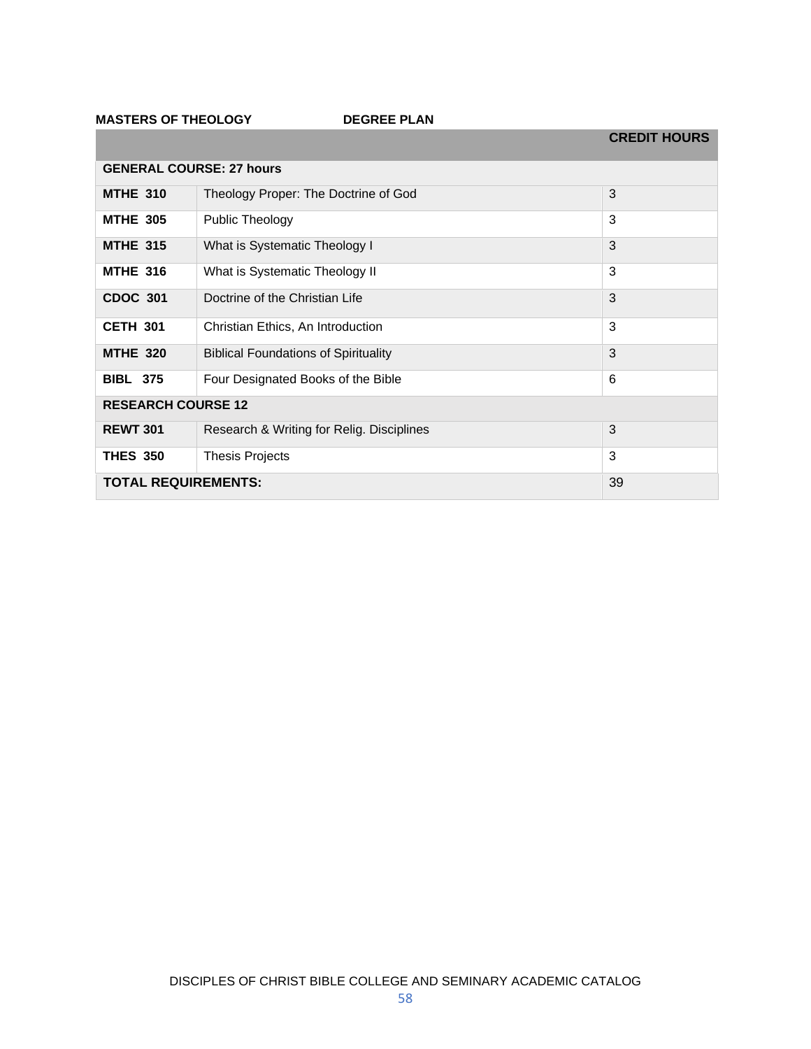**MASTERS OF THEOLOGY DEGREE PLAN**

| | | CREDIT HOURS |
|---|---|---|
| **GENERAL COURSE: 27 hours** | | |
| **MTHE 310** | Theology Proper: The Doctrine of God | 3 |
| **MTHE 305** | Public Theology | 3 |
| **MTHE 315** | What is Systematic Theology I | 3 |
| **MTHE 316** | What is Systematic Theology II | 3 |
| **CDOC 301** | Doctrine of the Christian Life | 3 |
| **CETH 301** | Christian Ethics, An Introduction | 3 |
| **MTHE 320** | Biblical Foundations of Spirituality | 3 |
| **BIBL 375** | Four Designated Books of the Bible | 6 |
| **RESEARCH COURSE 12** | | |
| **REWT 301** | Research & Writing for Relig. Disciplines | 3 |
| **THES 350** | Thesis Projects | 3 |
| **TOTAL REQUIREMENTS:** | | 39 |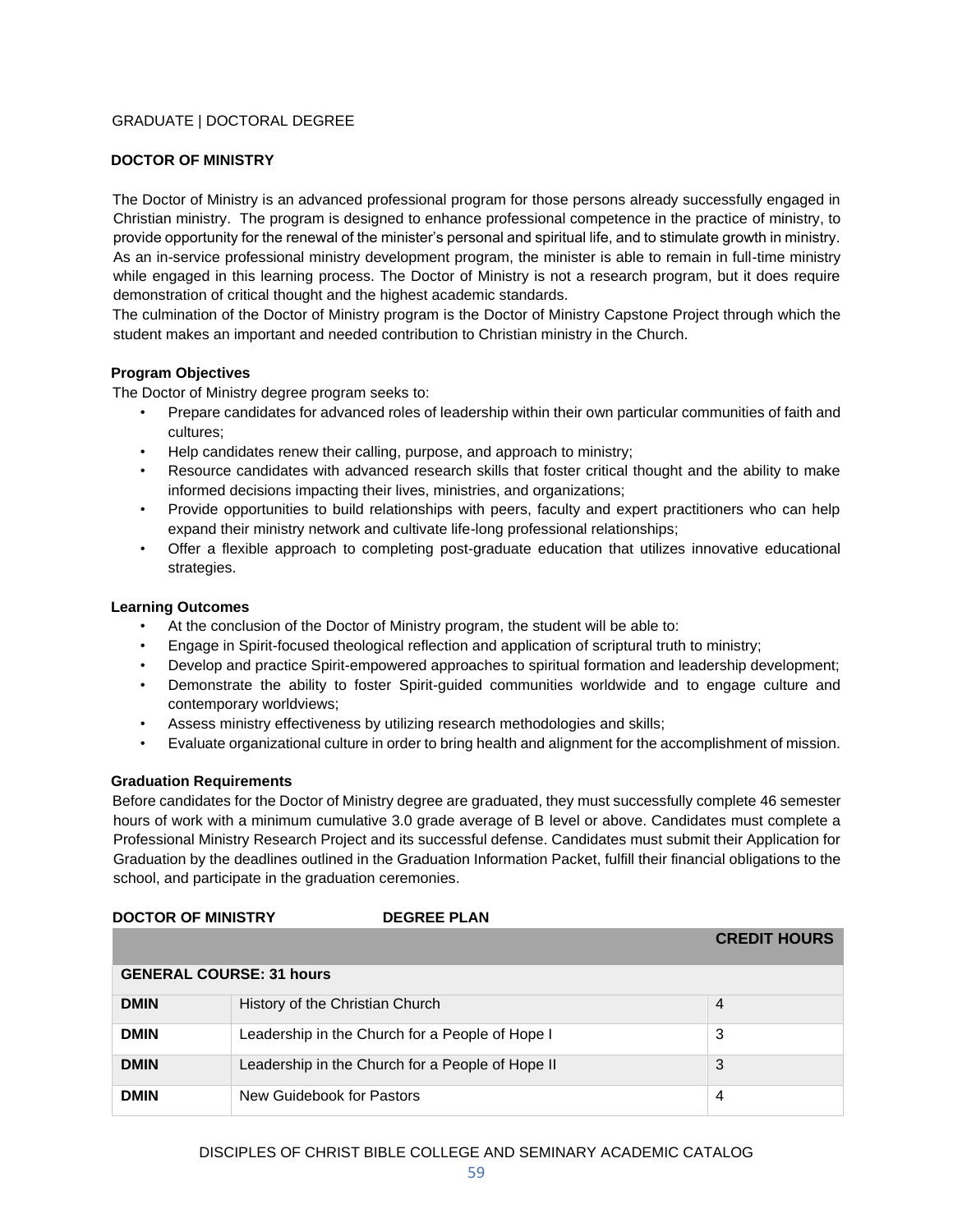GRADUATE | DOCTORAL DEGREE

## DOCTOR OF MINISTRY

The Doctor of Ministry is an advanced professional program for those persons already successfully engaged in Christian ministry. The program is designed to enhance professional competence in the practice of ministry, to provide opportunity for the renewal of the minister's personal and spiritual life, and to stimulate growth in ministry. As an in-service professional ministry development program, the minister is able to remain in full-time ministry while engaged in this learning process. The Doctor of Ministry is not a research program, but it does require demonstration of critical thought and the highest academic standards.
The culmination of the Doctor of Ministry program is the Doctor of Ministry Capstone Project through which the student makes an important and needed contribution to Christian ministry in the Church.

### Program Objectives

The Doctor of Ministry degree program seeks to:

- Prepare candidates for advanced roles of leadership within their own particular communities of faith and cultures;
- Help candidates renew their calling, purpose, and approach to ministry;
- Resource candidates with advanced research skills that foster critical thought and the ability to make informed decisions impacting their lives, ministries, and organizations;
- Provide opportunities to build relationships with peers, faculty and expert practitioners who can help expand their ministry network and cultivate life-long professional relationships;
- Offer a flexible approach to completing post-graduate education that utilizes innovative educational strategies.

### Learning Outcomes

- At the conclusion of the Doctor of Ministry program, the student will be able to:
- Engage in Spirit-focused theological reflection and application of scriptural truth to ministry;
- Develop and practice Spirit-empowered approaches to spiritual formation and leadership development;
- Demonstrate the ability to foster Spirit-guided communities worldwide and to engage culture and contemporary worldviews;
- Assess ministry effectiveness by utilizing research methodologies and skills;
- Evaluate organizational culture in order to bring health and alignment for the accomplishment of mission.

### Graduation Requirements

Before candidates for the Doctor of Ministry degree are graduated, they must successfully complete 46 semester hours of work with a minimum cumulative 3.0 grade average of B level or above. Candidates must complete a Professional Ministry Research Project and its successful defense. Candidates must submit their Application for Graduation by the deadlines outlined in the Graduation Information Packet, fulfill their financial obligations to the school, and participate in the graduation ceremonies.

**DOCTOR OF MINISTRY DEGREE PLAN**

| | | **CREDIT HOURS** |
|---|---|---|
| **GENERAL COURSE: 31 hours** | | |
| **DMIN** | History of the Christian Church | 4 |
| **DMIN** | Leadership in the Church for a People of Hope I | 3 |
| **DMIN** | Leadership in the Church for a People of Hope II | 3 |
| **DMIN** | New Guidebook for Pastors | 4 |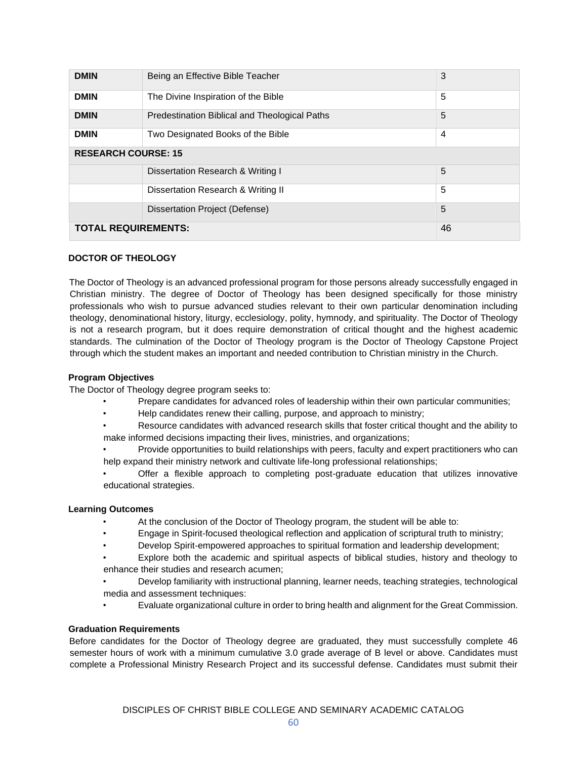| DMIN | Being an Effective Bible Teacher | 3 |
|---|---|---|
| DMIN | The Divine Inspiration of the Bible | 5 |
| DMIN | Predestination Biblical and Theological Paths | 5 |
| DMIN | Two Designated Books of the Bible | 4 |
| **RESEARCH COURSE: 15** | | |
| | Dissertation Research & Writing I | 5 |
| | Dissertation Research & Writing II | 5 |
| | Dissertation Project (Defense) | 5 |
| **TOTAL REQUIREMENTS:** | | 46 |

## DOCTOR OF THEOLOGY

The Doctor of Theology is an advanced professional program for those persons already successfully engaged in Christian ministry. The degree of Doctor of Theology has been designed specifically for those ministry professionals who wish to pursue advanced studies relevant to their own particular denomination including theology, denominational history, liturgy, ecclesiology, polity, hymnody, and spirituality. The Doctor of Theology is not a research program, but it does require demonstration of critical thought and the highest academic standards. The culmination of the Doctor of Theology program is the Doctor of Theology Capstone Project through which the student makes an important and needed contribution to Christian ministry in the Church.

### Program Objectives

The Doctor of Theology degree program seeks to:

- Prepare candidates for advanced roles of leadership within their own particular communities;
- Help candidates renew their calling, purpose, and approach to ministry;
- Resource candidates with advanced research skills that foster critical thought and the ability to make informed decisions impacting their lives, ministries, and organizations;
- Provide opportunities to build relationships with peers, faculty and expert practitioners who can help expand their ministry network and cultivate life-long professional relationships;
- Offer a flexible approach to completing post-graduate education that utilizes innovative educational strategies.

### Learning Outcomes

- At the conclusion of the Doctor of Theology program, the student will be able to:
- Engage in Spirit-focused theological reflection and application of scriptural truth to ministry;
- Develop Spirit-empowered approaches to spiritual formation and leadership development;
- Explore both the academic and spiritual aspects of biblical studies, history and theology to enhance their studies and research acumen;
- Develop familiarity with instructional planning, learner needs, teaching strategies, technological media and assessment techniques:
- Evaluate organizational culture in order to bring health and alignment for the Great Commission.

### Graduation Requirements

Before candidates for the Doctor of Theology degree are graduated, they must successfully complete 46 semester hours of work with a minimum cumulative 3.0 grade average of B level or above. Candidates must complete a Professional Ministry Research Project and its successful defense. Candidates must submit their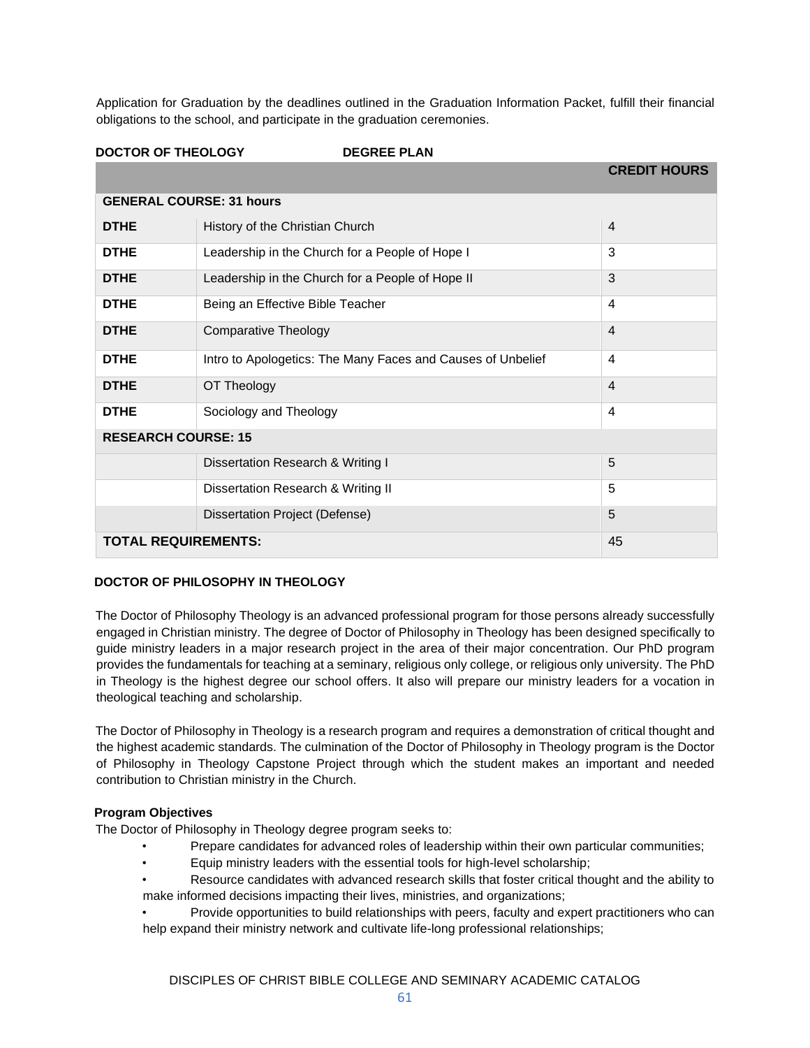Application for Graduation by the deadlines outlined in the Graduation Information Packet, fulfill their financial obligations to the school, and participate in the graduation ceremonies.

**DOCTOR OF THEOLOGY DEGREE PLAN**

| | | CREDIT HOURS |
|---|---|---|
| **GENERAL COURSE: 31 hours** | | |
| **DTHE** | History of the Christian Church | 4 |
| **DTHE** | Leadership in the Church for a People of Hope I | 3 |
| **DTHE** | Leadership in the Church for a People of Hope II | 3 |
| **DTHE** | Being an Effective Bible Teacher | 4 |
| **DTHE** | Comparative Theology | 4 |
| **DTHE** | Intro to Apologetics: The Many Faces and Causes of Unbelief | 4 |
| **DTHE** | OT Theology | 4 |
| **DTHE** | Sociology and Theology | 4 |
| **RESEARCH COURSE: 15** | | |
| | Dissertation Research & Writing I | 5 |
| | Dissertation Research & Writing II | 5 |
| | Dissertation Project (Defense) | 5 |
| **TOTAL REQUIREMENTS:** | | 45 |

## DOCTOR OF PHILOSOPHY IN THEOLOGY

The Doctor of Philosophy Theology is an advanced professional program for those persons already successfully engaged in Christian ministry. The degree of Doctor of Philosophy in Theology has been designed specifically to guide ministry leaders in a major research project in the area of their major concentration. Our PhD program provides the fundamentals for teaching at a seminary, religious only college, or religious only university. The PhD in Theology is the highest degree our school offers. It also will prepare our ministry leaders for a vocation in theological teaching and scholarship.

The Doctor of Philosophy in Theology is a research program and requires a demonstration of critical thought and the highest academic standards. The culmination of the Doctor of Philosophy in Theology program is the Doctor of Philosophy in Theology Capstone Project through which the student makes an important and needed contribution to Christian ministry in the Church.

**Program Objectives**

The Doctor of Philosophy in Theology degree program seeks to:

- Prepare candidates for advanced roles of leadership within their own particular communities;
- Equip ministry leaders with the essential tools for high-level scholarship;
- Resource candidates with advanced research skills that foster critical thought and the ability to make informed decisions impacting their lives, ministries, and organizations;
- Provide opportunities to build relationships with peers, faculty and expert practitioners who can help expand their ministry network and cultivate life-long professional relationships;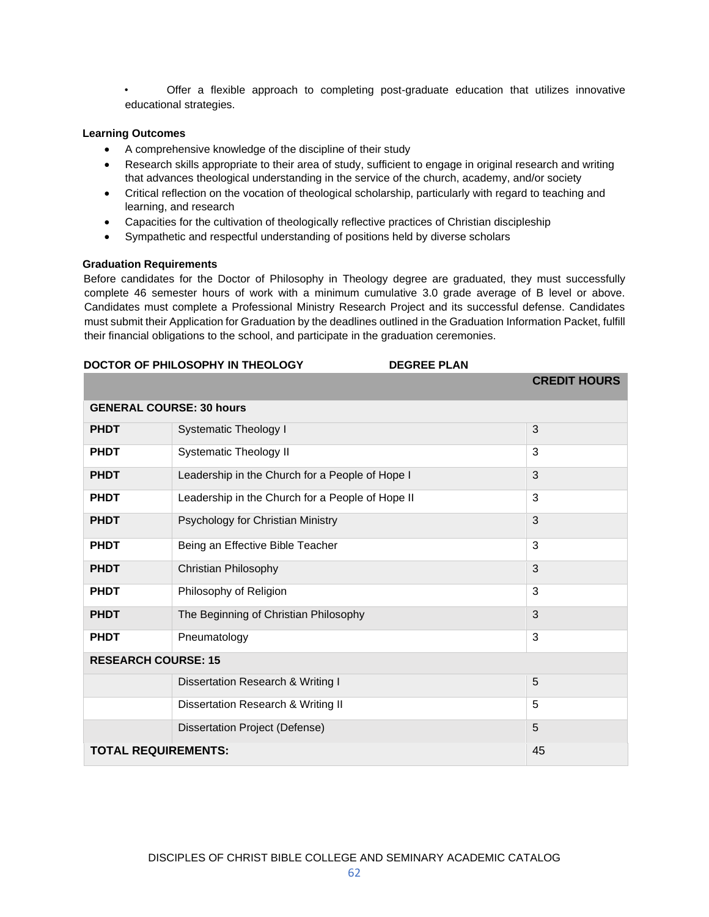- Offer a flexible approach to completing post-graduate education that utilizes innovative educational strategies.

**Learning Outcomes**

- A comprehensive knowledge of the discipline of their study
- Research skills appropriate to their area of study, sufficient to engage in original research and writing that advances theological understanding in the service of the church, academy, and/or society
- Critical reflection on the vocation of theological scholarship, particularly with regard to teaching and learning, and research
- Capacities for the cultivation of theologically reflective practices of Christian discipleship
- Sympathetic and respectful understanding of positions held by diverse scholars

**Graduation Requirements**

Before candidates for the Doctor of Philosophy in Theology degree are graduated, they must successfully complete 46 semester hours of work with a minimum cumulative 3.0 grade average of B level or above. Candidates must complete a Professional Ministry Research Project and its successful defense. Candidates must submit their Application for Graduation by the deadlines outlined in the Graduation Information Packet, fulfill their financial obligations to the school, and participate in the graduation ceremonies.

**DOCTOR OF PHILOSOPHY IN THEOLOGY DEGREE PLAN**

| | | CREDIT HOURS |
|---|---|---|
| **GENERAL COURSE: 30 hours** | | |
| **PHDT** | Systematic Theology I | 3 |
| **PHDT** | Systematic Theology II | 3 |
| **PHDT** | Leadership in the Church for a People of Hope I | 3 |
| **PHDT** | Leadership in the Church for a People of Hope II | 3 |
| **PHDT** | Psychology for Christian Ministry | 3 |
| **PHDT** | Being an Effective Bible Teacher | 3 |
| **PHDT** | Christian Philosophy | 3 |
| **PHDT** | Philosophy of Religion | 3 |
| **PHDT** | The Beginning of Christian Philosophy | 3 |
| **PHDT** | Pneumatology | 3 |
| **RESEARCH COURSE: 15** | | |
| | Dissertation Research & Writing I | 5 |
| | Dissertation Research & Writing II | 5 |
| | Dissertation Project (Defense) | 5 |
| **TOTAL REQUIREMENTS:** | | 45 |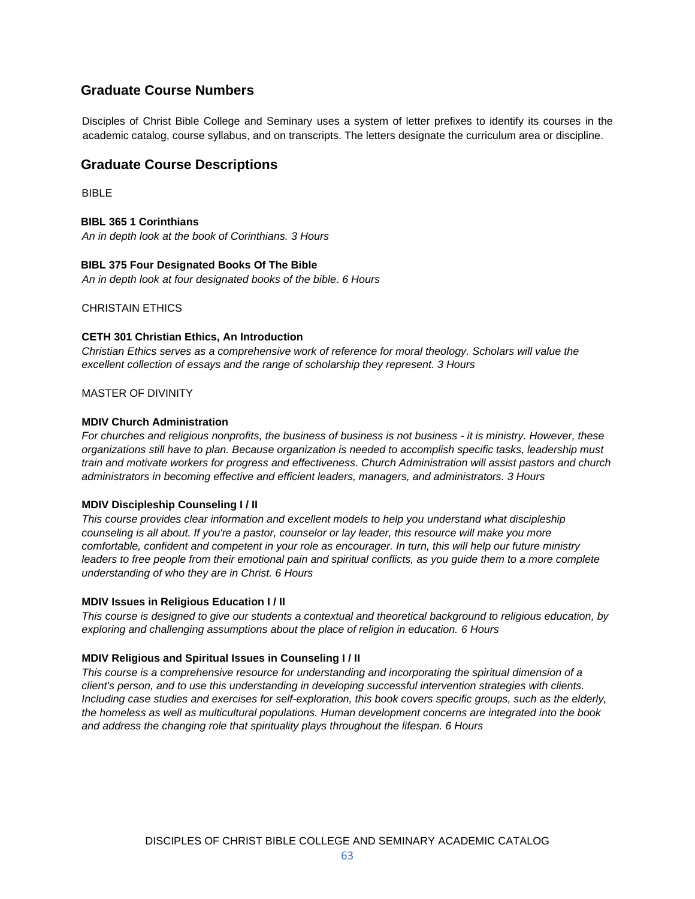## Graduate Course Numbers

Disciples of Christ Bible College and Seminary uses a system of letter prefixes to identify its courses in the academic catalog, course syllabus, and on transcripts. The letters designate the curriculum area or discipline.

## Graduate Course Descriptions

BIBLE

**BIBL 365 1 Corinthians**
*An in depth look at the book of Corinthians. 3 Hours*

**BIBL 375 Four Designated Books Of The Bible**
*An in depth look at four designated books of the bible. 6 Hours*

CHRISTAIN ETHICS

**CETH 301 Christian Ethics, An Introduction**
*Christian Ethics serves as a comprehensive work of reference for moral theology. Scholars will value the excellent collection of essays and the range of scholarship they represent. 3 Hours*

MASTER OF DIVINITY

**MDIV Church Administration**
*For churches and religious nonprofits, the business of business is not business - it is ministry. However, these organizations still have to plan. Because organization is needed to accomplish specific tasks, leadership must train and motivate workers for progress and effectiveness. Church Administration will assist pastors and church administrators in becoming effective and efficient leaders, managers, and administrators. 3 Hours*

**MDIV Discipleship Counseling I / II**
*This course provides clear information and excellent models to help you understand what discipleship counseling is all about. If you're a pastor, counselor or lay leader, this resource will make you more comfortable, confident and competent in your role as encourager. In turn, this will help our future ministry leaders to free people from their emotional pain and spiritual conflicts, as you guide them to a more complete understanding of who they are in Christ. 6 Hours*

**MDIV Issues in Religious Education I / II**
*This course is designed to give our students a contextual and theoretical background to religious education, by exploring and challenging assumptions about the place of religion in education. 6 Hours*

**MDIV Religious and Spiritual Issues in Counseling I / II**
*This course is a comprehensive resource for understanding and incorporating the spiritual dimension of a client's person, and to use this understanding in developing successful intervention strategies with clients. Including case studies and exercises for self-exploration, this book covers specific groups, such as the elderly, the homeless as well as multicultural populations. Human development concerns are integrated into the book and address the changing role that spirituality plays throughout the lifespan. 6 Hours*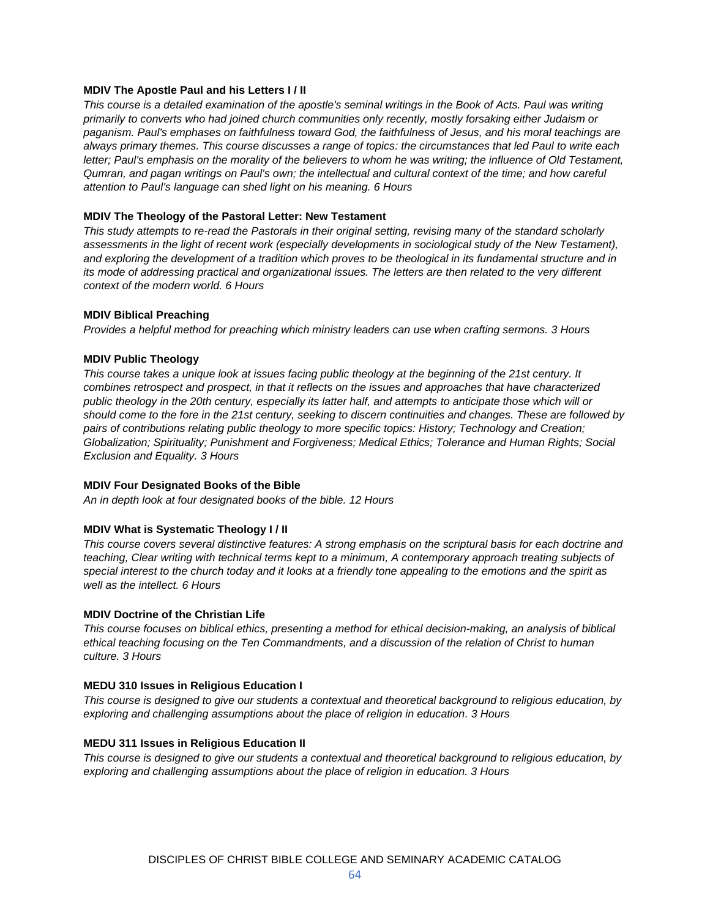**MDIV The Apostle Paul and his Letters I / II**

*This course is a detailed examination of the apostle's seminal writings in the Book of Acts. Paul was writing primarily to converts who had joined church communities only recently, mostly forsaking either Judaism or paganism. Paul's emphases on faithfulness toward God, the faithfulness of Jesus, and his moral teachings are always primary themes. This course discusses a range of topics: the circumstances that led Paul to write each letter; Paul's emphasis on the morality of the believers to whom he was writing; the influence of Old Testament, Qumran, and pagan writings on Paul's own; the intellectual and cultural context of the time; and how careful attention to Paul's language can shed light on his meaning. 6 Hours*

**MDIV The Theology of the Pastoral Letter: New Testament**

*This study attempts to re-read the Pastorals in their original setting, revising many of the standard scholarly assessments in the light of recent work (especially developments in sociological study of the New Testament), and exploring the development of a tradition which proves to be theological in its fundamental structure and in its mode of addressing practical and organizational issues. The letters are then related to the very different context of the modern world. 6 Hours*

**MDIV Biblical Preaching**

*Provides a helpful method for preaching which ministry leaders can use when crafting sermons. 3 Hours*

**MDIV Public Theology**

*This course takes a unique look at issues facing public theology at the beginning of the 21st century. It combines retrospect and prospect, in that it reflects on the issues and approaches that have characterized public theology in the 20th century, especially its latter half, and attempts to anticipate those which will or should come to the fore in the 21st century, seeking to discern continuities and changes. These are followed by pairs of contributions relating public theology to more specific topics: History; Technology and Creation; Globalization; Spirituality; Punishment and Forgiveness; Medical Ethics; Tolerance and Human Rights; Social Exclusion and Equality. 3 Hours*

**MDIV Four Designated Books of the Bible**

*An in depth look at four designated books of the bible. 12 Hours*

**MDIV What is Systematic Theology I / II**

*This course covers several distinctive features: A strong emphasis on the scriptural basis for each doctrine and teaching, Clear writing with technical terms kept to a minimum, A contemporary approach treating subjects of special interest to the church today and it looks at a friendly tone appealing to the emotions and the spirit as well as the intellect. 6 Hours*

**MDIV Doctrine of the Christian Life**

*This course focuses on biblical ethics, presenting a method for ethical decision-making, an analysis of biblical ethical teaching focusing on the Ten Commandments, and a discussion of the relation of Christ to human culture. 3 Hours*

**MEDU 310 Issues in Religious Education I**

*This course is designed to give our students a contextual and theoretical background to religious education, by exploring and challenging assumptions about the place of religion in education. 3 Hours*

**MEDU 311 Issues in Religious Education II**

*This course is designed to give our students a contextual and theoretical background to religious education, by exploring and challenging assumptions about the place of religion in education. 3 Hours*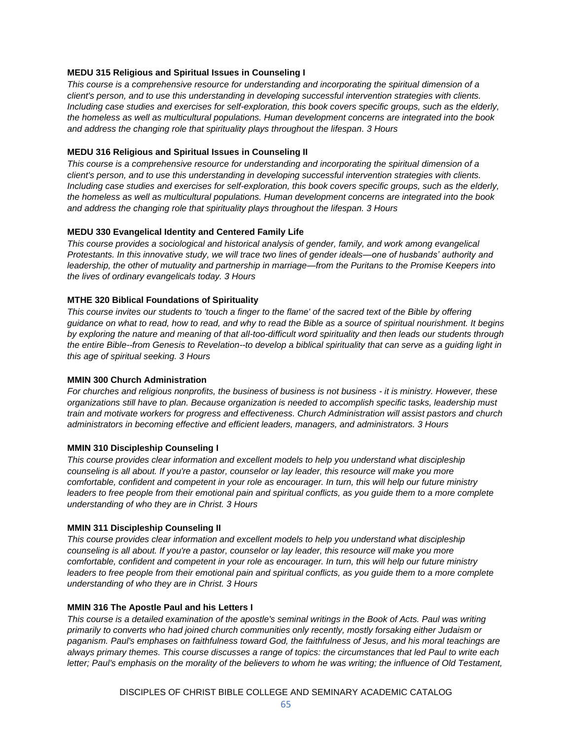**MEDU 315 Religious and Spiritual Issues in Counseling I**

*This course is a comprehensive resource for understanding and incorporating the spiritual dimension of a client's person, and to use this understanding in developing successful intervention strategies with clients. Including case studies and exercises for self-exploration, this book covers specific groups, such as the elderly, the homeless as well as multicultural populations. Human development concerns are integrated into the book and address the changing role that spirituality plays throughout the lifespan. 3 Hours*

**MEDU 316 Religious and Spiritual Issues in Counseling II**

*This course is a comprehensive resource for understanding and incorporating the spiritual dimension of a client's person, and to use this understanding in developing successful intervention strategies with clients. Including case studies and exercises for self-exploration, this book covers specific groups, such as the elderly, the homeless as well as multicultural populations. Human development concerns are integrated into the book and address the changing role that spirituality plays throughout the lifespan. 3 Hours*

**MEDU 330 Evangelical Identity and Centered Family Life**

*This course provides a sociological and historical analysis of gender, family, and work among evangelical Protestants. In this innovative study, we will trace two lines of gender ideals—one of husbands' authority and leadership, the other of mutuality and partnership in marriage—from the Puritans to the Promise Keepers into the lives of ordinary evangelicals today. 3 Hours*

**MTHE 320 Biblical Foundations of Spirituality**

*This course invites our students to 'touch a finger to the flame' of the sacred text of the Bible by offering guidance on what to read, how to read, and why to read the Bible as a source of spiritual nourishment. It begins by exploring the nature and meaning of that all-too-difficult word spirituality and then leads our students through the entire Bible--from Genesis to Revelation--to develop a biblical spirituality that can serve as a guiding light in this age of spiritual seeking. 3 Hours*

**MMIN 300 Church Administration**

*For churches and religious nonprofits, the business of business is not business - it is ministry. However, these organizations still have to plan. Because organization is needed to accomplish specific tasks, leadership must train and motivate workers for progress and effectiveness. Church Administration will assist pastors and church administrators in becoming effective and efficient leaders, managers, and administrators. 3 Hours*

**MMIN 310 Discipleship Counseling I**

*This course provides clear information and excellent models to help you understand what discipleship counseling is all about. If you're a pastor, counselor or lay leader, this resource will make you more comfortable, confident and competent in your role as encourager. In turn, this will help our future ministry leaders to free people from their emotional pain and spiritual conflicts, as you guide them to a more complete understanding of who they are in Christ. 3 Hours*

**MMIN 311 Discipleship Counseling II**

*This course provides clear information and excellent models to help you understand what discipleship counseling is all about. If you're a pastor, counselor or lay leader, this resource will make you more comfortable, confident and competent in your role as encourager. In turn, this will help our future ministry leaders to free people from their emotional pain and spiritual conflicts, as you guide them to a more complete understanding of who they are in Christ. 3 Hours*

**MMIN 316 The Apostle Paul and his Letters I**

*This course is a detailed examination of the apostle's seminal writings in the Book of Acts. Paul was writing primarily to converts who had joined church communities only recently, mostly forsaking either Judaism or paganism. Paul's emphases on faithfulness toward God, the faithfulness of Jesus, and his moral teachings are always primary themes. This course discusses a range of topics: the circumstances that led Paul to write each letter; Paul's emphasis on the morality of the believers to whom he was writing; the influence of Old Testament,*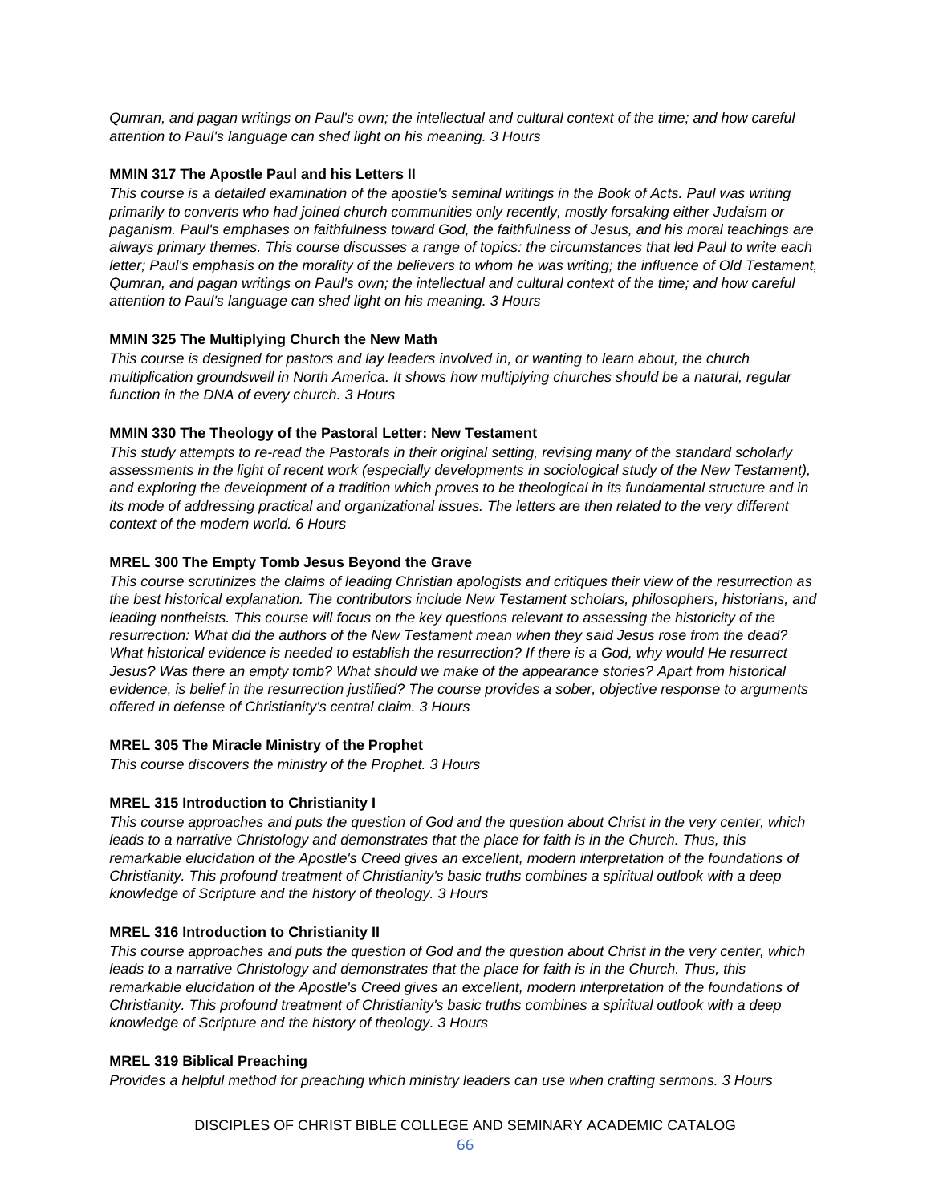*Qumran, and pagan writings on Paul's own; the intellectual and cultural context of the time; and how careful attention to Paul's language can shed light on his meaning. 3 Hours*

**MMIN 317 The Apostle Paul and his Letters II**

*This course is a detailed examination of the apostle's seminal writings in the Book of Acts. Paul was writing primarily to converts who had joined church communities only recently, mostly forsaking either Judaism or paganism. Paul's emphases on faithfulness toward God, the faithfulness of Jesus, and his moral teachings are always primary themes. This course discusses a range of topics: the circumstances that led Paul to write each letter; Paul's emphasis on the morality of the believers to whom he was writing; the influence of Old Testament, Qumran, and pagan writings on Paul's own; the intellectual and cultural context of the time; and how careful attention to Paul's language can shed light on his meaning. 3 Hours*

**MMIN 325 The Multiplying Church the New Math**

*This course is designed for pastors and lay leaders involved in, or wanting to learn about, the church multiplication groundswell in North America. It shows how multiplying churches should be a natural, regular function in the DNA of every church. 3 Hours*

**MMIN 330 The Theology of the Pastoral Letter: New Testament**

*This study attempts to re-read the Pastorals in their original setting, revising many of the standard scholarly assessments in the light of recent work (especially developments in sociological study of the New Testament), and exploring the development of a tradition which proves to be theological in its fundamental structure and in its mode of addressing practical and organizational issues. The letters are then related to the very different context of the modern world. 6 Hours*

**MREL 300 The Empty Tomb Jesus Beyond the Grave**

*This course scrutinizes the claims of leading Christian apologists and critiques their view of the resurrection as the best historical explanation. The contributors include New Testament scholars, philosophers, historians, and leading nontheists. This course will focus on the key questions relevant to assessing the historicity of the resurrection: What did the authors of the New Testament mean when they said Jesus rose from the dead? What historical evidence is needed to establish the resurrection? If there is a God, why would He resurrect Jesus? Was there an empty tomb? What should we make of the appearance stories? Apart from historical evidence, is belief in the resurrection justified? The course provides a sober, objective response to arguments offered in defense of Christianity's central claim. 3 Hours*

**MREL 305 The Miracle Ministry of the Prophet**

*This course discovers the ministry of the Prophet. 3 Hours*

**MREL 315 Introduction to Christianity I**

*This course approaches and puts the question of God and the question about Christ in the very center, which leads to a narrative Christology and demonstrates that the place for faith is in the Church. Thus, this remarkable elucidation of the Apostle's Creed gives an excellent, modern interpretation of the foundations of Christianity. This profound treatment of Christianity's basic truths combines a spiritual outlook with a deep knowledge of Scripture and the history of theology. 3 Hours*

**MREL 316 Introduction to Christianity II**

*This course approaches and puts the question of God and the question about Christ in the very center, which leads to a narrative Christology and demonstrates that the place for faith is in the Church. Thus, this remarkable elucidation of the Apostle's Creed gives an excellent, modern interpretation of the foundations of Christianity. This profound treatment of Christianity's basic truths combines a spiritual outlook with a deep knowledge of Scripture and the history of theology. 3 Hours*

**MREL 319 Biblical Preaching**

*Provides a helpful method for preaching which ministry leaders can use when crafting sermons. 3 Hours*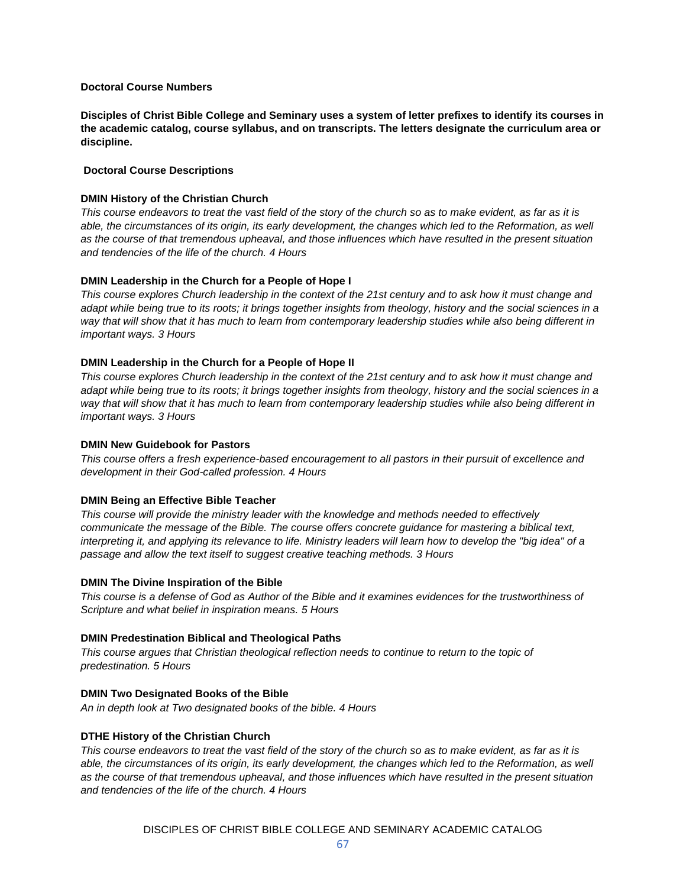**Doctoral Course Numbers**

**Disciples of Christ Bible College and Seminary uses a system of letter prefixes to identify its courses in the academic catalog, course syllabus, and on transcripts. The letters designate the curriculum area or discipline.**

**Doctoral Course Descriptions**

**DMIN History of the Christian Church**

*This course endeavors to treat the vast field of the story of the church so as to make evident, as far as it is able, the circumstances of its origin, its early development, the changes which led to the Reformation, as well as the course of that tremendous upheaval, and those influences which have resulted in the present situation and tendencies of the life of the church. 4 Hours*

**DMIN Leadership in the Church for a People of Hope I**

*This course explores Church leadership in the context of the 21st century and to ask how it must change and adapt while being true to its roots; it brings together insights from theology, history and the social sciences in a way that will show that it has much to learn from contemporary leadership studies while also being different in important ways. 3 Hours*

**DMIN Leadership in the Church for a People of Hope II**

*This course explores Church leadership in the context of the 21st century and to ask how it must change and adapt while being true to its roots; it brings together insights from theology, history and the social sciences in a way that will show that it has much to learn from contemporary leadership studies while also being different in important ways. 3 Hours*

**DMIN New Guidebook for Pastors**

*This course offers a fresh experience-based encouragement to all pastors in their pursuit of excellence and development in their God-called profession. 4 Hours*

**DMIN Being an Effective Bible Teacher**

*This course will provide the ministry leader with the knowledge and methods needed to effectively communicate the message of the Bible. The course offers concrete guidance for mastering a biblical text, interpreting it, and applying its relevance to life. Ministry leaders will learn how to develop the "big idea" of a passage and allow the text itself to suggest creative teaching methods. 3 Hours*

**DMIN The Divine Inspiration of the Bible**

*This course is a defense of God as Author of the Bible and it examines evidences for the trustworthiness of Scripture and what belief in inspiration means. 5 Hours*

**DMIN Predestination Biblical and Theological Paths**

*This course argues that Christian theological reflection needs to continue to return to the topic of predestination. 5 Hours*

**DMIN Two Designated Books of the Bible**

*An in depth look at Two designated books of the bible. 4 Hours*

**DTHE History of the Christian Church**

*This course endeavors to treat the vast field of the story of the church so as to make evident, as far as it is able, the circumstances of its origin, its early development, the changes which led to the Reformation, as well as the course of that tremendous upheaval, and those influences which have resulted in the present situation and tendencies of the life of the church. 4 Hours*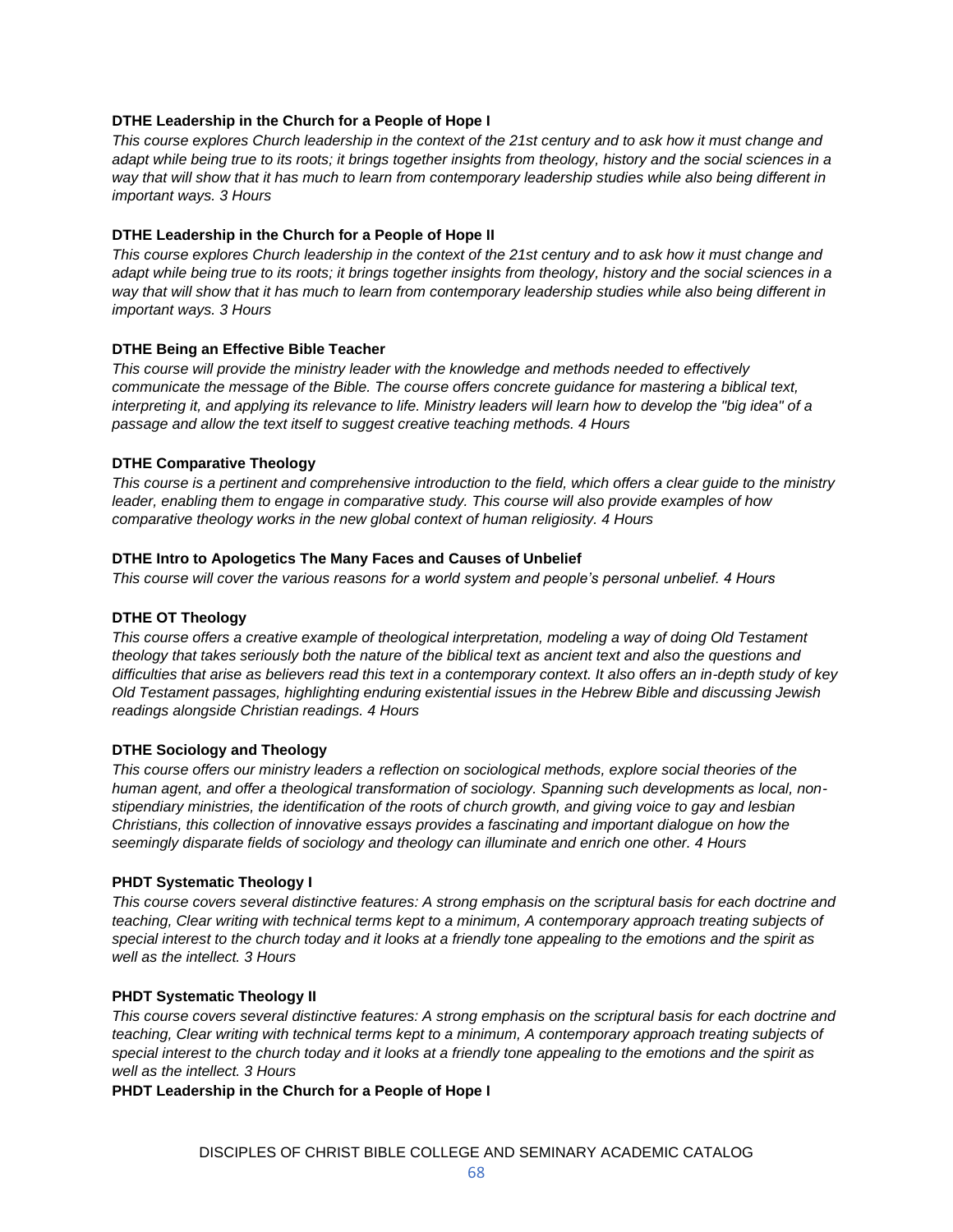**DTHE Leadership in the Church for a People of Hope I**

*This course explores Church leadership in the context of the 21st century and to ask how it must change and adapt while being true to its roots; it brings together insights from theology, history and the social sciences in a way that will show that it has much to learn from contemporary leadership studies while also being different in important ways. 3 Hours*

**DTHE Leadership in the Church for a People of Hope II**

*This course explores Church leadership in the context of the 21st century and to ask how it must change and adapt while being true to its roots; it brings together insights from theology, history and the social sciences in a way that will show that it has much to learn from contemporary leadership studies while also being different in important ways. 3 Hours*

**DTHE Being an Effective Bible Teacher**

*This course will provide the ministry leader with the knowledge and methods needed to effectively communicate the message of the Bible. The course offers concrete guidance for mastering a biblical text, interpreting it, and applying its relevance to life. Ministry leaders will learn how to develop the "big idea" of a passage and allow the text itself to suggest creative teaching methods. 4 Hours*

**DTHE Comparative Theology**

*This course is a pertinent and comprehensive introduction to the field, which offers a clear guide to the ministry leader, enabling them to engage in comparative study. This course will also provide examples of how comparative theology works in the new global context of human religiosity. 4 Hours*

**DTHE Intro to Apologetics The Many Faces and Causes of Unbelief**

*This course will cover the various reasons for a world system and people's personal unbelief. 4 Hours*

**DTHE OT Theology**

*This course offers a creative example of theological interpretation, modeling a way of doing Old Testament theology that takes seriously both the nature of the biblical text as ancient text and also the questions and difficulties that arise as believers read this text in a contemporary context. It also offers an in-depth study of key Old Testament passages, highlighting enduring existential issues in the Hebrew Bible and discussing Jewish readings alongside Christian readings. 4 Hours*

**DTHE Sociology and Theology**

*This course offers our ministry leaders a reflection on sociological methods, explore social theories of the human agent, and offer a theological transformation of sociology. Spanning such developments as local, non-stipendiary ministries, the identification of the roots of church growth, and giving voice to gay and lesbian Christians, this collection of innovative essays provides a fascinating and important dialogue on how the seemingly disparate fields of sociology and theology can illuminate and enrich one other. 4 Hours*

**PHDT Systematic Theology I**

*This course covers several distinctive features: A strong emphasis on the scriptural basis for each doctrine and teaching, Clear writing with technical terms kept to a minimum, A contemporary approach treating subjects of special interest to the church today and it looks at a friendly tone appealing to the emotions and the spirit as well as the intellect. 3 Hours*

**PHDT Systematic Theology II**

*This course covers several distinctive features: A strong emphasis on the scriptural basis for each doctrine and teaching, Clear writing with technical terms kept to a minimum, A contemporary approach treating subjects of special interest to the church today and it looks at a friendly tone appealing to the emotions and the spirit as well as the intellect. 3 Hours*

**PHDT Leadership in the Church for a People of Hope I**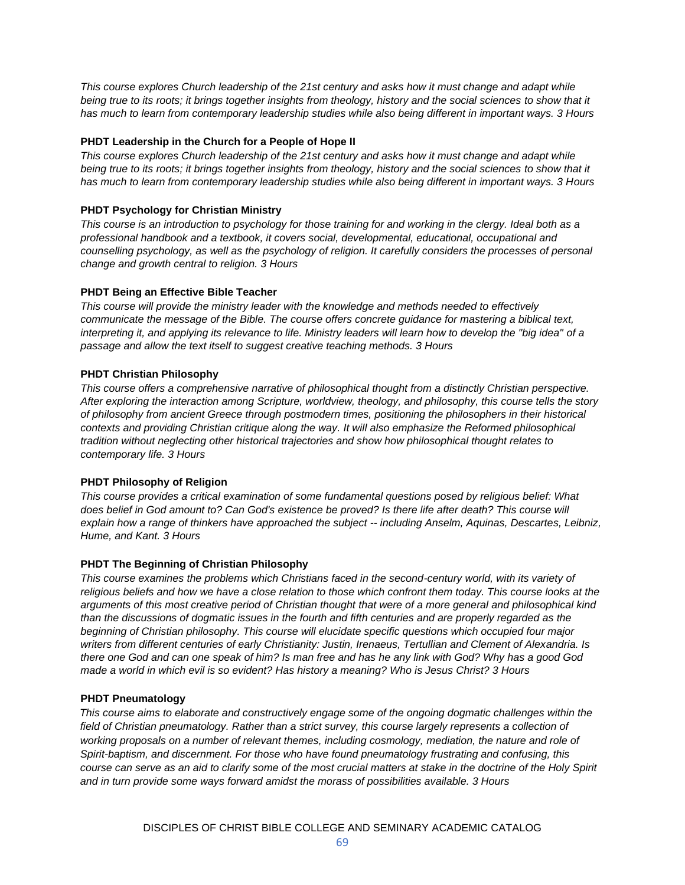*This course explores Church leadership of the 21st century and asks how it must change and adapt while being true to its roots; it brings together insights from theology, history and the social sciences to show that it has much to learn from contemporary leadership studies while also being different in important ways. 3 Hours*

**PHDT Leadership in the Church for a People of Hope II**

*This course explores Church leadership of the 21st century and asks how it must change and adapt while being true to its roots; it brings together insights from theology, history and the social sciences to show that it has much to learn from contemporary leadership studies while also being different in important ways. 3 Hours*

**PHDT Psychology for Christian Ministry**

*This course is an introduction to psychology for those training for and working in the clergy. Ideal both as a professional handbook and a textbook, it covers social, developmental, educational, occupational and counselling psychology, as well as the psychology of religion. It carefully considers the processes of personal change and growth central to religion. 3 Hours*

**PHDT Being an Effective Bible Teacher**

*This course will provide the ministry leader with the knowledge and methods needed to effectively communicate the message of the Bible. The course offers concrete guidance for mastering a biblical text, interpreting it, and applying its relevance to life. Ministry leaders will learn how to develop the "big idea" of a passage and allow the text itself to suggest creative teaching methods. 3 Hours*

**PHDT Christian Philosophy**

*This course offers a comprehensive narrative of philosophical thought from a distinctly Christian perspective. After exploring the interaction among Scripture, worldview, theology, and philosophy, this course tells the story of philosophy from ancient Greece through postmodern times, positioning the philosophers in their historical contexts and providing Christian critique along the way. It will also emphasize the Reformed philosophical tradition without neglecting other historical trajectories and show how philosophical thought relates to contemporary life. 3 Hours*

**PHDT Philosophy of Religion**

*This course provides a critical examination of some fundamental questions posed by religious belief: What does belief in God amount to? Can God's existence be proved? Is there life after death? This course will explain how a range of thinkers have approached the subject -- including Anselm, Aquinas, Descartes, Leibniz, Hume, and Kant. 3 Hours*

**PHDT The Beginning of Christian Philosophy**

*This course examines the problems which Christians faced in the second-century world, with its variety of religious beliefs and how we have a close relation to those which confront them today. This course looks at the arguments of this most creative period of Christian thought that were of a more general and philosophical kind than the discussions of dogmatic issues in the fourth and fifth centuries and are properly regarded as the beginning of Christian philosophy. This course will elucidate specific questions which occupied four major writers from different centuries of early Christianity: Justin, Irenaeus, Tertullian and Clement of Alexandria. Is there one God and can one speak of him? Is man free and has he any link with God? Why has a good God made a world in which evil is so evident? Has history a meaning? Who is Jesus Christ? 3 Hours*

**PHDT Pneumatology**

*This course aims to elaborate and constructively engage some of the ongoing dogmatic challenges within the field of Christian pneumatology. Rather than a strict survey, this course largely represents a collection of working proposals on a number of relevant themes, including cosmology, mediation, the nature and role of Spirit-baptism, and discernment. For those who have found pneumatology frustrating and confusing, this course can serve as an aid to clarify some of the most crucial matters at stake in the doctrine of the Holy Spirit and in turn provide some ways forward amidst the morass of possibilities available. 3 Hours*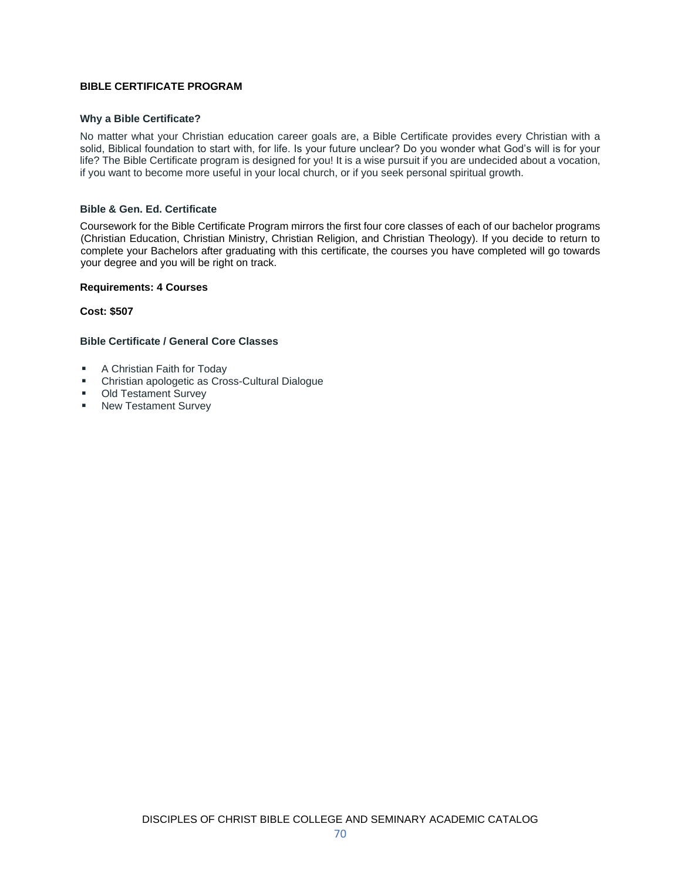# BIBLE CERTIFICATE PROGRAM

### Why a Bible Certificate?

No matter what your Christian education career goals are, a Bible Certificate provides every Christian with a solid, Biblical foundation to start with, for life. Is your future unclear? Do you wonder what God's will is for your life? The Bible Certificate program is designed for you! It is a wise pursuit if you are undecided about a vocation, if you want to become more useful in your local church, or if you seek personal spiritual growth.

### Bible & Gen. Ed. Certificate

Coursework for the Bible Certificate Program mirrors the first four core classes of each of our bachelor programs (Christian Education, Christian Ministry, Christian Religion, and Christian Theology). If you decide to return to complete your Bachelors after graduating with this certificate, the courses you have completed will go towards your degree and you will be right on track.

**Requirements: 4 Courses**

**Cost: $507**

### Bible Certificate / General Core Classes

- A Christian Faith for Today
- Christian apologetic as Cross-Cultural Dialogue
- Old Testament Survey
- New Testament Survey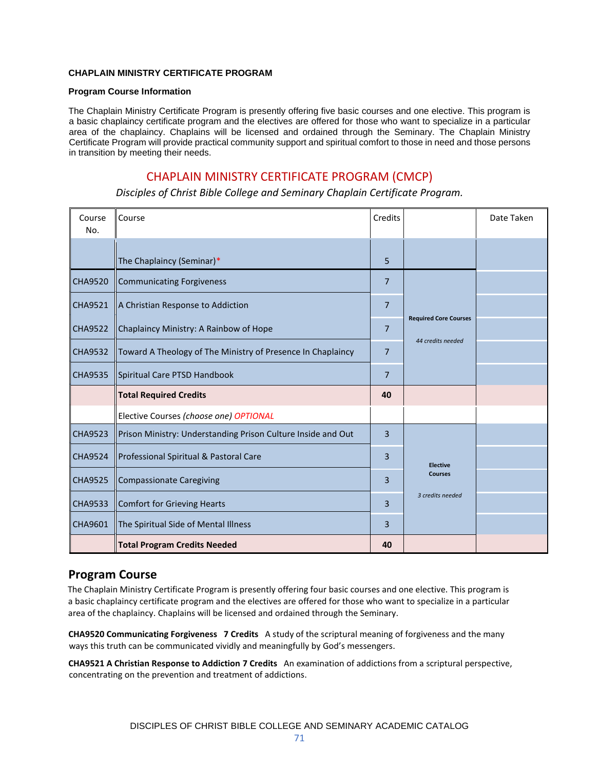**CHAPLAIN MINISTRY CERTIFICATE PROGRAM**

**Program Course Information**

The Chaplain Ministry Certificate Program is presently offering five basic courses and one elective. This program is a basic chaplaincy certificate program and the electives are offered for those who want to specialize in a particular area of the chaplaincy. Chaplains will be licensed and ordained through the Seminary. The Chaplain Ministry Certificate Program will provide practical community support and spiritual comfort to those in need and those persons in transition by meeting their needs.

## CHAPLAIN MINISTRY CERTIFICATE PROGRAM (CMCP)

*Disciples of Christ Bible College and Seminary Chaplain Certificate Program.*

| Course No. | Course | Credits | | Date Taken |
|---|---|---|---|---|
| | The Chaplaincy (Seminar)* | 5 | | |
| CHA9520 | Communicating Forgiveness | 7 | **Required Core Courses** *44 credits needed* | |
| CHA9521 | A Christian Response to Addiction | 7 | | |
| CHA9522 | Chaplaincy Ministry: A Rainbow of Hope | 7 | | |
| CHA9532 | Toward A Theology of The Ministry of Presence In Chaplaincy | 7 | | |
| CHA9535 | Spiritual Care PTSD Handbook | 7 | | |
| | **Total Required Credits** | **40** | | |
| | Elective Courses *(choose one) OPTIONAL* | | | |
| CHA9523 | Prison Ministry: Understanding Prison Culture Inside and Out | 3 | **Elective Courses** *3 credits needed* | |
| CHA9524 | Professional Spiritual & Pastoral Care | 3 | | |
| CHA9525 | Compassionate Caregiving | 3 | | |
| CHA9533 | Comfort for Grieving Hearts | 3 | | |
| CHA9601 | The Spiritual Side of Mental Illness | 3 | | |
| | **Total Program Credits Needed** | **40** | | |

## Program Course

The Chaplain Ministry Certificate Program is presently offering four basic courses and one elective. This program is a basic chaplaincy certificate program and the electives are offered for those who want to specialize in a particular area of the chaplaincy. Chaplains will be licensed and ordained through the Seminary.

**CHA9520 Communicating Forgiveness 7 Credits** A study of the scriptural meaning of forgiveness and the many ways this truth can be communicated vividly and meaningfully by God's messengers.

**CHA9521 A Christian Response to Addiction 7 Credits** An examination of addictions from a scriptural perspective, concentrating on the prevention and treatment of addictions.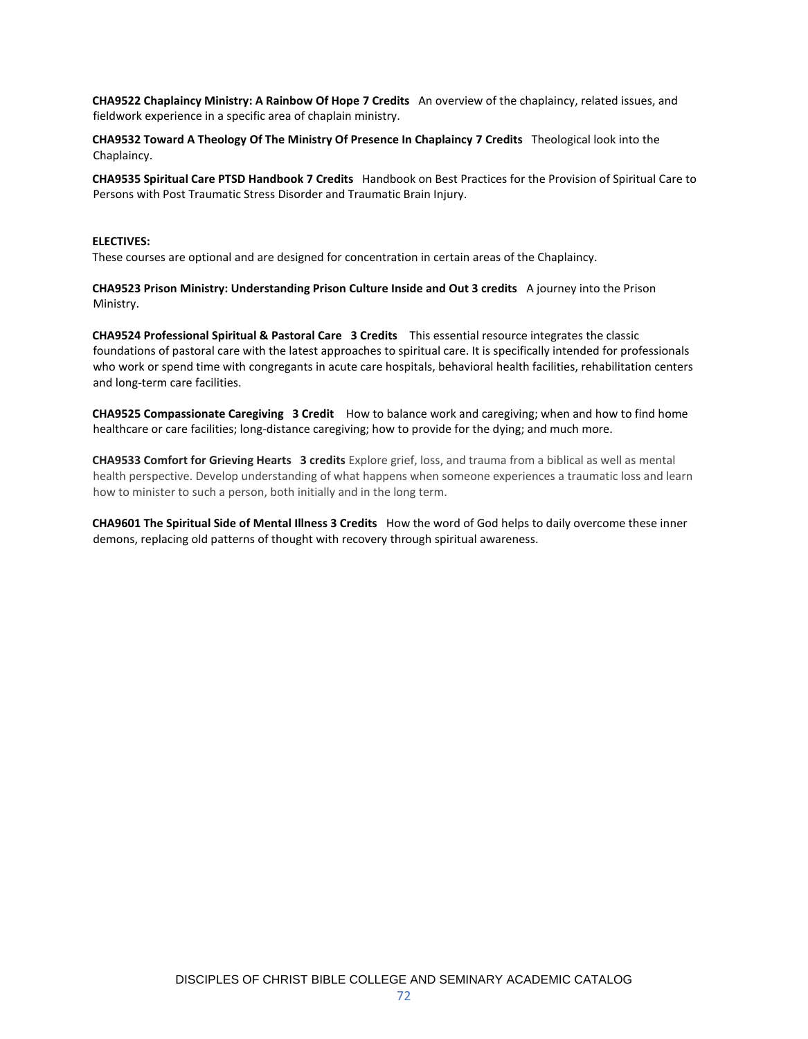**CHA9522 Chaplaincy Ministry: A Rainbow Of Hope 7 Credits** An overview of the chaplaincy, related issues, and fieldwork experience in a specific area of chaplain ministry.

**CHA9532 Toward A Theology Of The Ministry Of Presence In Chaplaincy 7 Credits** Theological look into the Chaplaincy.

**CHA9535 Spiritual Care PTSD Handbook 7 Credits** Handbook on Best Practices for the Provision of Spiritual Care to Persons with Post Traumatic Stress Disorder and Traumatic Brain Injury.

**ELECTIVES:**

These courses are optional and are designed for concentration in certain areas of the Chaplaincy.

**CHA9523 Prison Ministry: Understanding Prison Culture Inside and Out 3 credits** A journey into the Prison Ministry.

**CHA9524 Professional Spiritual & Pastoral Care 3 Credits** This essential resource integrates the classic foundations of pastoral care with the latest approaches to spiritual care. It is specifically intended for professionals who work or spend time with congregants in acute care hospitals, behavioral health facilities, rehabilitation centers and long-term care facilities.

**CHA9525 Compassionate Caregiving 3 Credit** How to balance work and caregiving; when and how to find home healthcare or care facilities; long-distance caregiving; how to provide for the dying; and much more.

**CHA9533 Comfort for Grieving Hearts 3 credits** Explore grief, loss, and trauma from a biblical as well as mental health perspective. Develop understanding of what happens when someone experiences a traumatic loss and learn how to minister to such a person, both initially and in the long term.

**CHA9601 The Spiritual Side of Mental Illness 3 Credits** How the word of God helps to daily overcome these inner demons, replacing old patterns of thought with recovery through spiritual awareness.